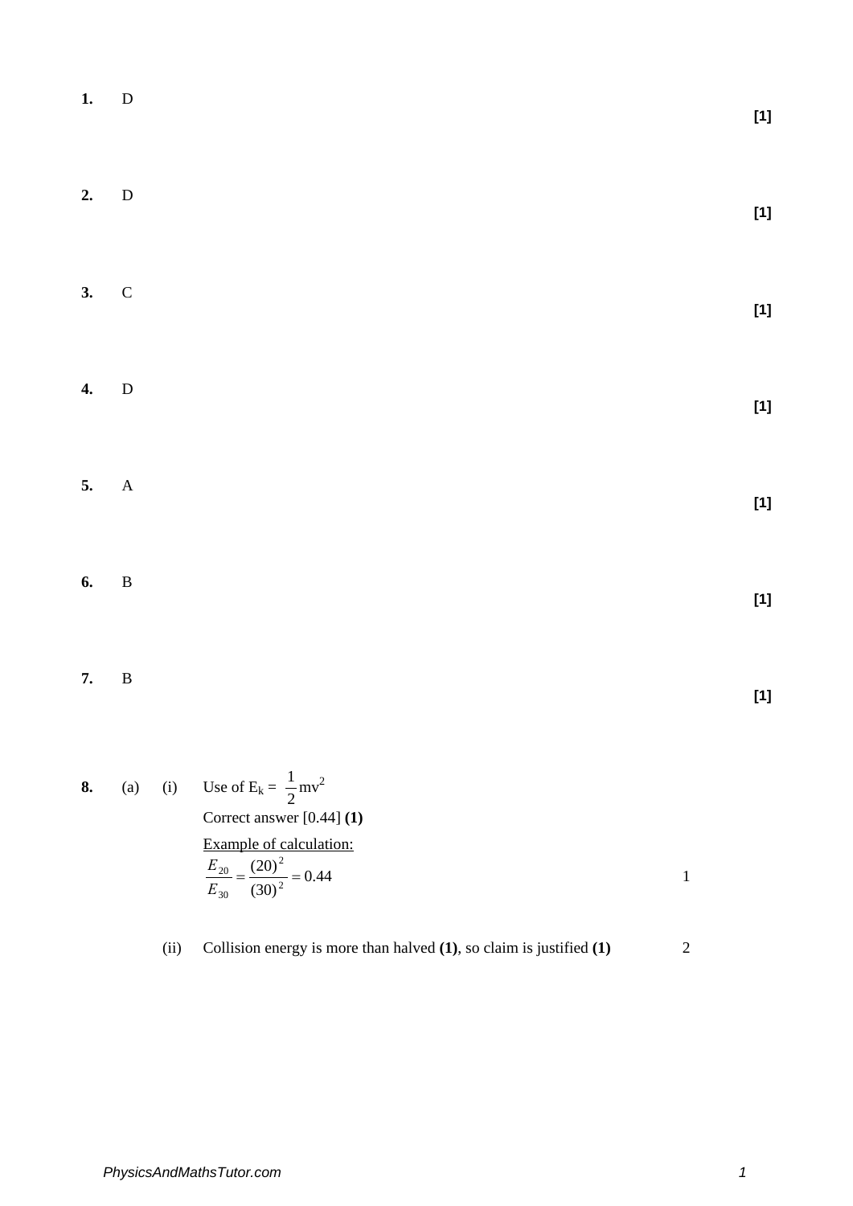**1.** D **[1]**

**2.** D **[1]**

**3.** C **[1]**

**4.** D **[1]**

**5.** A **[1]**

**6.** B **[1]**

**7.** B **[1]**

**8.** (a) (i) Use of $E_k = \frac{1}{2}mv^2$

Correct answer [0.44] **(1)**

Example of calculation:

$$\frac{E_{20}}{E_{30}} = \frac{(20)^2}{(30)^2} = 0.44$$ 1

(ii) Collision energy is more than halved **(1)**, so claim is justified **(1)** 2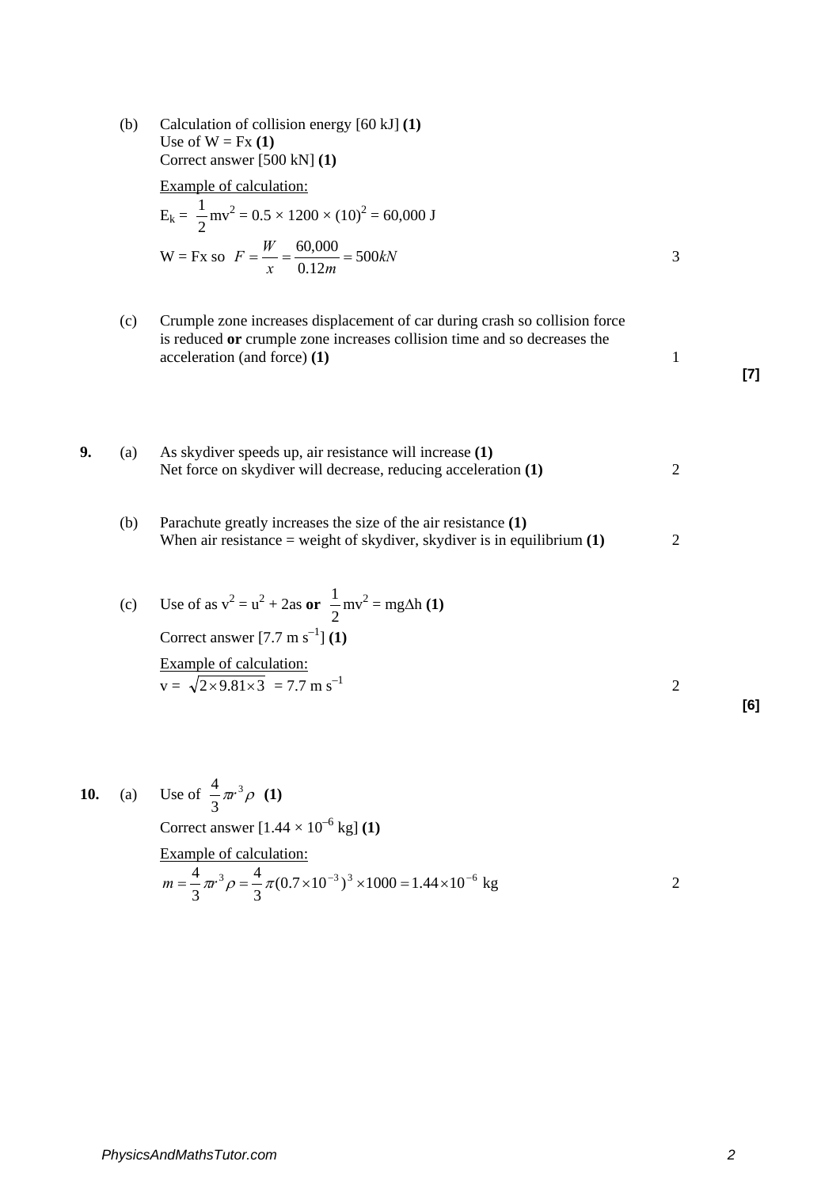(b) Calculation of collision energy [60 kJ] **(1)**
Use of W = Fx **(1)**
Correct answer [500 kN] **(1)**

Example of calculation:

$E_k = \frac{1}{2}mv^2 = 0.5 \times 1200 \times (10)^2 = 60{,}000$ J

W = Fx so $F = \frac{W}{x} = \frac{60{,}000}{0.12m} = 500kN$ 3

(c) Crumple zone increases displacement of car during crash so collision force is reduced **or** crumple zone increases collision time and so decreases the acceleration (and force) **(1)** 1

**[7]**

**9.** (a) As skydiver speeds up, air resistance will increase **(1)**
Net force on skydiver will decrease, reducing acceleration **(1)** 2

(b) Parachute greatly increases the size of the air resistance **(1)**
When air resistance = weight of skydiver, skydiver is in equilibrium **(1)** 2

(c) Use of as $v^2 = u^2 + 2as$ **or** $\frac{1}{2}mv^2 = mg\Delta h$ **(1)**

Correct answer [7.7 m $s^{-1}$] **(1)**

Example of calculation:

$v = \sqrt{2 \times 9.81 \times 3} = 7.7$ m $s^{-1}$ 2

**[6]**

**10.** (a) Use of $\frac{4}{3}\pi r^3 \rho$ **(1)**

Correct answer [$1.44 \times 10^{-6}$ kg] **(1)**

Example of calculation:

$m = \frac{4}{3}\pi r^3 \rho = \frac{4}{3}\pi (0.7 \times 10^{-3})^3 \times 1000 = 1.44 \times 10^{-6}$ kg 2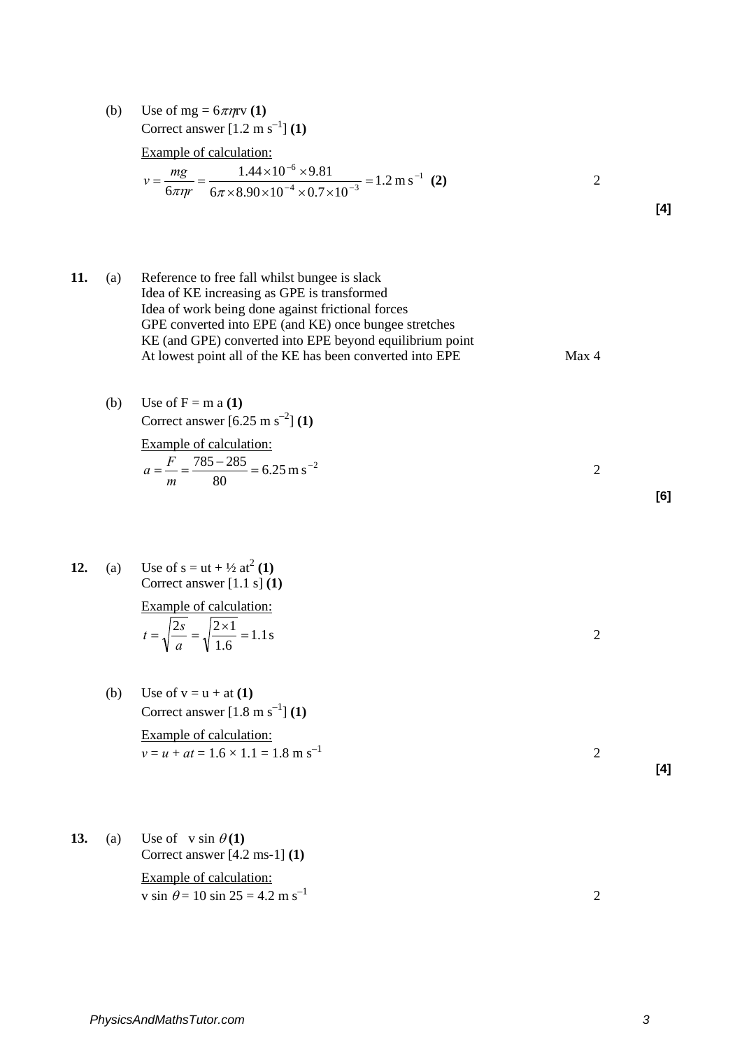(b) Use of $mg = 6\pi\eta rv$ **(1)**
Correct answer [$1.2 \text{ m s}^{-1}$] **(1)**

Example of calculation:

$$v = \frac{mg}{6\pi\eta r} = \frac{1.44 \times 10^{-6} \times 9.81}{6\pi \times 8.90 \times 10^{-4} \times 0.7 \times 10^{-3}} = 1.2 \text{ m s}^{-1} \textbf{ (2)}$$

2

**[4]**

**11.** (a) Reference to free fall whilst bungee is slack
Idea of KE increasing as GPE is transformed
Idea of work being done against frictional forces
GPE converted into EPE (and KE) once bungee stretches
KE (and GPE) converted into EPE beyond equilibrium point
At lowest point all of the KE has been converted into EPE

Max 4

(b) Use of F = m a **(1)**
Correct answer [$6.25 \text{ m s}^{-2}$] **(1)**

Example of calculation:

$$a = \frac{F}{m} = \frac{785 - 285}{80} = 6.25 \text{ m s}^{-2}$$

2

**[6]**

**12.** (a) Use of $s = ut + ½ at^2$ **(1)**
Correct answer [1.1 s] **(1)**

Example of calculation:

$$t = \sqrt{\frac{2s}{a}} = \sqrt{\frac{2 \times 1}{1.6}} = 1.1 \text{ s}$$

2

(b) Use of $v = u + at$ **(1)**
Correct answer [$1.8 \text{ m s}^{-1}$] **(1)**

Example of calculation:

$v = u + at = 1.6 \times 1.1 = 1.8 \text{ m s}^{-1}$

2

**[4]**

**13.** (a) Use of $v \sin \theta$ **(1)**
Correct answer [4.2 ms-1] **(1)**

Example of calculation:

$v \sin \theta = 10 \sin 25 = 4.2 \text{ m s}^{-1}$

2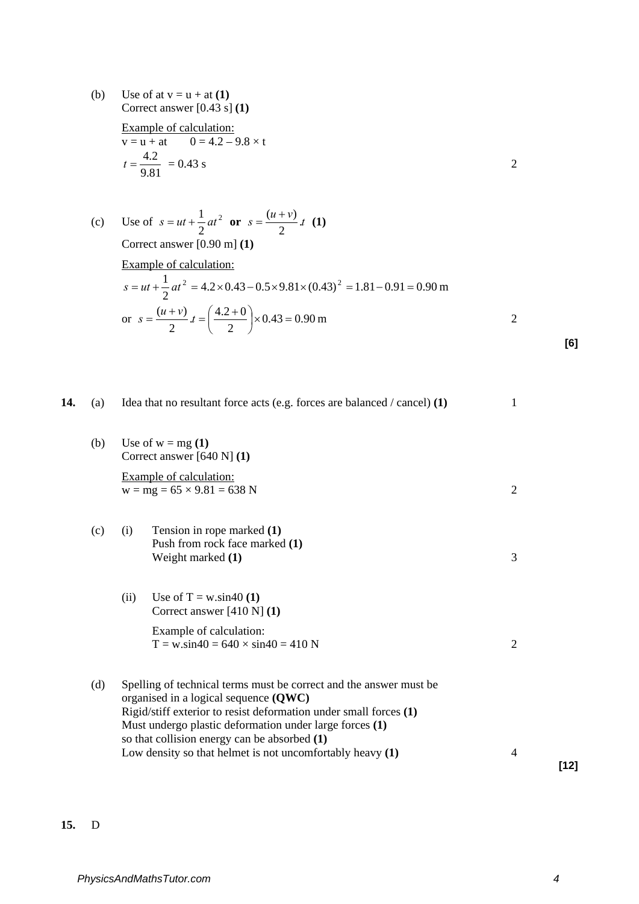(b) Use of at v = u + at **(1)**
Correct answer [0.43 s] **(1)**

Example of calculation:
$v = u + at \qquad 0 = 4.2 - 9.8 \times t$

$t = \frac{4.2}{9.81} = 0.43$ s — 2

(c) Use of $s = ut + \frac{1}{2}at^2$ **or** $s = \frac{(u+v)}{2}.t$ **(1)**
Correct answer [0.90 m] **(1)**

Example of calculation:

$s = ut + \frac{1}{2}at^2 = 4.2 \times 0.43 - 0.5 \times 9.81 \times (0.43)^2 = 1.81 - 0.91 = 0.90\,\text{m}$

or $s = \frac{(u+v)}{2}.t = \left(\frac{4.2+0}{2}\right) \times 0.43 = 0.90\,\text{m}$ — 2

**[6]**

**14.** (a) Idea that no resultant force acts (e.g. forces are balanced / cancel) **(1)** — 1

(b) Use of w = mg **(1)**
Correct answer [640 N] **(1)**

Example of calculation:
w = mg = 65 × 9.81 = 638 N — 2

(c) (i) Tension in rope marked **(1)**
Push from rock face marked **(1)**
Weight marked **(1)** — 3

(ii) Use of T = w.sin40 **(1)**
Correct answer [410 N] **(1)**

Example of calculation:
T = w.sin40 = 640 × sin40 = 410 N — 2

(d) Spelling of technical terms must be correct and the answer must be organised in a logical sequence **(QWC)**
Rigid/stiff exterior to resist deformation under small forces **(1)**
Must undergo plastic deformation under large forces **(1)**
so that collision energy can be absorbed **(1)**
Low density so that helmet is not uncomfortably heavy **(1)** — 4

**[12]**

**15.** D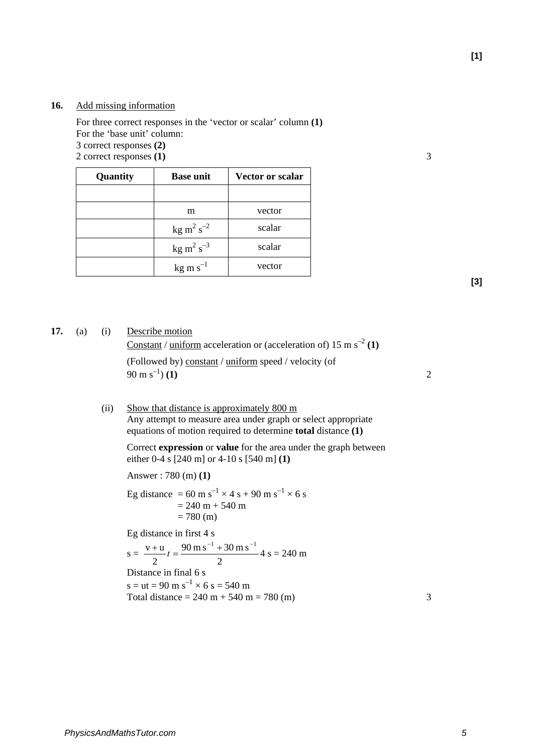**[1]**

**16.** Add missing information

For three correct responses in the 'vector or scalar' column **(1)**
For the 'base unit' column:
3 correct responses **(2)**
2 correct responses **(1)** 3

| Quantity | Base unit | Vector or scalar |
|---|---|---|
| | | |
| | m | vector |
| | kg m$^2$ s$^{-2}$ | scalar |
| | kg m$^2$ s$^{-3}$ | scalar |
| | kg m s$^{-1}$ | vector |

**[3]**

**17.** (a) (i) Describe motion

Constant / uniform acceleration or (acceleration of) 15 m s$^{-2}$ **(1)**

(Followed by) constant / uniform speed / velocity (of 90 m s$^{-1}$) **(1)** 2

(ii) Show that distance is approximately 800 m

Any attempt to measure area under graph or select appropriate equations of motion required to determine **total** distance **(1)**

Correct **expression** or **value** for the area under the graph between either 0-4 s [240 m] or 4-10 s [540 m] **(1)**

Answer : 780 (m) **(1)**

Eg distance $= 60 \text{ m s}^{-1} \times 4 \text{ s} + 90 \text{ m s}^{-1} \times 6 \text{ s}$
$= 240 \text{ m} + 540 \text{ m}$
$= 780$ (m)

Eg distance in first 4 s

$$s = \frac{v+u}{2}t = \frac{90 \text{ m s}^{-1} + 30 \text{ m s}^{-1}}{2} 4 \text{ s} = 240 \text{ m}$$

Distance in final 6 s

$s = ut = 90 \text{ m s}^{-1} \times 6 \text{ s} = 540 \text{ m}$

Total distance = 240 m + 540 m = 780 (m) 3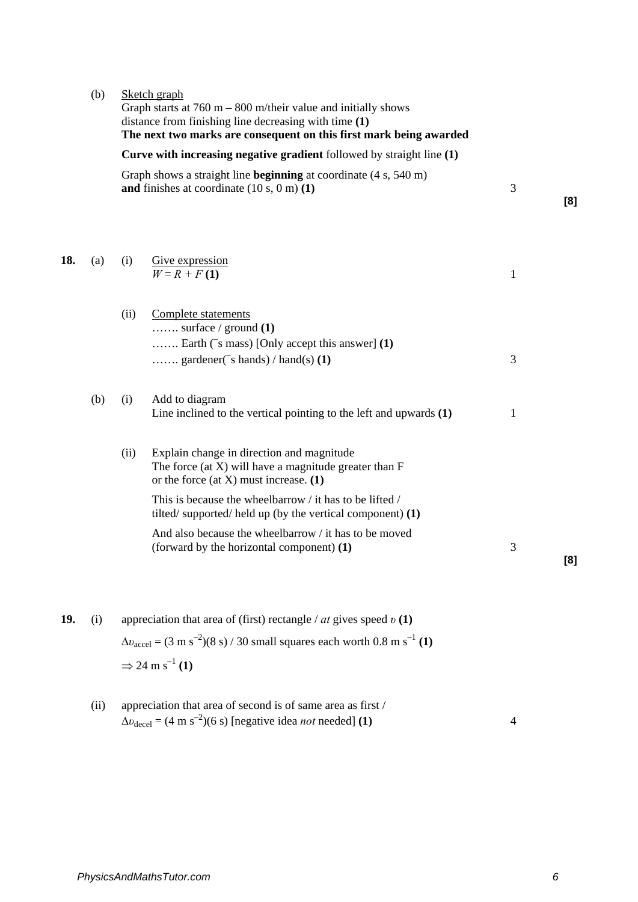(b) Sketch graph

Graph starts at 760 m – 800 m/their value and initially shows distance from finishing line decreasing with time **(1)**

**The next two marks are consequent on this first mark being awarded**

**Curve with increasing negative gradient** followed by straight line **(1)**

Graph shows a straight line **beginning** at coordinate (4 s, 540 m) **and** finishes at coordinate (10 s, 0 m) **(1)** — 3

**[8]**

**18.** (a) (i) Give expression

$W = R + F$ **(1)** — 1

(ii) Complete statements

……. surface / ground **(1)**

……. Earth (‾s mass) [Only accept this answer] **(1)**

……. gardener(‾s hands) / hand(s) **(1)** — 3

(b) (i) Add to diagram

Line inclined to the vertical pointing to the left and upwards **(1)** — 1

(ii) Explain change in direction and magnitude

The force (at X) will have a magnitude greater than F or the force (at X) must increase. **(1)**

This is because the wheelbarrow / it has to be lifted / tilted/ supported/ held up (by the vertical component) **(1)**

And also because the wheelbarrow / it has to be moved (forward by the horizontal component) **(1)** — 3

**[8]**

**19.** (i) appreciation that area of (first) rectangle / $at$ gives speed $\upsilon$ **(1)**

$\Delta\upsilon_{accel} = (3 \text{ m s}^{-2})(8 \text{ s})$ / 30 small squares each worth 0.8 m s$^{-1}$ **(1)**

$\Rightarrow$ 24 m s$^{-1}$ **(1)**

(ii) appreciation that area of second is of same area as first / $\Delta\upsilon_{decel} = (4 \text{ m s}^{-2})(6 \text{ s})$ [negative idea *not* needed] **(1)** — 4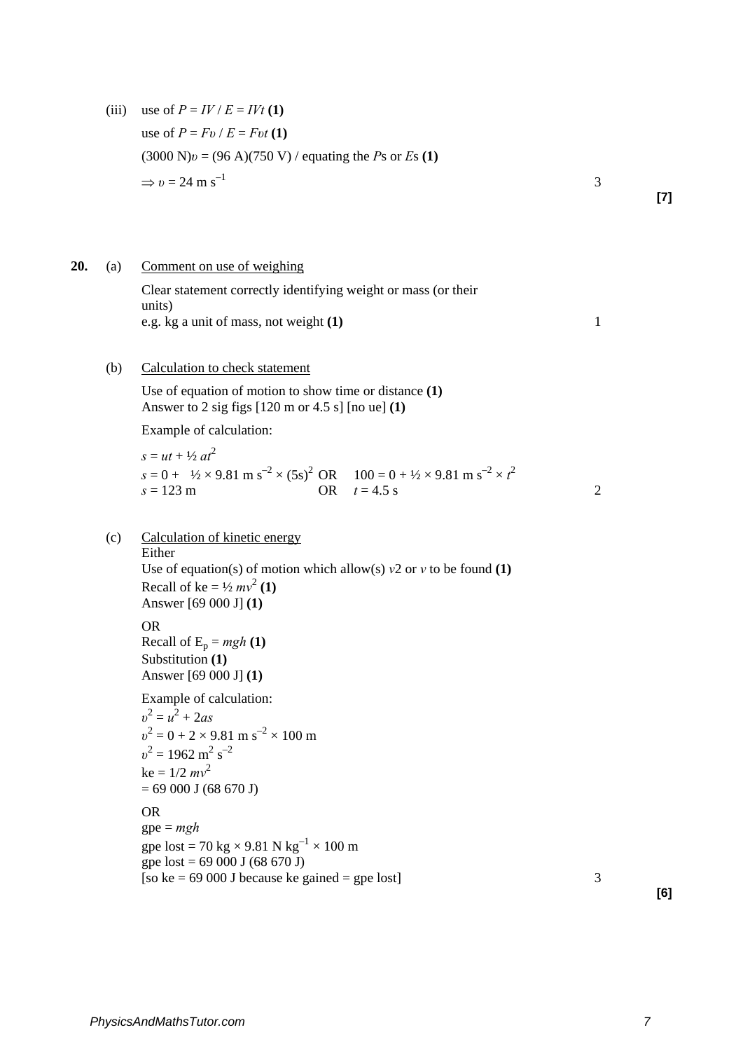(iii) use of $P = IV$ / $E = IVt$ **(1)**

use of $P = Fv$ / $E = Fvt$ **(1)**

(3000 N)$v$ = (96 A)(750 V) / equating the $P$s or $E$s **(1)**

$\Rightarrow v = 24 \text{ m s}^{-1}$ 3

**[7]**

**20.** (a) Comment on use of weighing

Clear statement correctly identifying weight or mass (or their units)
e.g. kg a unit of mass, not weight **(1)** 1

(b) Calculation to check statement

Use of equation of motion to show time or distance **(1)**
Answer to 2 sig figs [120 m or 4.5 s] [no ue] **(1)**

Example of calculation:

$s = ut + \frac{1}{2} at^2$

$s = 0 + \frac{1}{2} \times 9.81 \text{ m s}^{-2} \times (5\text{s})^2$ OR $100 = 0 + \frac{1}{2} \times 9.81 \text{ m s}^{-2} \times t^2$

$s = 123$ m OR $t = 4.5$ s 2

(c) Calculation of kinetic energy

Either

Use of equation(s) of motion which allow(s) $v2$ or $v$ to be found **(1)**
Recall of ke = $\frac{1}{2} mv^2$ **(1)**
Answer [69 000 J] **(1)**

OR
Recall of $E_p = mgh$ **(1)**
Substitution **(1)**
Answer [69 000 J] **(1)**

Example of calculation:

$v^2 = u^2 + 2as$

$v^2 = 0 + 2 \times 9.81 \text{ m s}^{-2} \times 100 \text{ m}$

$v^2 = 1962 \text{ m}^2 \text{ s}^{-2}$

ke = $1/2\, mv^2$

= 69 000 J (68 670 J)

OR

gpe = $mgh$

gpe lost = $70 \text{ kg} \times 9.81 \text{ N kg}^{-1} \times 100 \text{ m}$

gpe lost = 69 000 J (68 670 J)

[so ke = 69 000 J because ke gained = gpe lost] 3

**[6]**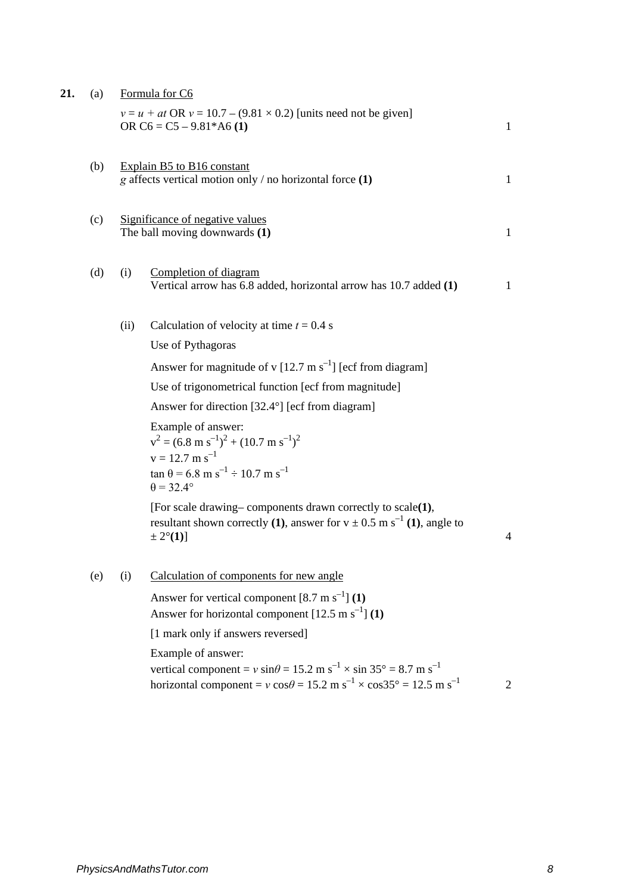**21.** (a) Formula for C6

$v = u + at$ OR $v = 10.7 – (9.81 \times 0.2)$ [units need not be given]
OR C6 = C5 – 9.81*A6 **(1)** 1

(b) Explain B5 to B16 constant
*g* affects vertical motion only / no horizontal force **(1)** 1

(c) Significance of negative values
The ball moving downwards **(1)** 1

(d) (i) Completion of diagram
Vertical arrow has 6.8 added, horizontal arrow has 10.7 added **(1)** 1

(ii) Calculation of velocity at time $t = 0.4$ s

Use of Pythagoras

Answer for magnitude of v [$12.7 \text{ m s}^{-1}$] [ecf from diagram]

Use of trigonometrical function [ecf from magnitude]

Answer for direction [32.4°] [ecf from diagram]

Example of answer:
$v^2 = (6.8 \text{ m s}^{-1})^2 + (10.7 \text{ m s}^{-1})^2$
$v = 12.7 \text{ m s}^{-1}$
$\tan \theta = 6.8 \text{ m s}^{-1} \div 10.7 \text{ m s}^{-1}$
$\theta = 32.4°$

[For scale drawing– components drawn correctly to scale**(1)**, resultant shown correctly **(1)**, answer for v $\pm 0.5 \text{ m s}^{-1}$ **(1)**, angle to $\pm 2°$**(1)**] 4

(e) (i) Calculation of components for new angle

Answer for vertical component [$8.7 \text{ m s}^{-1}$] **(1)**
Answer for horizontal component [$12.5 \text{ m s}^{-1}$] **(1)**

[1 mark only if answers reversed]

Example of answer:
vertical component = $v \sin\theta = 15.2 \text{ m s}^{-1} \times \sin 35° = 8.7 \text{ m s}^{-1}$
horizontal component = $v \cos\theta = 15.2 \text{ m s}^{-1} \times \cos 35° = 12.5 \text{ m s}^{-1}$ 2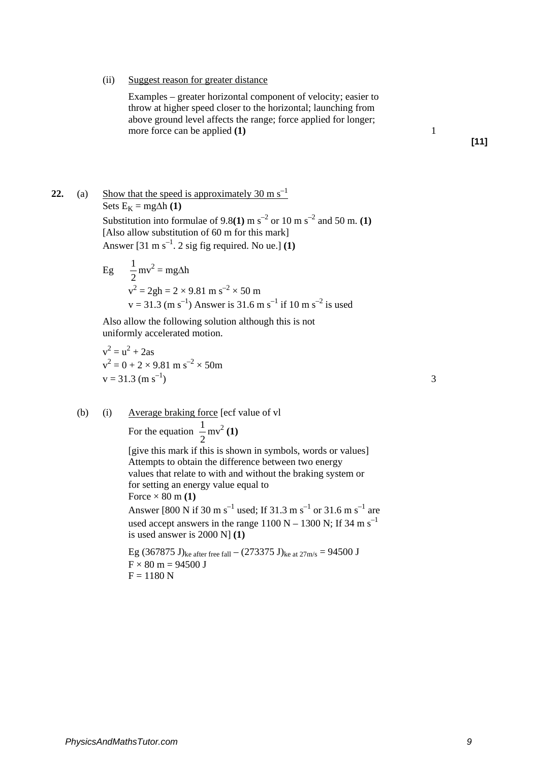(ii) Suggest reason for greater distance

Examples – greater horizontal component of velocity; easier to throw at higher speed closer to the horizontal; launching from above ground level affects the range; force applied for longer; more force can be applied **(1)** 1

**[11]**

**22.** (a) Show that the speed is approximately 30 m $s^{-1}$

Sets $E_K = mg\Delta h$ **(1)**

Substitution into formulae of 9.8**(1)** m $s^{-2}$ or 10 m $s^{-2}$ and 50 m. **(1)**
[Also allow substitution of 60 m for this mark]
Answer [31 m $s^{-1}$. 2 sig fig required. No ue.] **(1)**

Eg $\frac{1}{2}mv^2 = mg\Delta h$

$v^2 = 2gh = 2 \times 9.81 \text{ m s}^{-2} \times 50 \text{ m}$

$v = 31.3 \text{ (m s}^{-1})$ Answer is 31.6 m $s^{-1}$ if 10 m $s^{-2}$ is used

Also allow the following solution although this is not uniformly accelerated motion.

$v^2 = u^2 + 2as$

$v^2 = 0 + 2 \times 9.81 \text{ m s}^{-2} \times 50\text{m}$

$v = 31.3 \text{ (m s}^{-1})$ 3

(b) (i) Average braking force [ecf value of vl

For the equation $\frac{1}{2}mv^2$ **(1)**

[give this mark if this is shown in symbols, words or values]
Attempts to obtain the difference between two energy values that relate to with and without the braking system or for setting an energy value equal to
Force × 80 m **(1)**

Answer [800 N if 30 m $s^{-1}$ used; If 31.3 m $s^{-1}$ or 31.6 m $s^{-1}$ are used accept answers in the range 1100 N – 1300 N; If 34 m $s^{-1}$ is used answer is 2000 N] **(1)**

Eg $(367875 \text{ J})_{\text{ke after free fall}} - (273375 \text{ J})_{\text{ke at 27m/s}} = 94500 \text{ J}$

$F \times 80 \text{ m} = 94500 \text{ J}$

$F = 1180 \text{ N}$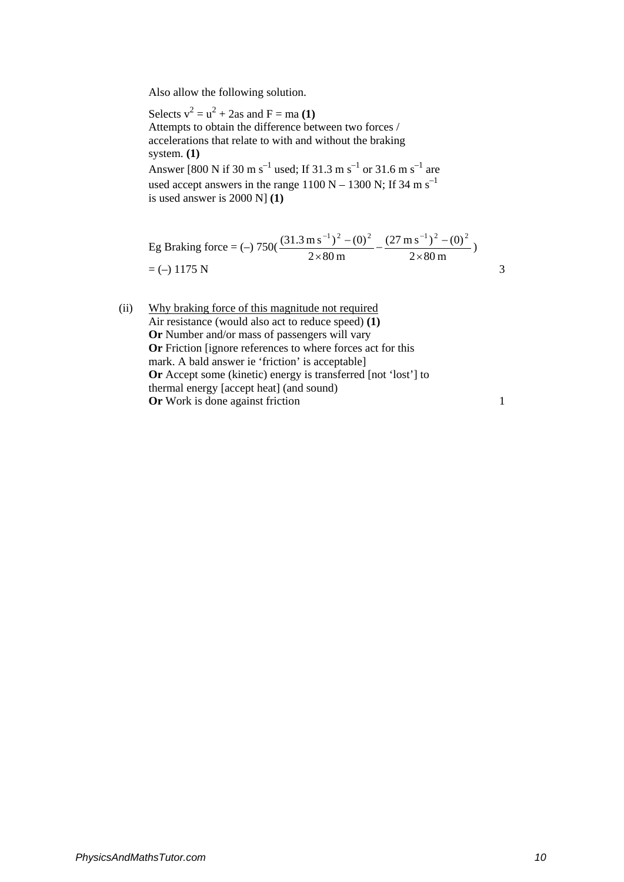Also allow the following solution.

Selects $v^2 = u^2 + 2as$ and $F = ma$ **(1)**
Attempts to obtain the difference between two forces / accelerations that relate to with and without the braking system. **(1)**
Answer [800 N if 30 m s$^{-1}$ used; If 31.3 m s$^{-1}$ or 31.6 m s$^{-1}$ are used accept answers in the range 1100 N – 1300 N; If 34 m s$^{-1}$ is used answer is 2000 N] **(1)**

Eg Braking force = (–) $750\left(\frac{(31.3\text{ m s}^{-1})^2 - (0)^2}{2 \times 80\text{ m}} - \frac{(27\text{ m s}^{-1})^2 - (0)^2}{2 \times 80\text{ m}}\right)$
= (–) 1175 N 3

(ii) Why braking force of this magnitude not required
Air resistance (would also act to reduce speed) **(1)**
**Or** Number and/or mass of passengers will vary
**Or** Friction [ignore references to where forces act for this mark. A bald answer ie 'friction' is acceptable]
**Or** Accept some (kinetic) energy is transferred [not 'lost'] to thermal energy [accept heat] (and sound)
**Or** Work is done against friction 1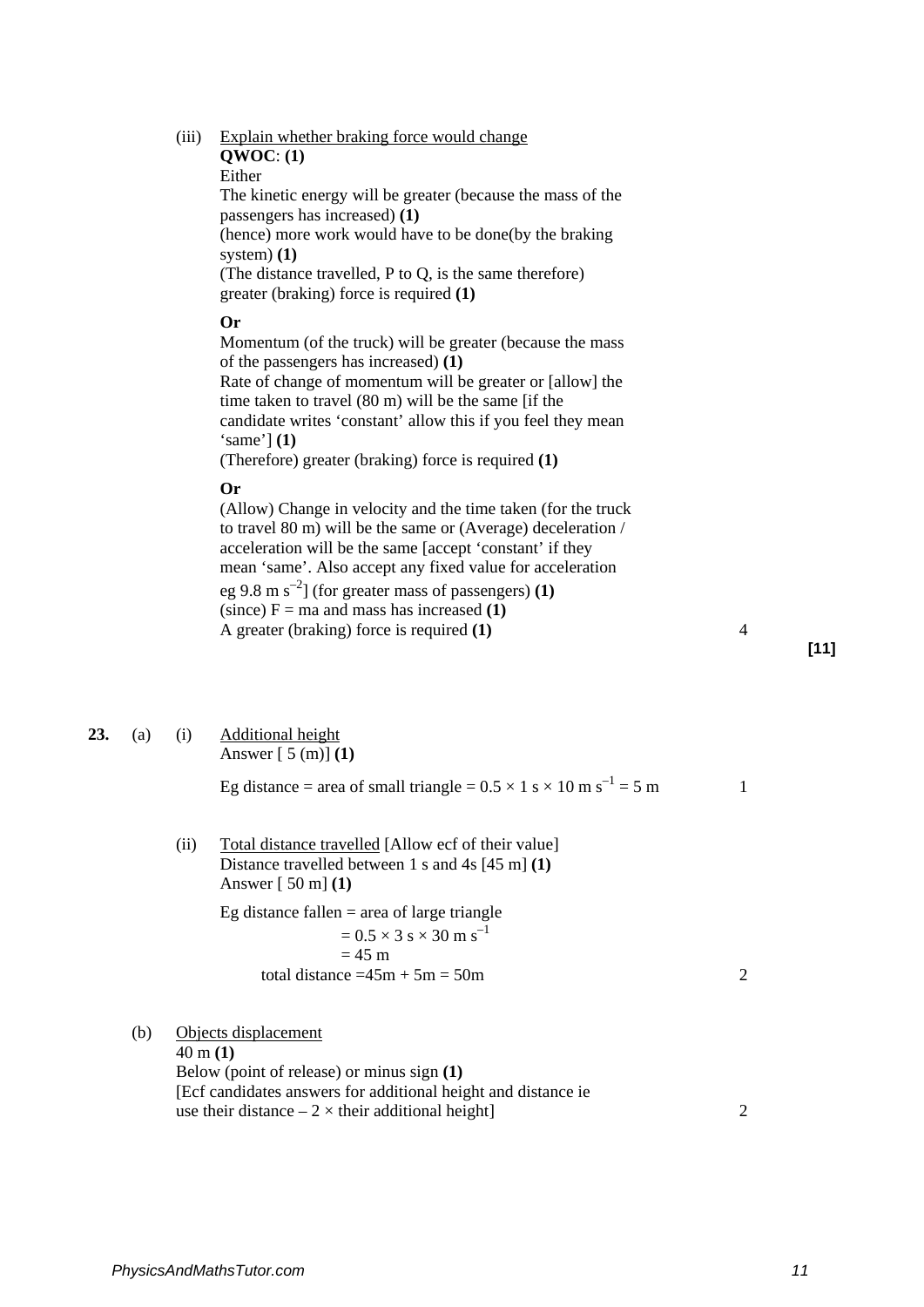(iii) Explain whether braking force would change

**QWOC**: **(1)**

Either

The kinetic energy will be greater (because the mass of the passengers has increased) **(1)**

(hence) more work would have to be done(by the braking system) **(1)**

(The distance travelled, P to Q, is the same therefore) greater (braking) force is required **(1)**

**Or**

Momentum (of the truck) will be greater (because the mass of the passengers has increased) **(1)**

Rate of change of momentum will be greater or [allow] the time taken to travel (80 m) will be the same [if the candidate writes 'constant' allow this if you feel they mean 'same'] **(1)**

(Therefore) greater (braking) force is required **(1)**

**Or**

(Allow) Change in velocity and the time taken (for the truck to travel 80 m) will be the same or (Average) deceleration / acceleration will be the same [accept 'constant' if they mean 'same'. Also accept any fixed value for acceleration eg 9.8 m $s^{-2}$] (for greater mass of passengers) **(1)**

(since) F = ma and mass has increased **(1)**

A greater (braking) force is required **(1)** — 4

**[11]**

**23.** (a) (i) Additional height

Answer [ 5 (m)] **(1)**

Eg distance = area of small triangle = $0.5 \times 1 \text{ s} \times 10 \text{ m s}^{-1} = 5 \text{ m}$ — 1

(ii) Total distance travelled [Allow ecf of their value]

Distance travelled between 1 s and 4s [45 m] **(1)**

Answer [ 50 m] **(1)**

Eg distance fallen = area of large triangle

$= 0.5 \times 3 \text{ s} \times 30 \text{ m s}^{-1}$

$= 45 \text{ m}$

total distance =45m + 5m = 50m — 2

(b) Objects displacement

40 m **(1)**

Below (point of release) or minus sign **(1)**

[Ecf candidates answers for additional height and distance ie use their distance – 2 × their additional height] — 2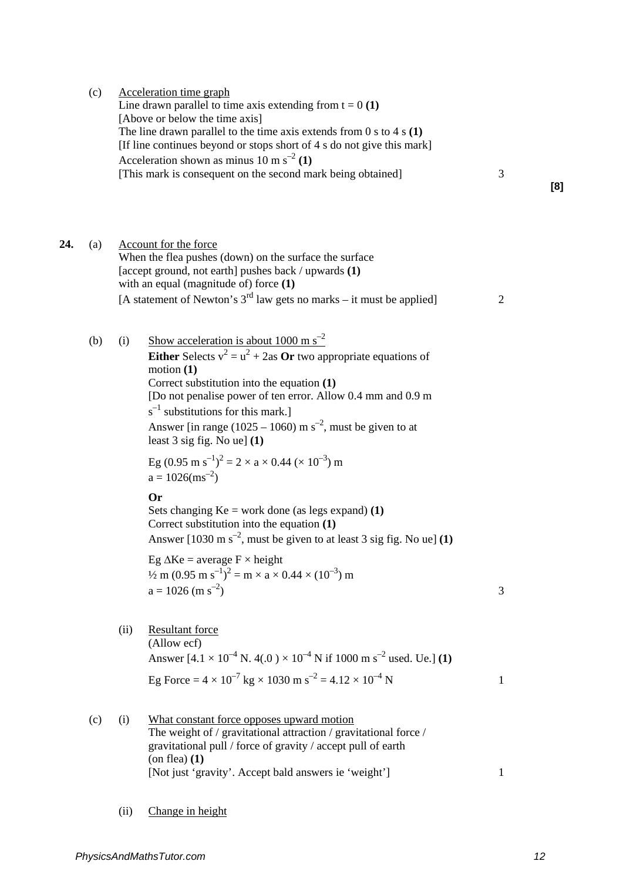(c) Acceleration time graph

Line drawn parallel to time axis extending from t = 0 **(1)**

[Above or below the time axis]

The line drawn parallel to the time axis extends from 0 s to 4 s **(1)**

[If line continues beyond or stops short of 4 s do not give this mark]

Acceleration shown as minus 10 m $s^{-2}$ **(1)**

[This mark is consequent on the second mark being obtained] 3

**[8]**

**24.** (a) Account for the force

When the flea pushes (down) on the surface the surface [accept ground, not earth] pushes back / upwards **(1)**

with an equal (magnitude of) force **(1)**

[A statement of Newton's 3rd law gets no marks – it must be applied] 2

(b) (i) Show acceleration is about 1000 m $s^{-2}$

**Either** Selects $v^2 = u^2 + 2as$ **Or** two appropriate equations of motion **(1)**

Correct substitution into the equation **(1)**

[Do not penalise power of ten error. Allow 0.4 mm and 0.9 m $s^{-1}$ substitutions for this mark.]

Answer [in range (1025 – 1060) m $s^{-2}$, must be given to at least 3 sig fig. No ue] **(1)**

Eg $(0.95 \text{ m s}^{-1})^2 = 2 \times a \times 0.44 (\times 10^{-3}) \text{ m}$

$a = 1026(\text{ms}^{-2})$

**Or**

Sets changing Ke = work done (as legs expand) **(1)**

Correct substitution into the equation **(1)**

Answer [1030 m $s^{-2}$, must be given to at least 3 sig fig. No ue] **(1)**

Eg $\Delta$Ke = average F × height

$\frac{1}{2} m (0.95 \text{ m s}^{-1})^2 = m \times a \times 0.44 \times (10^{-3}) \text{ m}$

$a = 1026 \text{ (m s}^{-2})$ 3

(ii) Resultant force

(Allow ecf)

Answer [$4.1 \times 10^{-4}$ N. $4(.0) \times 10^{-4}$ N if 1000 m $s^{-2}$ used. Ue.] **(1)**

Eg Force = $4 \times 10^{-7} \text{ kg} \times 1030 \text{ m s}^{-2} = 4.12 \times 10^{-4} \text{ N}$ 1

(c) (i) What constant force opposes upward motion

The weight of / gravitational attraction / gravitational force / gravitational pull / force of gravity / accept pull of earth (on flea) **(1)**

[Not just 'gravity'. Accept bald answers ie 'weight'] 1

(ii) Change in height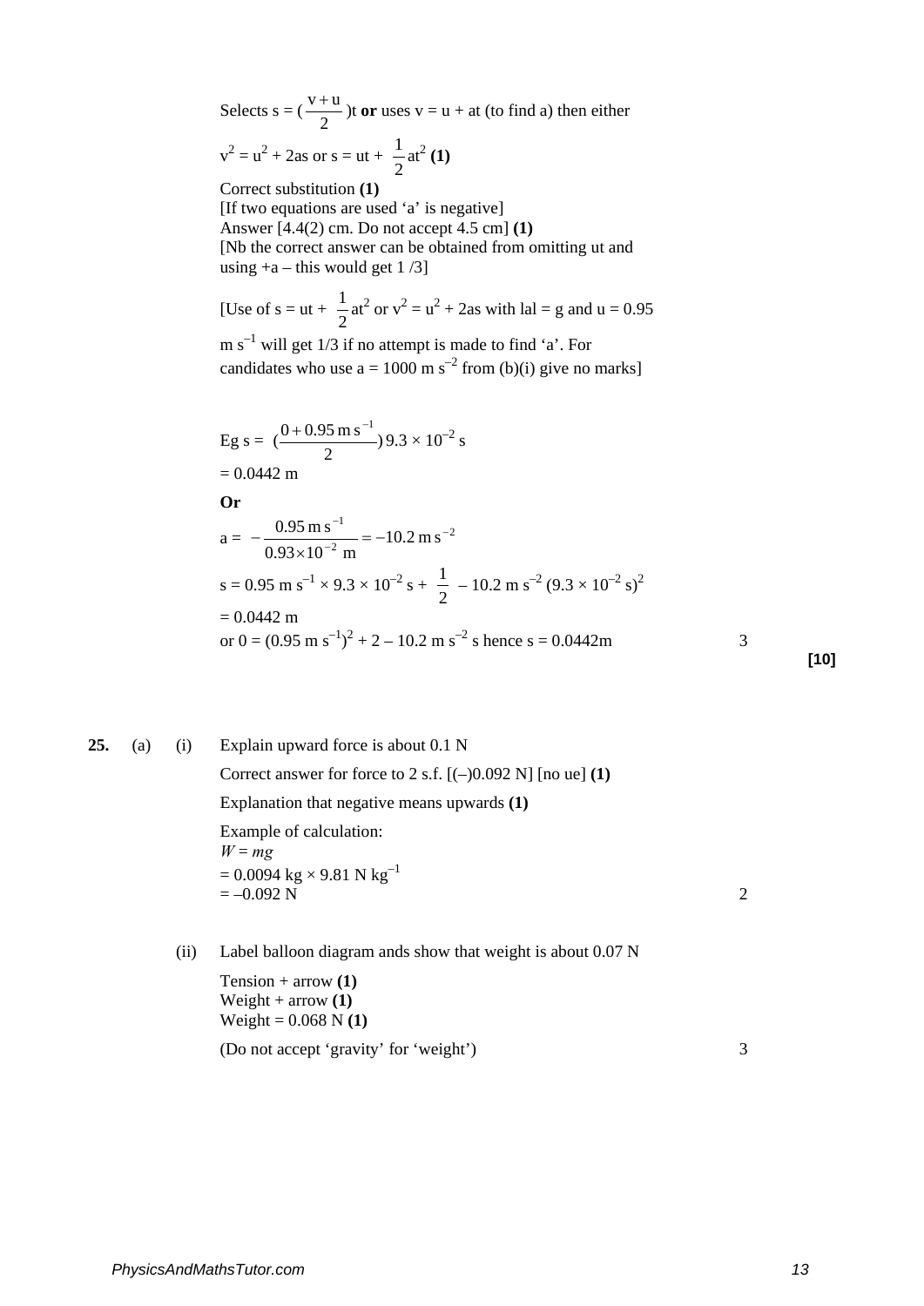Selects $s = (\frac{v+u}{2})t$ **or** uses $v = u + at$ (to find a) then either

$v^2 = u^2 + 2as$ or $s = ut + \frac{1}{2}at^2$ **(1)**

Correct substitution **(1)**

[If two equations are used 'a' is negative]

Answer [4.4(2) cm. Do not accept 4.5 cm] **(1)**

[Nb the correct answer can be obtained from omitting ut and using +a – this would get 1 /3]

[Use of $s = ut + \frac{1}{2}at^2$ or $v^2 = u^2 + 2as$ with lal = g and u = 0.95 m s$^{-1}$ will get 1/3 if no attempt is made to find 'a'. For candidates who use a = 1000 m s$^{-2}$ from (b)(i) give no marks]

Eg $s = (\frac{0 + 0.95\text{ m s}^{-1}}{2}) 9.3 \times 10^{-2}\text{ s}$

= 0.0442 m

**Or**

$a = -\frac{0.95\text{ m s}^{-1}}{0.93 \times 10^{-2}\text{ m}} = -10.2\text{ m s}^{-2}$

$s = 0.95\text{ m s}^{-1} \times 9.3 \times 10^{-2}\text{ s} + \frac{1}{2} - 10.2\text{ m s}^{-2} (9.3 \times 10^{-2}\text{ s})^2$

= 0.0442 m

or $0 = (0.95\text{ m s}^{-1})^2 + 2 - 10.2\text{ m s}^{-2}$ s hence s = 0.0442m 3

**[10]**

**25.** (a) (i) Explain upward force is about 0.1 N

Correct answer for force to 2 s.f. [(–)0.092 N] [no ue] **(1)**

Explanation that negative means upwards **(1)**

Example of calculation:

$W = mg$

$= 0.0094\text{ kg} \times 9.81\text{ N kg}^{-1}$

$= -0.092\text{ N}$ 2

(ii) Label balloon diagram ands show that weight is about 0.07 N

Tension + arrow **(1)**

Weight + arrow **(1)**

Weight = 0.068 N **(1)**

(Do not accept 'gravity' for 'weight') 3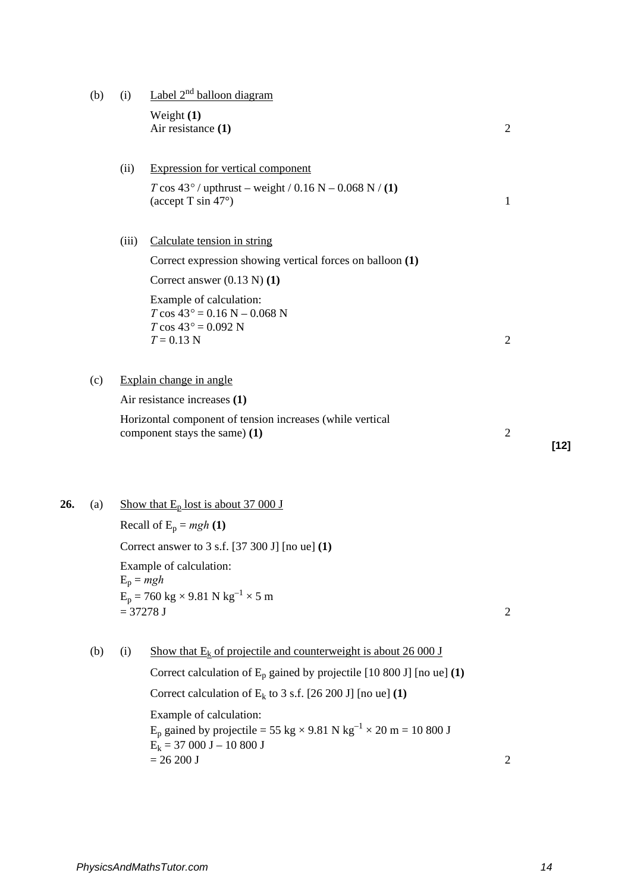(b) (i) Label 2nd balloon diagram

Weight **(1)**
Air resistance **(1)** — 2

(ii) Expression for vertical component

$T \cos 43°$ / upthrust – weight / 0.16 N – 0.068 N / **(1)**
(accept $T \sin 47°$) — 1

(iii) Calculate tension in string

Correct expression showing vertical forces on balloon **(1)**

Correct answer (0.13 N) **(1)**

Example of calculation:
$T \cos 43° = 0.16$ N – 0.068 N
$T \cos 43° = 0.092$ N
$T = 0.13$ N — 2

(c) Explain change in angle

Air resistance increases **(1)**

Horizontal component of tension increases (while vertical component stays the same) **(1)** — 2

**[12]**

**26.** (a) Show that $E_p$ lost is about 37 000 J

Recall of $E_p = mgh$ **(1)**

Correct answer to 3 s.f. [37 300 J] [no ue] **(1)**

Example of calculation:
$E_p = mgh$
$E_p = 760 \text{ kg} \times 9.81 \text{ N kg}^{-1} \times 5 \text{ m}$
= 37278 J — 2

(b) (i) Show that $E_k$ of projectile and counterweight is about 26 000 J

Correct calculation of $E_p$ gained by projectile [10 800 J] [no ue] **(1)**

Correct calculation of $E_k$ to 3 s.f. [26 200 J] [no ue] **(1)**

Example of calculation:
$E_p$ gained by projectile = $55 \text{ kg} \times 9.81 \text{ N kg}^{-1} \times 20 \text{ m} = 10\,800$ J
$E_k = 37\,000 \text{ J} - 10\,800 \text{ J}$
= 26 200 J — 2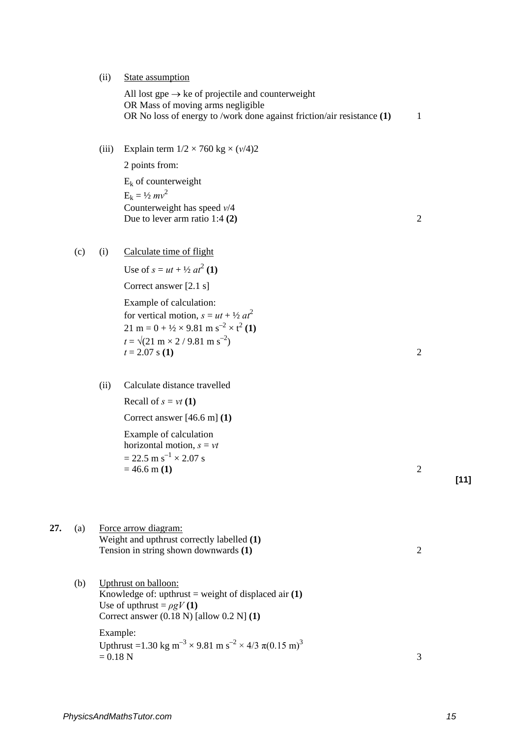(ii) State assumption

All lost gpe $\rightarrow$ ke of projectile and counterweight
OR Mass of moving arms negligible
OR No loss of energy to /work done against friction/air resistance **(1)** 1

(iii) Explain term $1/2 \times 760$ kg $\times (v/4)2$

2 points from:

$E_k$ of counterweight
$E_k = ½ mv^2$
Counterweight has speed $v/4$
Due to lever arm ratio 1:4 **(2)** 2

(c) (i) Calculate time of flight

Use of $s = ut + ½ at^2$ **(1)**

Correct answer [2.1 s]

Example of calculation:
for vertical motion, $s = ut + ½ at^2$
$21 \text{ m} = 0 + ½ \times 9.81 \text{ m s}^{-2} \times t^2$ **(1)**
$t = \sqrt{(21 \text{ m} \times 2 / 9.81 \text{ m s}^{-2})}$
$t = 2.07$ s **(1)** 2

(ii) Calculate distance travelled

Recall of $s = vt$ **(1)**

Correct answer [46.6 m] **(1)**

Example of calculation
horizontal motion, $s = vt$
$= 22.5 \text{ m s}^{-1} \times 2.07 \text{ s}$
$= 46.6$ m **(1)** 2

**[11]**

**27.** (a) Force arrow diagram:
Weight and upthrust correctly labelled **(1)**
Tension in string shown downwards **(1)** 2

(b) Upthrust on balloon:
Knowledge of: upthrust = weight of displaced air **(1)**
Use of upthrust = $\rho gV$ **(1)**
Correct answer (0.18 N) [allow 0.2 N] **(1)**

Example:
Upthrust $= 1.30 \text{ kg m}^{-3} \times 9.81 \text{ m s}^{-2} \times 4/3\, \pi(0.15 \text{ m})^3$
$= 0.18$ N 3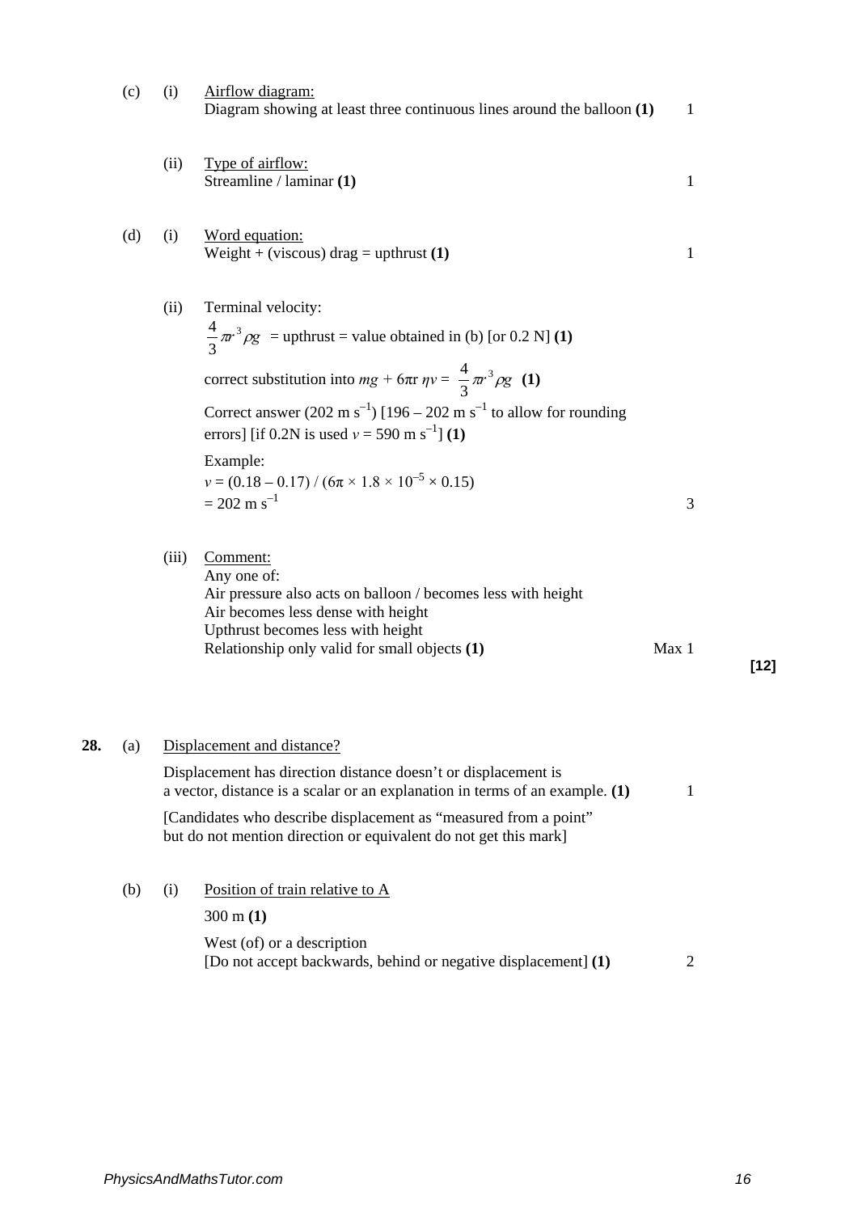(c) (i) Airflow diagram:
Diagram showing at least three continuous lines around the balloon **(1)** 1

(ii) Type of airflow:
Streamline / laminar **(1)** 1

(d) (i) Word equation:
Weight + (viscous) drag = upthrust **(1)** 1

(ii) Terminal velocity:

$\frac{4}{3}\pi r^3 \rho g$ = upthrust = value obtained in (b) [or 0.2 N] **(1)**

correct substitution into $mg + 6\pi r\,\eta v = \frac{4}{3}\pi r^3 \rho g$ **(1)**

Correct answer (202 m s$^{-1}$) [196 – 202 m s$^{-1}$ to allow for rounding errors] [if 0.2N is used $v$ = 590 m s$^{-1}$] **(1)**

Example:
$v = (0.18 - 0.17) / (6\pi \times 1.8 \times 10^{-5} \times 0.15)$
= 202 m s$^{-1}$ 3

(iii) Comment:
Any one of:
Air pressure also acts on balloon / becomes less with height
Air becomes less dense with height
Upthrust becomes less with height
Relationship only valid for small objects **(1)** Max 1

**[12]**

**28.** (a) Displacement and distance?

Displacement has direction distance doesn't or displacement is a vector, distance is a scalar or an explanation in terms of an example. **(1)** 1

[Candidates who describe displacement as "measured from a point" but do not mention direction or equivalent do not get this mark]

(b) (i) Position of train relative to A

300 m **(1)**

West (of) or a description
[Do not accept backwards, behind or negative displacement] **(1)** 2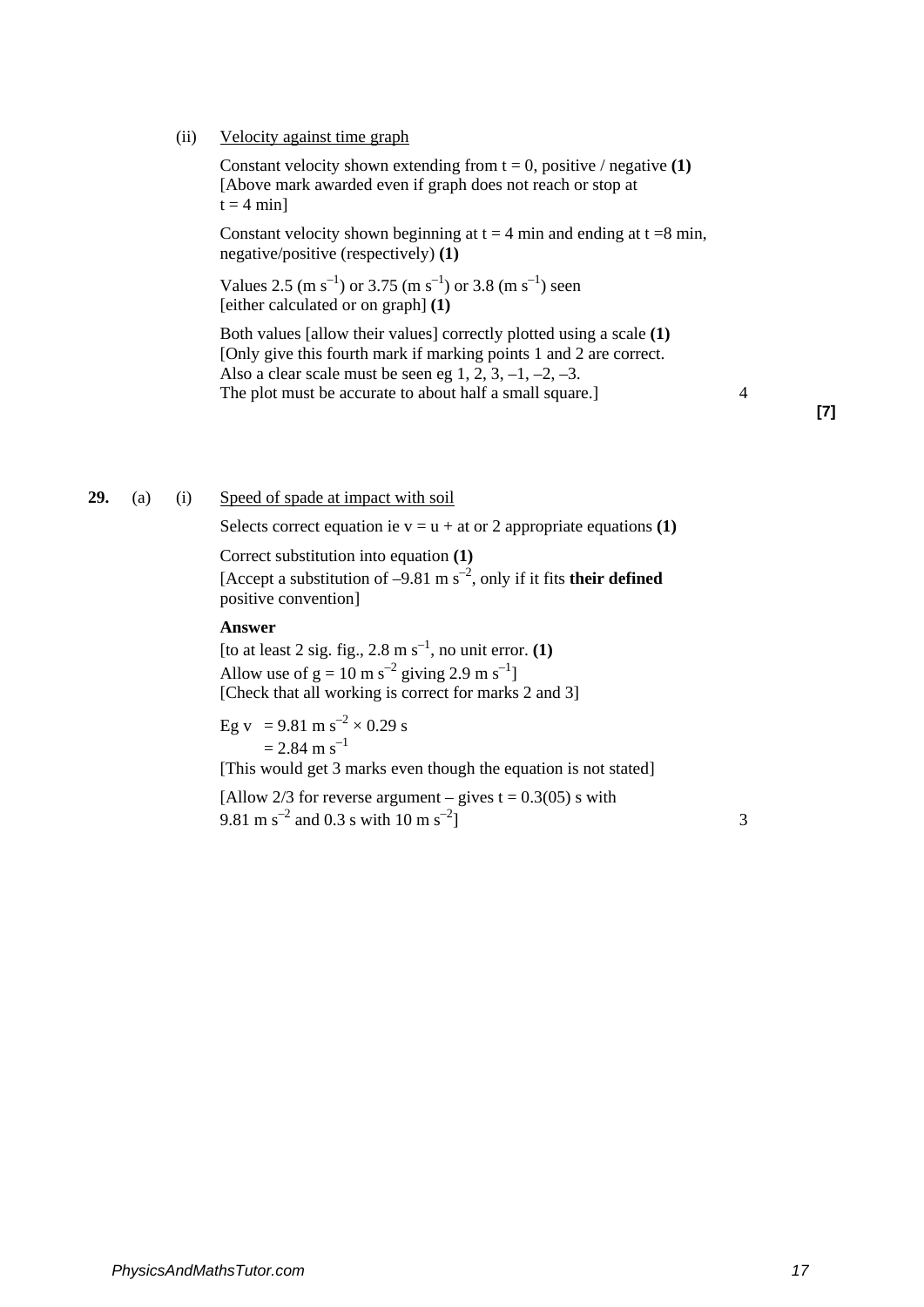(ii) Velocity against time graph

Constant velocity shown extending from $t = 0$, positive / negative **(1)**
[Above mark awarded even if graph does not reach or stop at $t = 4$ min]

Constant velocity shown beginning at $t = 4$ min and ending at $t = 8$ min, negative/positive (respectively) **(1)**

Values 2.5 (m $s^{-1}$) or 3.75 (m $s^{-1}$) or 3.8 (m $s^{-1}$) seen
[either calculated or on graph] **(1)**

Both values [allow their values] correctly plotted using a scale **(1)**
[Only give this fourth mark if marking points 1 and 2 are correct.
Also a clear scale must be seen eg 1, 2, 3, –1, –2, –3.
The plot must be accurate to about half a small square.] 4

**[7]**

**29.** (a) (i) Speed of spade at impact with soil

Selects correct equation ie $v = u + at$ or 2 appropriate equations **(1)**

Correct substitution into equation **(1)**
[Accept a substitution of –9.81 m $s^{-2}$, only if it fits **their defined** positive convention]

**Answer**
[to at least 2 sig. fig., 2.8 m $s^{-1}$, no unit error. **(1)**
Allow use of $g = 10$ m $s^{-2}$ giving 2.9 m $s^{-1}$]
[Check that all working is correct for marks 2 and 3]

Eg $v = 9.81 \text{ m s}^{-2} \times 0.29 \text{ s}$
$= 2.84 \text{ m s}^{-1}$
[This would get 3 marks even though the equation is not stated]

[Allow 2/3 for reverse argument – gives $t = 0.3(05)$ s with 9.81 m $s^{-2}$ and 0.3 s with 10 m $s^{-2}$] 3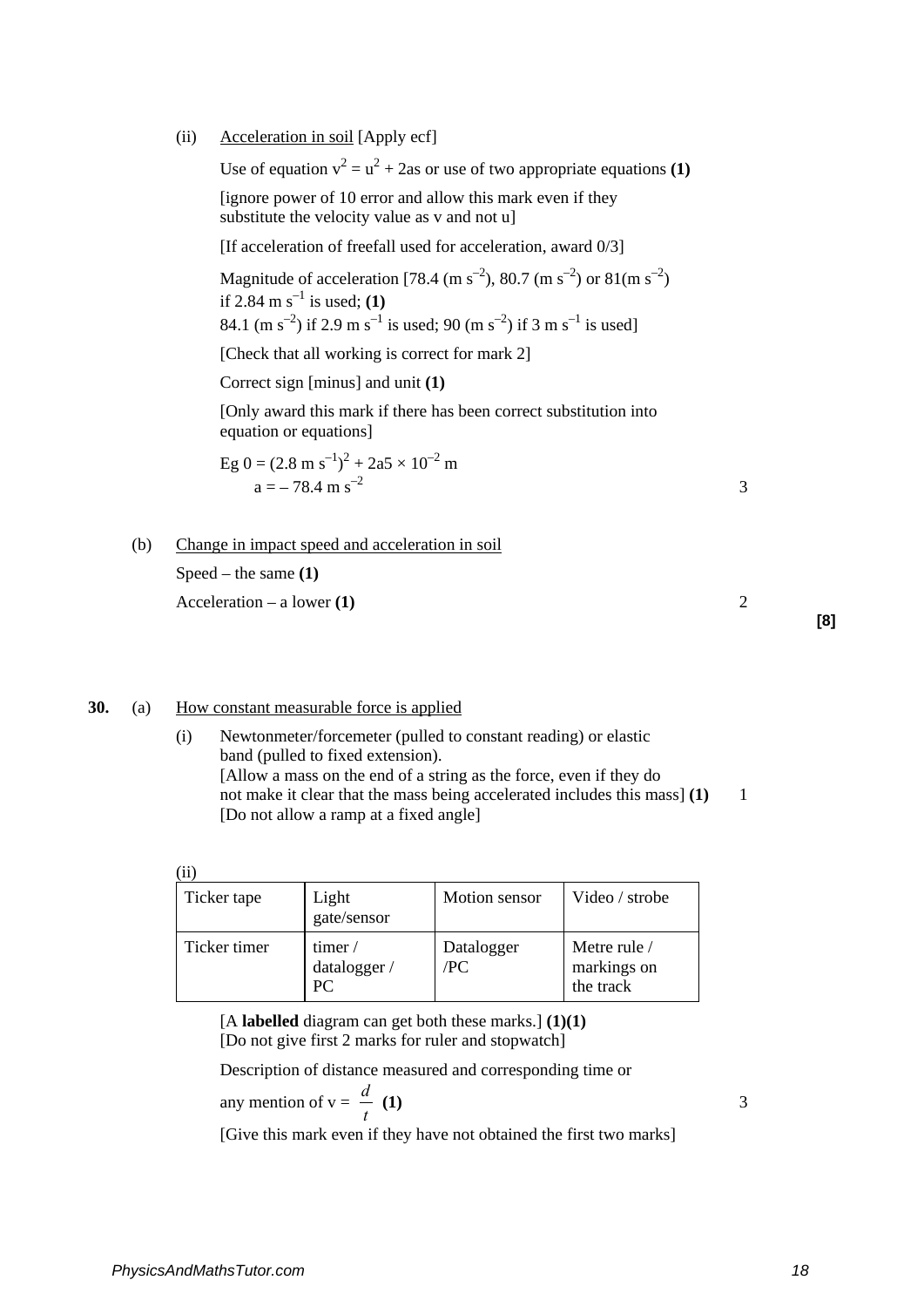(ii) Acceleration in soil [Apply ecf]

Use of equation $v^2 = u^2 + 2as$ or use of two appropriate equations **(1)**

[ignore power of 10 error and allow this mark even if they substitute the velocity value as v and not u]

[If acceleration of freefall used for acceleration, award 0/3]

Magnitude of acceleration [78.4 (m $s^{-2}$), 80.7 (m $s^{-2}$) or 81(m $s^{-2}$) if 2.84 m $s^{-1}$ is used; **(1)**
84.1 (m $s^{-2}$) if 2.9 m $s^{-1}$ is used; 90 (m $s^{-2}$) if 3 m $s^{-1}$ is used]

[Check that all working is correct for mark 2]

Correct sign [minus] and unit **(1)**

[Only award this mark if there has been correct substitution into equation or equations]

Eg $0 = (2.8 \text{ m s}^{-1})^2 + 2a5 \times 10^{-2}$ m
$a = -78.4 \text{ m s}^{-2}$ 3

(b) Change in impact speed and acceleration in soil

Speed – the same **(1)**

Acceleration – a lower **(1)** 2

**[8]**

**30.** (a) How constant measurable force is applied

(i) Newtonmeter/forcemeter (pulled to constant reading) or elastic band (pulled to fixed extension).
[Allow a mass on the end of a string as the force, even if they do not make it clear that the mass being accelerated includes this mass] **(1)** 1
[Do not allow a ramp at a fixed angle]

(ii)

| | | | |
|---|---|---|---|
| Ticker tape | Light gate/sensor | Motion sensor | Video / strobe |
| Ticker timer | timer / datalogger / PC | Datalogger /PC | Metre rule / markings on the track |

[A **labelled** diagram can get both these marks.] **(1)(1)**
[Do not give first 2 marks for ruler and stopwatch]

Description of distance measured and corresponding time or any mention of $v = \frac{d}{t}$ **(1)** 3

[Give this mark even if they have not obtained the first two marks]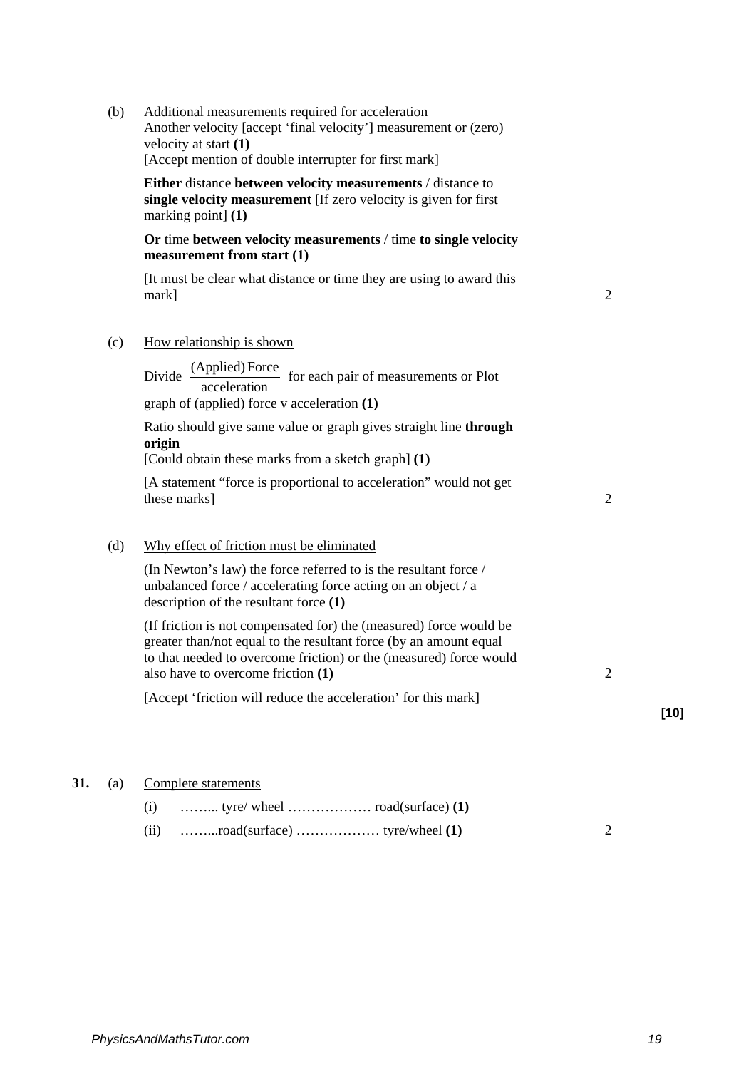(b) <u>Additional measurements required for acceleration</u>

Another velocity [accept 'final velocity'] measurement or (zero) velocity at start **(1)**
[Accept mention of double interrupter for first mark]

**Either** distance **between velocity measurements** / distance to **single velocity measurement** [If zero velocity is given for first marking point] **(1)**

**Or** time **between velocity measurements** / time **to single velocity measurement from start (1)**

[It must be clear what distance or time they are using to award this mark] 2

(c) <u>How relationship is shown</u>

Divide $\frac{\text{(Applied) Force}}{\text{acceleration}}$ for each pair of measurements or Plot graph of (applied) force v acceleration **(1)**

Ratio should give same value or graph gives straight line **through origin**
[Could obtain these marks from a sketch graph] **(1)**

[A statement "force is proportional to acceleration" would not get these marks] 2

(d) <u>Why effect of friction must be eliminated</u>

(In Newton's law) the force referred to is the resultant force / unbalanced force / accelerating force acting on an object / a description of the resultant force **(1)**

(If friction is not compensated for) the (measured) force would be greater than/not equal to the resultant force (by an amount equal to that needed to overcome friction) or the (measured) force would also have to overcome friction **(1)** 2

[Accept 'friction will reduce the acceleration' for this mark]

**[10]**

**31.** (a) <u>Complete statements</u>

(i) …….. tyre/ wheel ……………… road(surface) **(1)**

(ii) ……..road(surface) ……………… tyre/wheel **(1)** 2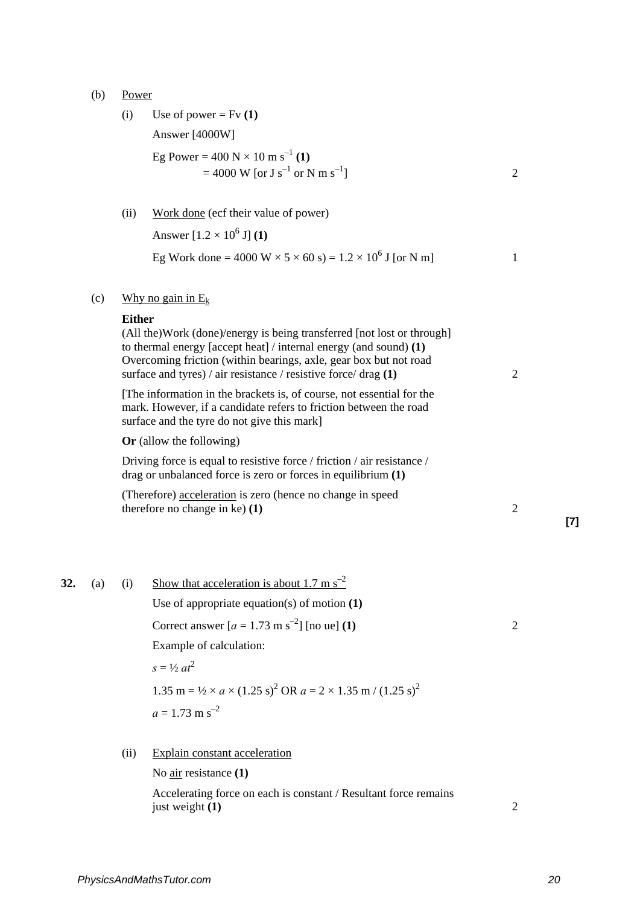(b) Power

(i) Use of power = Fv **(1)**

Answer [4000W]

Eg Power = 400 N × 10 m s$^{-1}$ **(1)**
= 4000 W [or J s$^{-1}$ or N m s$^{-1}$] 2

(ii) Work done (ecf their value of power)

Answer [1.2 × 10$^{6}$ J] **(1)**

Eg Work done = 4000 W × 5 × 60 s) = 1.2 × 10$^{6}$ J [or N m] 1

(c) Why no gain in $E_k$

**Either**
(All the)Work (done)/energy is being transferred [not lost or through] to thermal energy [accept heat] / internal energy (and sound) **(1)**
Overcoming friction (within bearings, axle, gear box but not road surface and tyres) / air resistance / resistive force/ drag **(1)** 2

[The information in the brackets is, of course, not essential for the mark. However, if a candidate refers to friction between the road surface and the tyre do not give this mark]

**Or** (allow the following)

Driving force is equal to resistive force / friction / air resistance / drag or unbalanced force is zero or forces in equilibrium **(1)**

(Therefore) acceleration is zero (hence no change in speed therefore no change in ke) **(1)** 2

**[7]**

**32.** (a) (i) Show that acceleration is about 1.7 m s$^{-2}$

Use of appropriate equation(s) of motion **(1)**

Correct answer [$a$ = 1.73 m s$^{-2}$] [no ue] **(1)** 2

Example of calculation:

$s = \frac{1}{2} at^2$

1.35 m = ½ × $a$ × (1.25 s)$^2$ OR $a$ = 2 × 1.35 m / (1.25 s)$^2$

$a$ = 1.73 m s$^{-2}$

(ii) Explain constant acceleration

No air resistance **(1)**

Accelerating force on each is constant / Resultant force remains just weight **(1)** 2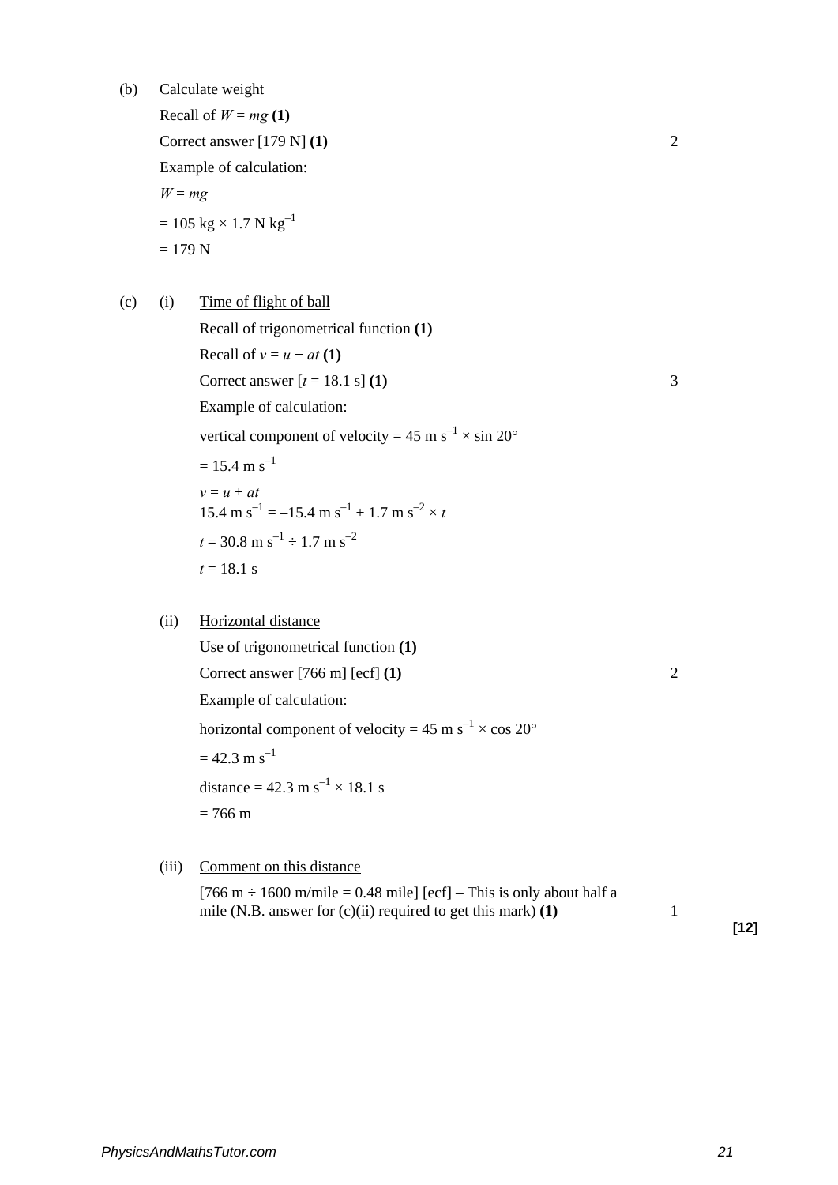(b) Calculate weight

Recall of $W = mg$ **(1)**

Correct answer [179 N] **(1)** 2

Example of calculation:

$W = mg$

$= 105 \text{ kg} \times 1.7 \text{ N kg}^{-1}$

$= 179 \text{ N}$

(c) (i) Time of flight of ball

Recall of trigonometrical function **(1)**

Recall of $v = u + at$ **(1)**

Correct answer [$t = 18.1$ s] **(1)** 3

Example of calculation:

vertical component of velocity $= 45 \text{ m s}^{-1} \times \sin 20°$

$= 15.4 \text{ m s}^{-1}$

$v = u + at$

$15.4 \text{ m s}^{-1} = -15.4 \text{ m s}^{-1} + 1.7 \text{ m s}^{-2} \times t$

$t = 30.8 \text{ m s}^{-1} \div 1.7 \text{ m s}^{-2}$

$t = 18.1 \text{ s}$

(ii) Horizontal distance

Use of trigonometrical function **(1)**

Correct answer [766 m] [ecf] **(1)** 2

Example of calculation:

horizontal component of velocity $= 45 \text{ m s}^{-1} \times \cos 20°$

$= 42.3 \text{ m s}^{-1}$

distance $= 42.3 \text{ m s}^{-1} \times 18.1 \text{ s}$

$= 766 \text{ m}$

(iii) Comment on this distance

[766 m ÷ 1600 m/mile = 0.48 mile] [ecf] – This is only about half a mile (N.B. answer for (c)(ii) required to get this mark) **(1)** 1

**[12]**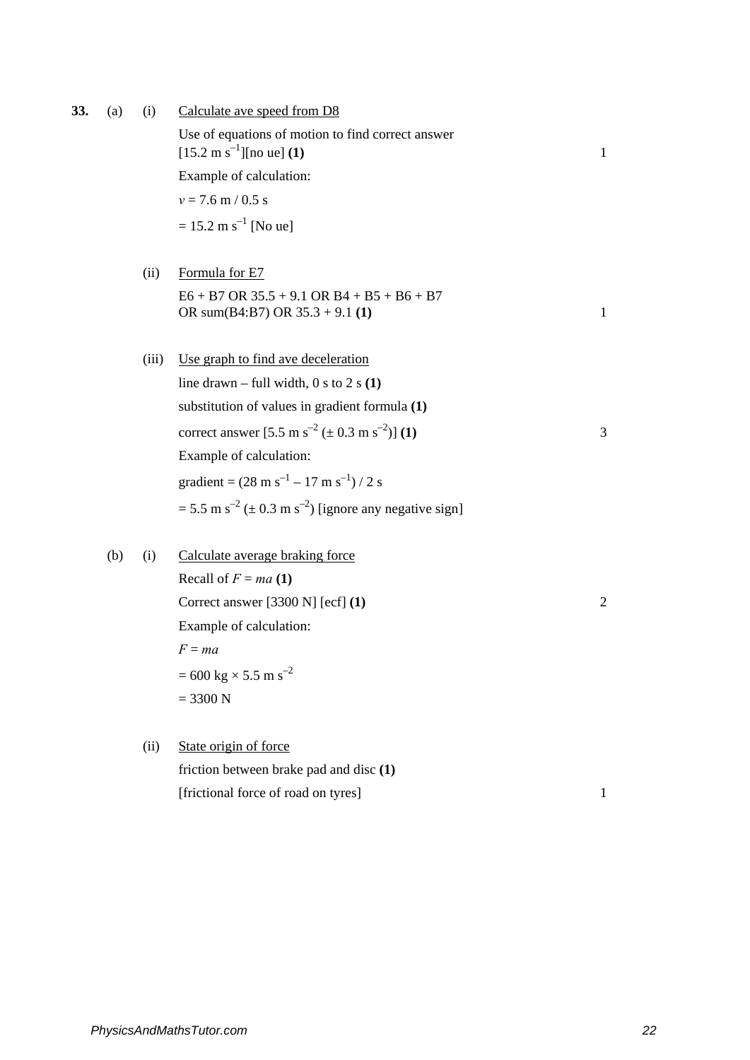**33.** (a) (i) <u>Calculate ave speed from D8</u>

Use of equations of motion to find correct answer
[$15.2 \text{ m s}^{-1}$][no ue] **(1)** — 1

Example of calculation:

$v = 7.6 \text{ m} / 0.5 \text{ s}$

$= 15.2 \text{ m s}^{-1}$ [No ue]

(ii) <u>Formula for E7</u>

E6 + B7 OR 35.5 + 9.1 OR B4 + B5 + B6 + B7
OR sum(B4:B7) OR 35.3 + 9.1 **(1)** — 1

(iii) <u>Use graph to find ave deceleration</u>

line drawn – full width, 0 s to 2 s **(1)**

substitution of values in gradient formula **(1)**

correct answer [$5.5 \text{ m s}^{-2}$ ($\pm$ $0.3 \text{ m s}^{-2}$)] **(1)** — 3

Example of calculation:

gradient = $(28 \text{ m s}^{-1} - 17 \text{ m s}^{-1}) / 2 \text{ s}$

$= 5.5 \text{ m s}^{-2}$ ($\pm$ $0.3 \text{ m s}^{-2}$) [ignore any negative sign]

(b) (i) <u>Calculate average braking force</u>

Recall of $F = ma$ **(1)**

Correct answer [3300 N] [ecf] **(1)** — 2

Example of calculation:

$F = ma$

$= 600 \text{ kg} \times 5.5 \text{ m s}^{-2}$

$= 3300 \text{ N}$

(ii) <u>State origin of force</u>

friction between brake pad and disc **(1)**

[frictional force of road on tyres] — 1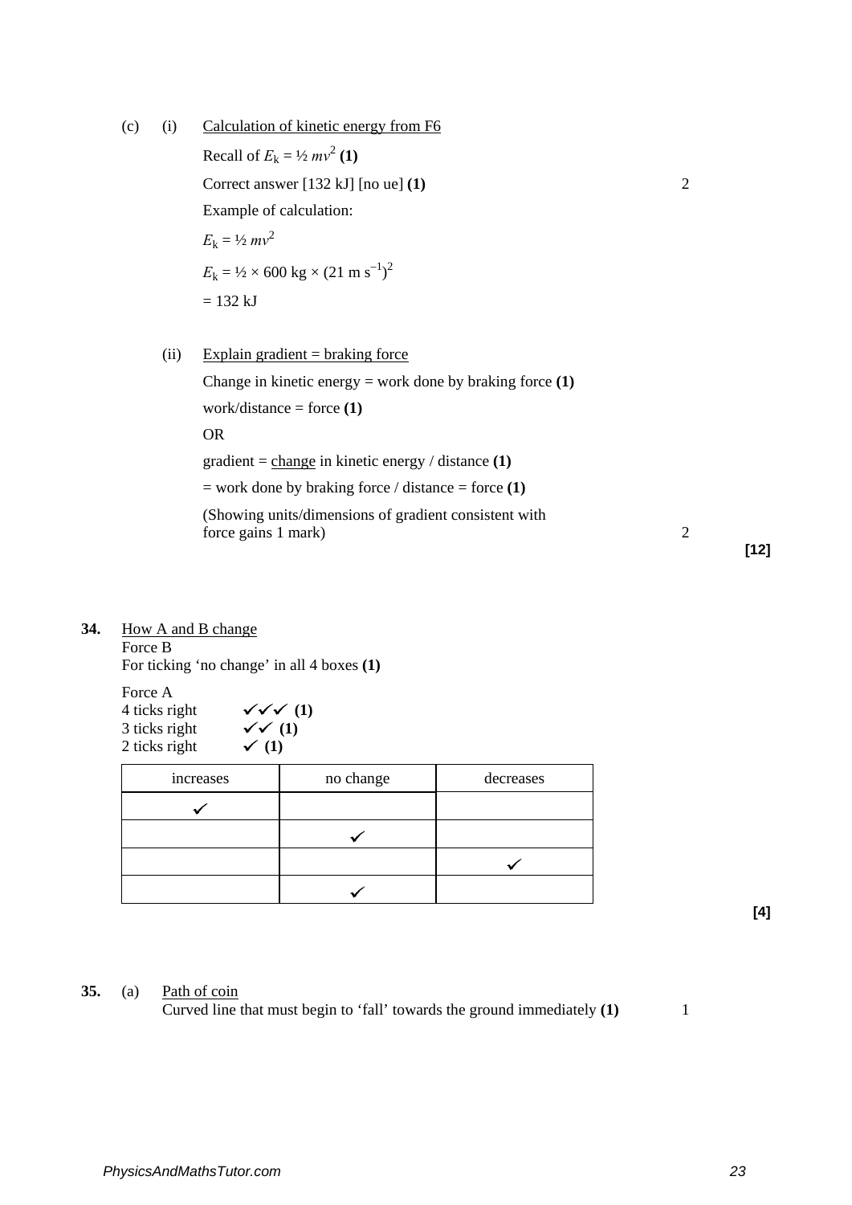(c) (i) Calculation of kinetic energy from F6

Recall of $E_k = ½ mv^2$ **(1)**

Correct answer [132 kJ] [no ue] **(1)** 2

Example of calculation:

$E_k = ½ mv^2$

$E_k = ½ \times 600 \text{ kg} \times (21 \text{ m s}^{-1})^2$

$= 132$ kJ

(ii) Explain gradient = braking force

Change in kinetic energy = work done by braking force **(1)**

work/distance = force **(1)**

OR

gradient = change in kinetic energy / distance **(1)**

= work done by braking force / distance = force **(1)**

(Showing units/dimensions of gradient consistent with force gains 1 mark) 2

**[12]**

**34.** How A and B change

Force B

For ticking 'no change' in all 4 boxes **(1)**

Force A

4 ticks right ✓✓✓ **(1)**

3 ticks right ✓✓ **(1)**

2 ticks right ✓ **(1)**

| increases | no change | decreases |
|---|---|---|
| ✓ | | |
| | ✓ | |
| | | ✓ |
| | ✓ | |

**[4]**

**35.** (a) Path of coin

Curved line that must begin to 'fall' towards the ground immediately **(1)** 1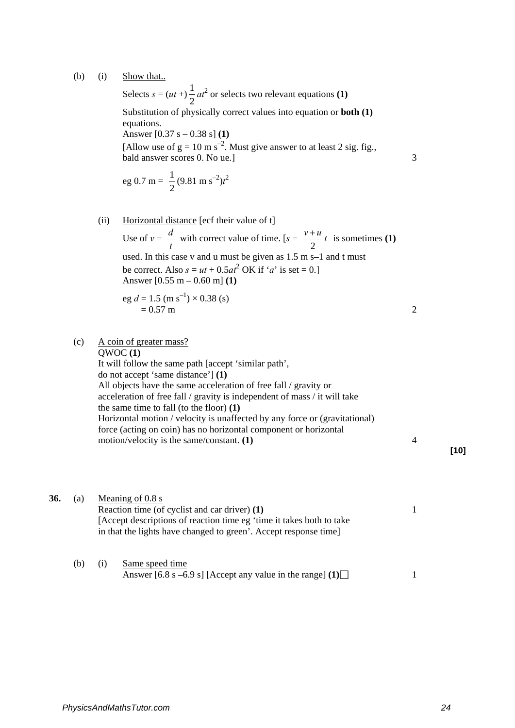(b) (i) Show that..

Selects $s = (ut +)\frac{1}{2}at^2$ or selects two relevant equations **(1)**

Substitution of physically correct values into equation or **both (1)** equations.

Answer [0.37 s – 0.38 s] **(1)**

[Allow use of g = 10 m $s^{-2}$. Must give answer to at least 2 sig. fig., bald answer scores 0. No ue.] 3

eg 0.7 m = $\frac{1}{2}(9.81 \text{ m s}^{-2})t^2$

(ii) Horizontal distance [ecf their value of t]

Use of $v = \frac{d}{t}$ with correct value of time. [$s = \frac{v+u}{2}t$ is sometimes **(1)** used. In this case v and u must be given as 1.5 m s–1 and t must be correct. Also $s = ut + 0.5at^2$ OK if '$a$' is set = 0.]

Answer [0.55 m – 0.60 m] **(1)**

eg $d = 1.5 \text{ (m s}^{-1}) \times 0.38 \text{ (s)}$
$= 0.57$ m 2

(c) A coin of greater mass?

QWOC **(1)**

It will follow the same path [accept 'similar path', do not accept 'same distance'] **(1)**

All objects have the same acceleration of free fall / gravity or acceleration of free fall / gravity is independent of mass / it will take the same time to fall (to the floor) **(1)**

Horizontal motion / velocity is unaffected by any force or (gravitational) force (acting on coin) has no horizontal component or horizontal motion/velocity is the same/constant. **(1)** 4

**[10]**

**36.** (a) Meaning of 0.8 s

Reaction time (of cyclist and car driver) **(1)** 1

[Accept descriptions of reaction time eg 'time it takes both to take in that the lights have changed to green'. Accept response time]

(b) (i) Same speed time

Answer [6.8 s –6.9 s] [Accept any value in the range] **(1)** 1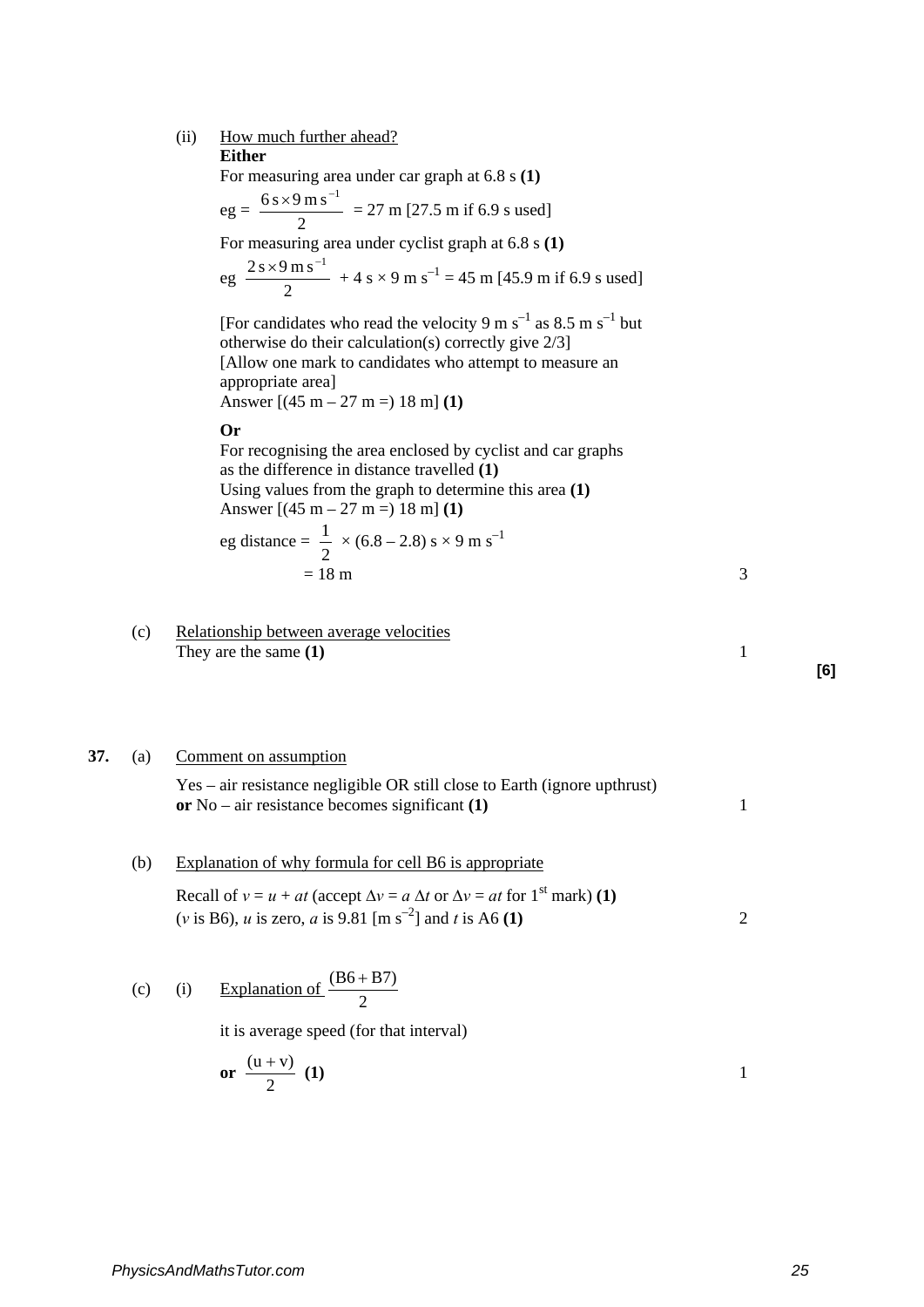(ii) How much further ahead?

**Either**

For measuring area under car graph at 6.8 s **(1)**

eg = $\frac{6\,\text{s} \times 9\,\text{m s}^{-1}}{2}$ = 27 m [27.5 m if 6.9 s used]

For measuring area under cyclist graph at 6.8 s **(1)**

eg $\frac{2\,\text{s} \times 9\,\text{m s}^{-1}}{2}$ + 4 s × 9 m s$^{-1}$ = 45 m [45.9 m if 6.9 s used]

[For candidates who read the velocity 9 m s$^{-1}$ as 8.5 m s$^{-1}$ but otherwise do their calculation(s) correctly give 2/3]

[Allow one mark to candidates who attempt to measure an appropriate area]

Answer [(45 m – 27 m =) 18 m] **(1)**

**Or**

For recognising the area enclosed by cyclist and car graphs as the difference in distance travelled **(1)**

Using values from the graph to determine this area **(1)**

Answer [(45 m – 27 m =) 18 m] **(1)**

eg distance = $\frac{1}{2}$ × (6.8 – 2.8) s × 9 m s$^{-1}$

= 18 m — 3

(c) Relationship between average velocities

They are the same **(1)** — 1

**[6]**

**37.** (a) Comment on assumption

Yes – air resistance negligible OR still close to Earth (ignore upthrust) **or** No – air resistance becomes significant **(1)** — 1

(b) Explanation of why formula for cell B6 is appropriate

Recall of $v = u + at$ (accept $\Delta v = a\,\Delta t$ or $\Delta v = at$ for 1st mark) **(1)**

($v$ is B6), $u$ is zero, $a$ is 9.81 [m s$^{-2}$] and $t$ is A6 **(1)** — 2

(c) (i) Explanation of $\frac{(\text{B6} + \text{B7})}{2}$

it is average speed (for that interval)

**or** $\frac{(u + v)}{2}$ **(1)** — 1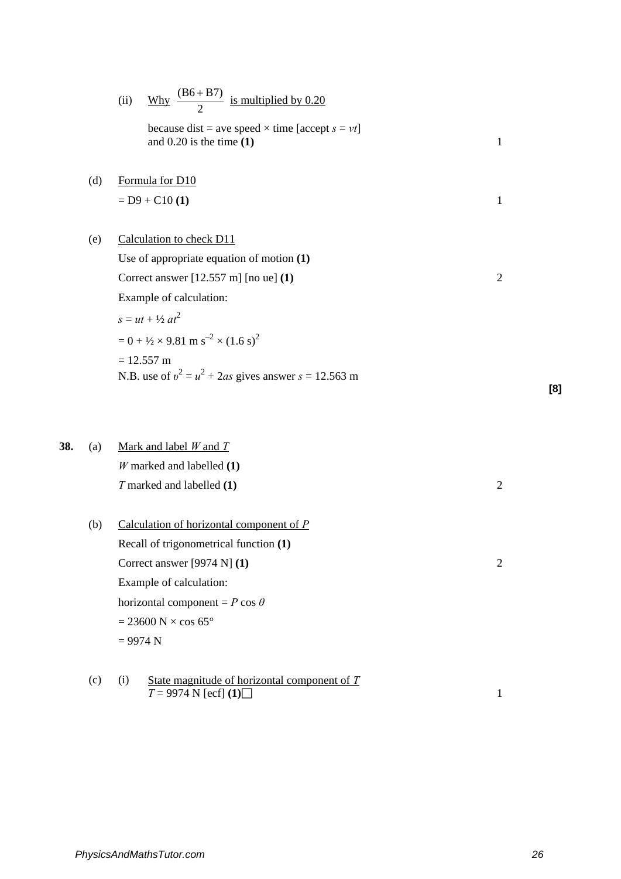(ii) Why $\frac{(B6 + B7)}{2}$ is multiplied by 0.20

because dist = ave speed × time [accept $s = vt$] and 0.20 is the time **(1)** 1

(d) Formula for D10

= D9 + C10 **(1)** 1

(e) Calculation to check D11

Use of appropriate equation of motion **(1)**

Correct answer [12.557 m] [no ue] **(1)** 2

Example of calculation:

$s = ut + ½ at^2$

$= 0 + ½ \times 9.81 \text{ m s}^{-2} \times (1.6 \text{ s})^2$

= 12.557 m

N.B. use of $v^2 = u^2 + 2as$ gives answer $s$ = 12.563 m

**[8]**

**38.** (a) Mark and label $W$ and $T$

$W$ marked and labelled **(1)**

$T$ marked and labelled **(1)** 2

(b) Calculation of horizontal component of $P$

Recall of trigonometrical function **(1)**

Correct answer [9974 N] **(1)** 2

Example of calculation:

horizontal component = $P \cos \theta$

= 23600 N × cos 65°

= 9974 N

(c) (i) State magnitude of horizontal component of $T$

$T$ = 9974 N [ecf] **(1)**☐ 1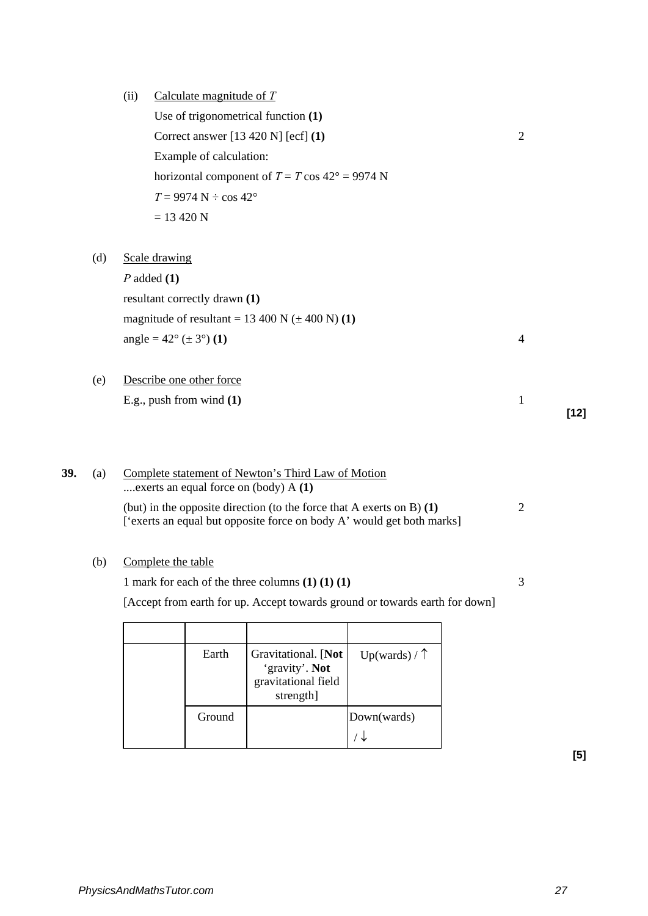(ii) Calculate magnitude of $T$

Use of trigonometrical function **(1)**

Correct answer [13 420 N] [ecf] **(1)** 2

Example of calculation:

horizontal component of $T = T \cos 42° = 9974$ N

$T = 9974 \text{ N} \div \cos 42°$

$= 13\ 420$ N

(d) Scale drawing

$P$ added **(1)**

resultant correctly drawn **(1)**

magnitude of resultant = 13 400 N (± 400 N) **(1)**

angle = 42° (± 3°) **(1)** 4

(e) Describe one other force

E.g., push from wind **(1)** 1

**[12]**

**39.** (a) Complete statement of Newton's Third Law of Motion

....exerts an equal force on (body) A **(1)**

(but) in the opposite direction (to the force that A exerts on B) **(1)** 2

['exerts an equal but opposite force on body A' would get both marks]

(b) Complete the table

1 mark for each of the three columns **(1) (1) (1)** 3

[Accept from earth for up. Accept towards ground or towards earth for down]

| | | | |
|---|---|---|---|
| | | | |
| | Earth | Gravitational. [**Not** 'gravity'. **Not** gravitational field strength] | Up(wards) / ↑ |
| | Ground | | Down(wards) / ↓ |

**[5]**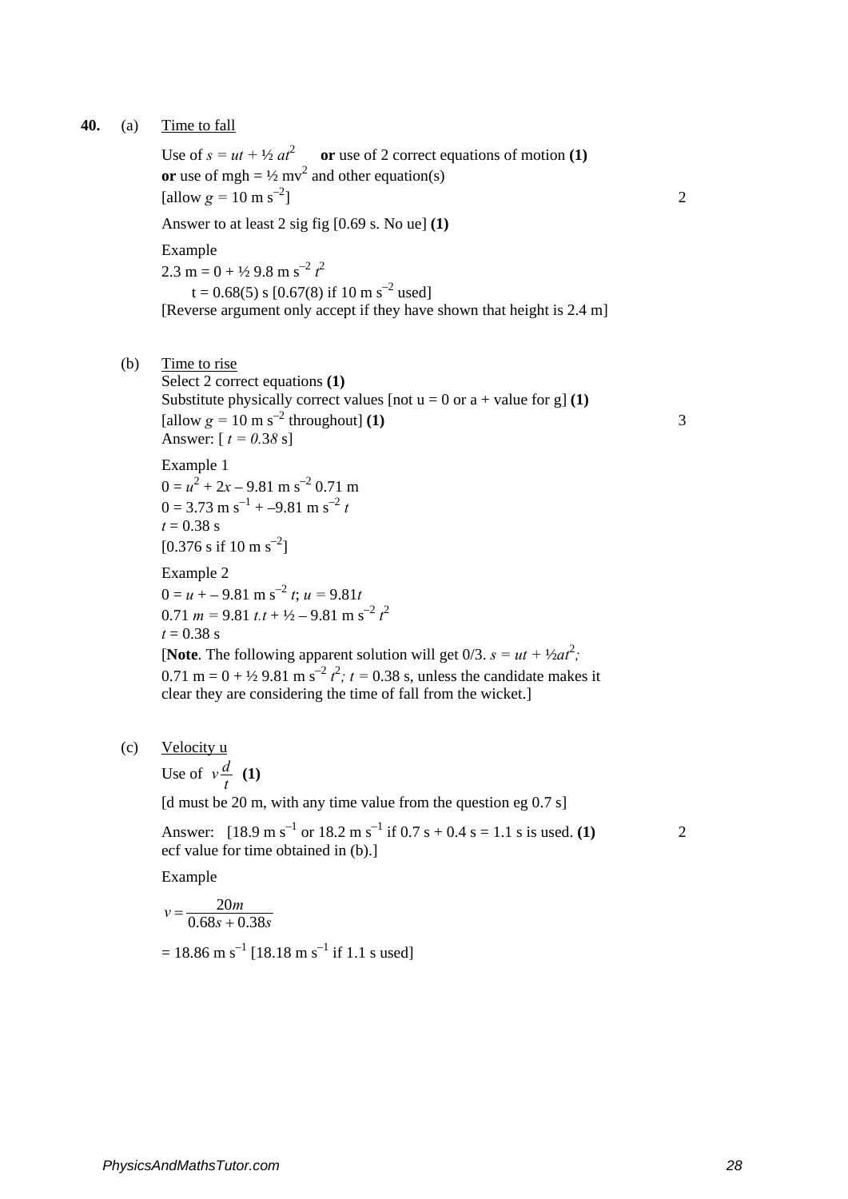**40.** (a) Time to fall

Use of $s = ut + ½\ at^2$ **or** use of 2 correct equations of motion **(1)**
**or** use of mgh = ½ mv$^2$ and other equation(s)
[allow $g = 10$ m s$^{-2}$] 2

Answer to at least 2 sig fig [0.69 s. No ue] **(1)**

Example
2.3 m = 0 + ½ 9.8 m s$^{-2}$ $t^2$
t = 0.68(5) s [0.67(8) if 10 m s$^{-2}$ used]
[Reverse argument only accept if they have shown that height is 2.4 m]

(b) Time to rise
Select 2 correct equations **(1)**
Substitute physically correct values [not u = 0 or a + value for g] **(1)**
[allow $g = 10$ m s$^{-2}$ throughout] **(1)** 3
Answer: [ $t = 0.38$ s]

Example 1
$0 = u^2 + 2x - 9.81$ m s$^{-2}$ 0.71 m
$0 = 3.73$ m s$^{-1}$ + $-9.81$ m s$^{-2}$ $t$
$t = 0.38$ s
[0.376 s if 10 m s$^{-2}$]

Example 2
$0 = u + -9.81$ m s$^{-2}$ $t$; $u = 9.81t$
0.71 $m = 9.81\ t.t + ½ - 9.81$ m s$^{-2}$ $t^2$
$t = 0.38$ s
[**Note**. The following apparent solution will get 0/3. $s = ut + ½at^2$;
0.71 m = 0 + ½ 9.81 m s$^{-2}$ $t^2$; $t = 0.38$ s, unless the candidate makes it clear they are considering the time of fall from the wicket.]

(c) Velocity u
Use of $v\dfrac{d}{t}$ **(1)**
[d must be 20 m, with any time value from the question eg 0.7 s]

Answer: [18.9 m s$^{-1}$ or 18.2 m s$^{-1}$ if 0.7 s + 0.4 s = 1.1 s is used. **(1)** 2
ecf value for time obtained in (b).]

Example

$$v = \frac{20m}{0.68s + 0.38s}$$

= 18.86 m s$^{-1}$ [18.18 m s$^{-1}$ if 1.1 s used]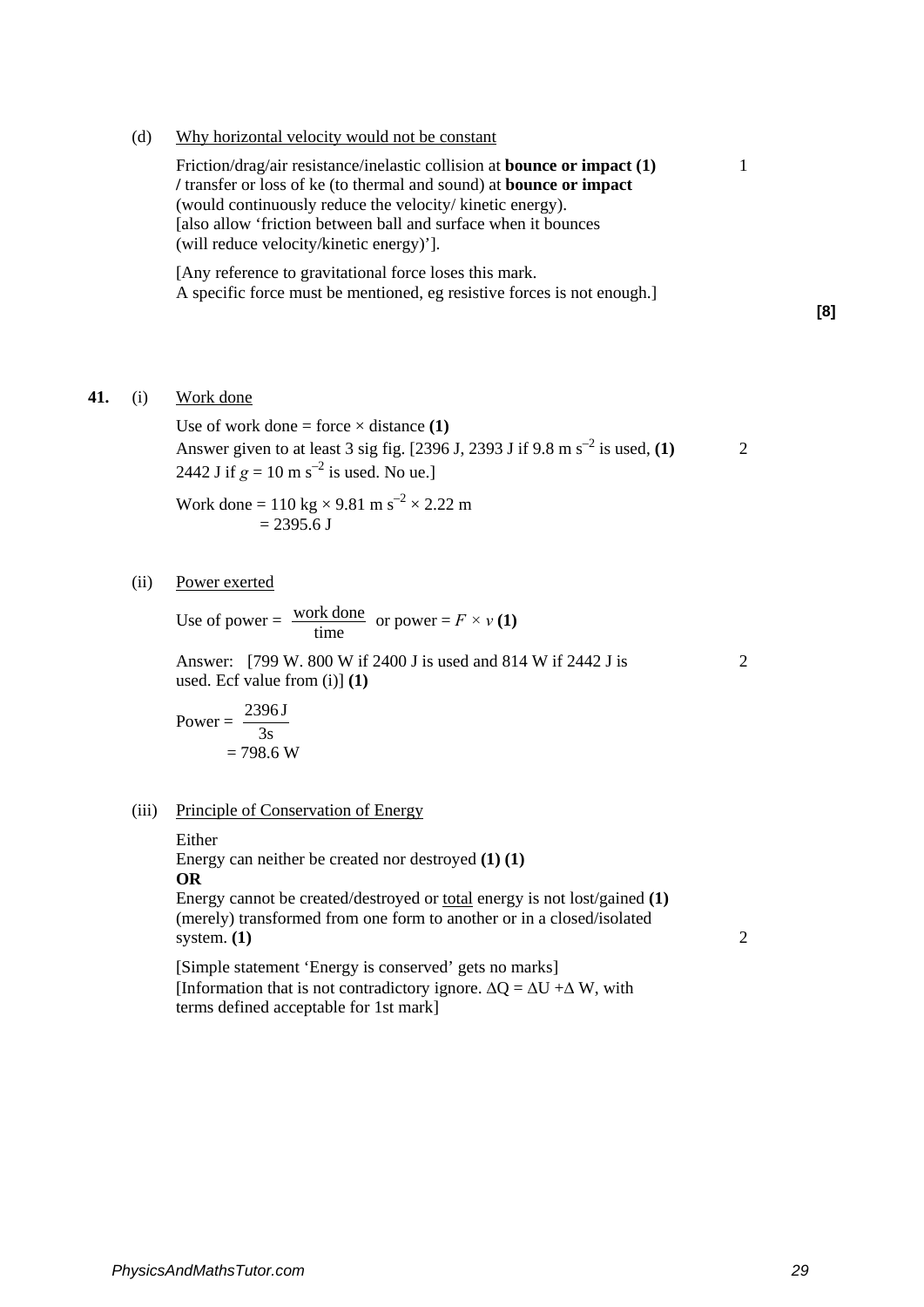(d) Why horizontal velocity would not be constant

Friction/drag/air resistance/inelastic collision at **bounce or impact (1)** / transfer or loss of ke (to thermal and sound) at **bounce or impact** (would continuously reduce the velocity/ kinetic energy).
[also allow 'friction between ball and surface when it bounces (will reduce velocity/kinetic energy)']. 1

[Any reference to gravitational force loses this mark.
A specific force must be mentioned, eg resistive forces is not enough.]

**[8]**

**41.** (i) Work done

Use of work done = force × distance **(1)**
Answer given to at least 3 sig fig. [2396 J, 2393 J if 9.8 m $s^{-2}$ is used, **(1)** 2442 J if $g$ = 10 m $s^{-2}$ is used. No ue.] 2

Work done = 110 kg × 9.81 m $s^{-2}$ × 2.22 m
= 2395.6 J

(ii) Power exerted

Use of power = $\frac{\text{work done}}{\text{time}}$ or power = $F \times v$ **(1)**

Answer: [799 W. 800 W if 2400 J is used and 814 W if 2442 J is used. Ecf value from (i)] **(1)** 2

Power = $\frac{2396\,\text{J}}{3\text{s}}$
= 798.6 W

(iii) Principle of Conservation of Energy

Either
Energy can neither be created nor destroyed **(1) (1)**
**OR**
Energy cannot be created/destroyed or total energy is not lost/gained **(1)**
(merely) transformed from one form to another or in a closed/isolated system. **(1)** 2

[Simple statement 'Energy is conserved' gets no marks]
[Information that is not contradictory ignore. $\Delta Q = \Delta U + \Delta W$, with terms defined acceptable for 1st mark]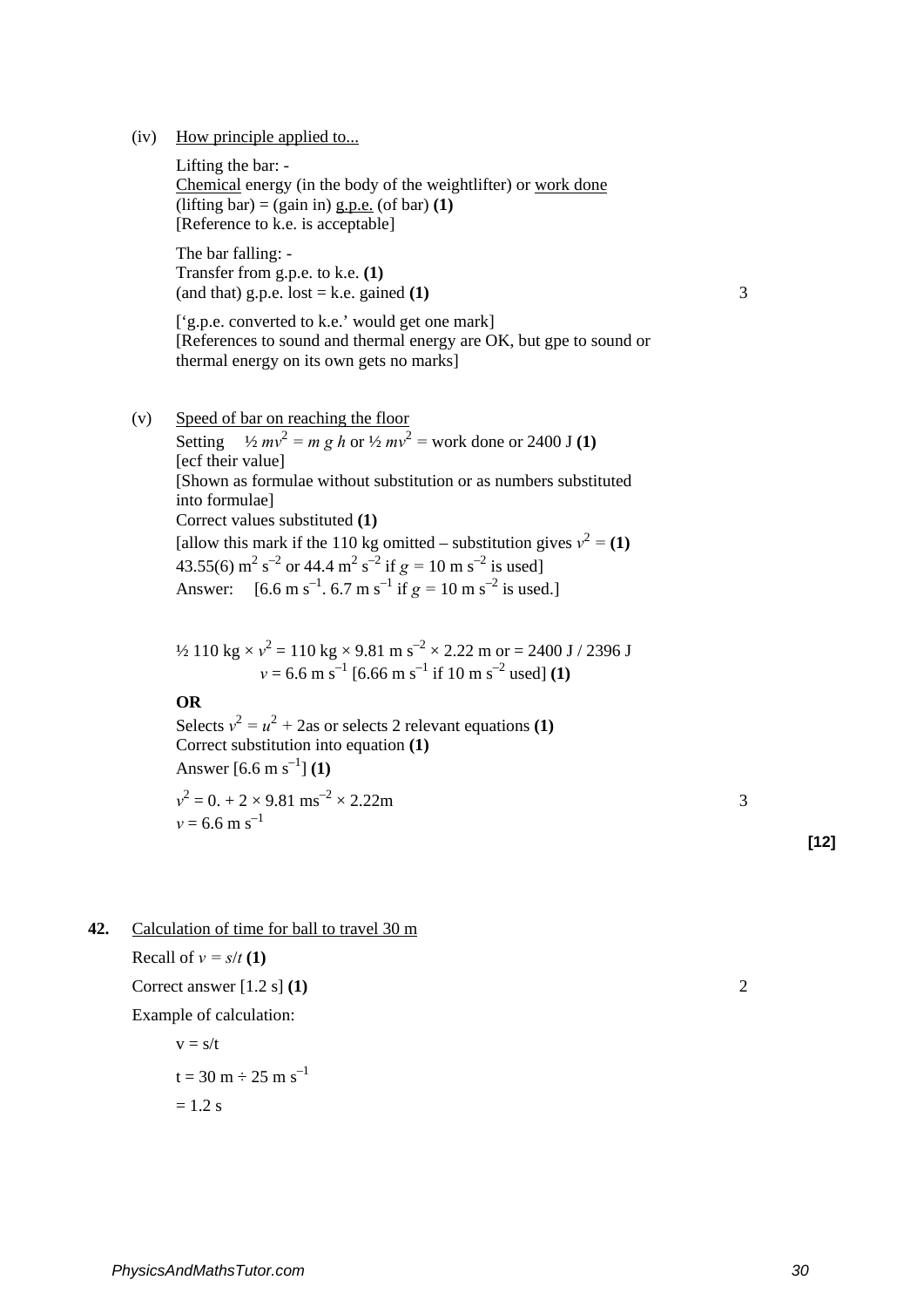(iv) <u>How principle applied to...</u>

Lifting the bar: -
<u>Chemical</u> energy (in the body of the weightlifter) or <u>work done</u> (lifting bar) = (gain in) <u>g.p.e.</u> (of bar) **(1)**
[Reference to k.e. is acceptable]

The bar falling: -
Transfer from g.p.e. to k.e. **(1)**
(and that) g.p.e. lost = k.e. gained **(1)** 3

['g.p.e. converted to k.e.' would get one mark]
[References to sound and thermal energy are OK, but gpe to sound or thermal energy on its own gets no marks]

(v) <u>Speed of bar on reaching the floor</u>
Setting $\frac{1}{2}mv^2 = mgh$ or $\frac{1}{2}mv^2$ = work done or 2400 J **(1)**
[ecf their value]
[Shown as formulae without substitution or as numbers substituted into formulae]
Correct values substituted **(1)**
[allow this mark if the 110 kg omitted – substitution gives $v^2 =$ **(1)**
43.55(6) $m^2 s^{-2}$ or 44.4 $m^2 s^{-2}$ if $g = 10$ m $s^{-2}$ is used]
Answer: [6.6 m $s^{-1}$. 6.7 m $s^{-1}$ if $g = 10$ m $s^{-2}$ is used.]

$\frac{1}{2}$ 110 kg × $v^2$ = 110 kg × 9.81 m $s^{-2}$ × 2.22 m or = 2400 J / 2396 J
$v$ = 6.6 m $s^{-1}$ [6.66 m $s^{-1}$ if 10 m $s^{-2}$ used] **(1)**

**OR**

Selects $v^2 = u^2 + 2as$ or selects 2 relevant equations **(1)**
Correct substitution into equation **(1)**
Answer [6.6 m $s^{-1}$] **(1)**

$v^2 = 0. + 2 \times 9.81 \text{ ms}^{-2} \times 2.22\text{m}$ 3
$v$ = 6.6 m $s^{-1}$

**[12]**

**42.** <u>Calculation of time for ball to travel 30 m</u>

Recall of $v = s/t$ **(1)**

Correct answer [1.2 s] **(1)** 2

Example of calculation:

$v = s/t$

$t = 30 \text{ m} \div 25 \text{ m s}^{-1}$

$= 1.2$ s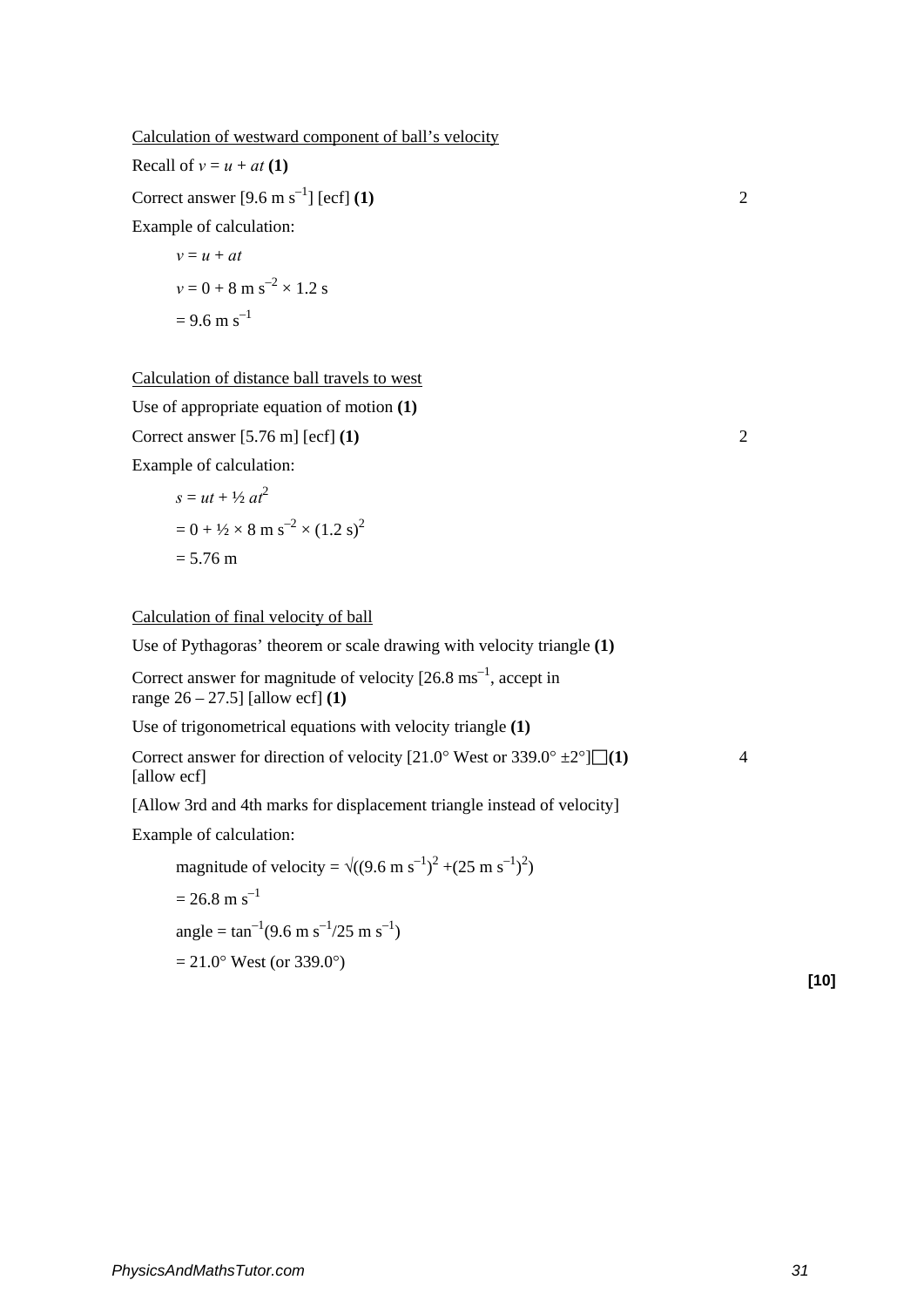Calculation of westward component of ball's velocity

Recall of $v = u + at$ **(1)**

Correct answer [9.6 m s$^{-1}$] [ecf] **(1)** 2

Example of calculation:

$v = u + at$

$v = 0 + 8 \text{ m s}^{-2} \times 1.2 \text{ s}$

$= 9.6 \text{ m s}^{-1}$

Calculation of distance ball travels to west

Use of appropriate equation of motion **(1)**

Correct answer [5.76 m] [ecf] **(1)** 2

Example of calculation:

$s = ut + ½ at^2$

$= 0 + ½ \times 8 \text{ m s}^{-2} \times (1.2 \text{ s})^2$

$= 5.76 \text{ m}$

Calculation of final velocity of ball

Use of Pythagoras' theorem or scale drawing with velocity triangle **(1)**

Correct answer for magnitude of velocity [26.8 ms$^{-1}$, accept in range 26 – 27.5] [allow ecf] **(1)**

Use of trigonometrical equations with velocity triangle **(1)**

Correct answer for direction of velocity [21.0° West or 339.0° ±2°] **(1)** [allow ecf] 4

[Allow 3rd and 4th marks for displacement triangle instead of velocity]

Example of calculation:

magnitude of velocity = $\sqrt{((9.6 \text{ m s}^{-1})^2 + (25 \text{ m s}^{-1})^2)}$

$= 26.8 \text{ m s}^{-1}$

angle = $\tan^{-1}(9.6 \text{ m s}^{-1}/25 \text{ m s}^{-1})$

$= 21.0°$ West (or 339.0°)

**[10]**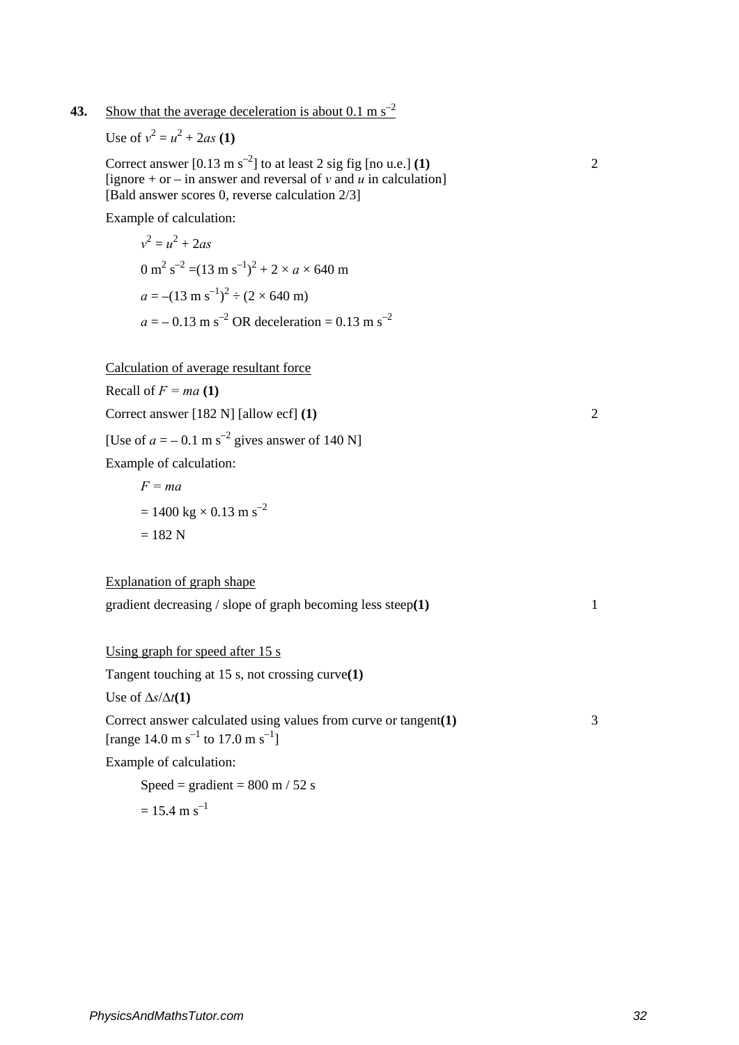**43.** Show that the average deceleration is about 0.1 m s$^{-2}$

Use of $v^2 = u^2 + 2as$ **(1)**

Correct answer [0.13 m s$^{-2}$] to at least 2 sig fig [no u.e.] **(1)** 2
[ignore + or – in answer and reversal of $v$ and $u$ in calculation]
[Bald answer scores 0, reverse calculation 2/3]

Example of calculation:

$v^2 = u^2 + 2as$

$0 \text{ m}^2 \text{ s}^{-2} = (13 \text{ m s}^{-1})^2 + 2 \times a \times 640 \text{ m}$

$a = -(13 \text{ m s}^{-1})^2 \div (2 \times 640 \text{ m})$

$a = -0.13 \text{ m s}^{-2}$ OR deceleration = $0.13 \text{ m s}^{-2}$

Calculation of average resultant force

Recall of $F = ma$ **(1)**

Correct answer [182 N] [allow ecf] **(1)** 2

[Use of $a = -0.1 \text{ m s}^{-2}$ gives answer of 140 N]

Example of calculation:

$F = ma$

$= 1400 \text{ kg} \times 0.13 \text{ m s}^{-2}$

$= 182 \text{ N}$

Explanation of graph shape

gradient decreasing / slope of graph becoming less steep**(1)** 1

Using graph for speed after 15 s

Tangent touching at 15 s, not crossing curve**(1)**

Use of $\Delta s/\Delta t$**(1)**

Correct answer calculated using values from curve or tangent**(1)** 3
[range 14.0 m s$^{-1}$ to 17.0 m s$^{-1}$]

Example of calculation:

Speed = gradient = 800 m / 52 s

$= 15.4 \text{ m s}^{-1}$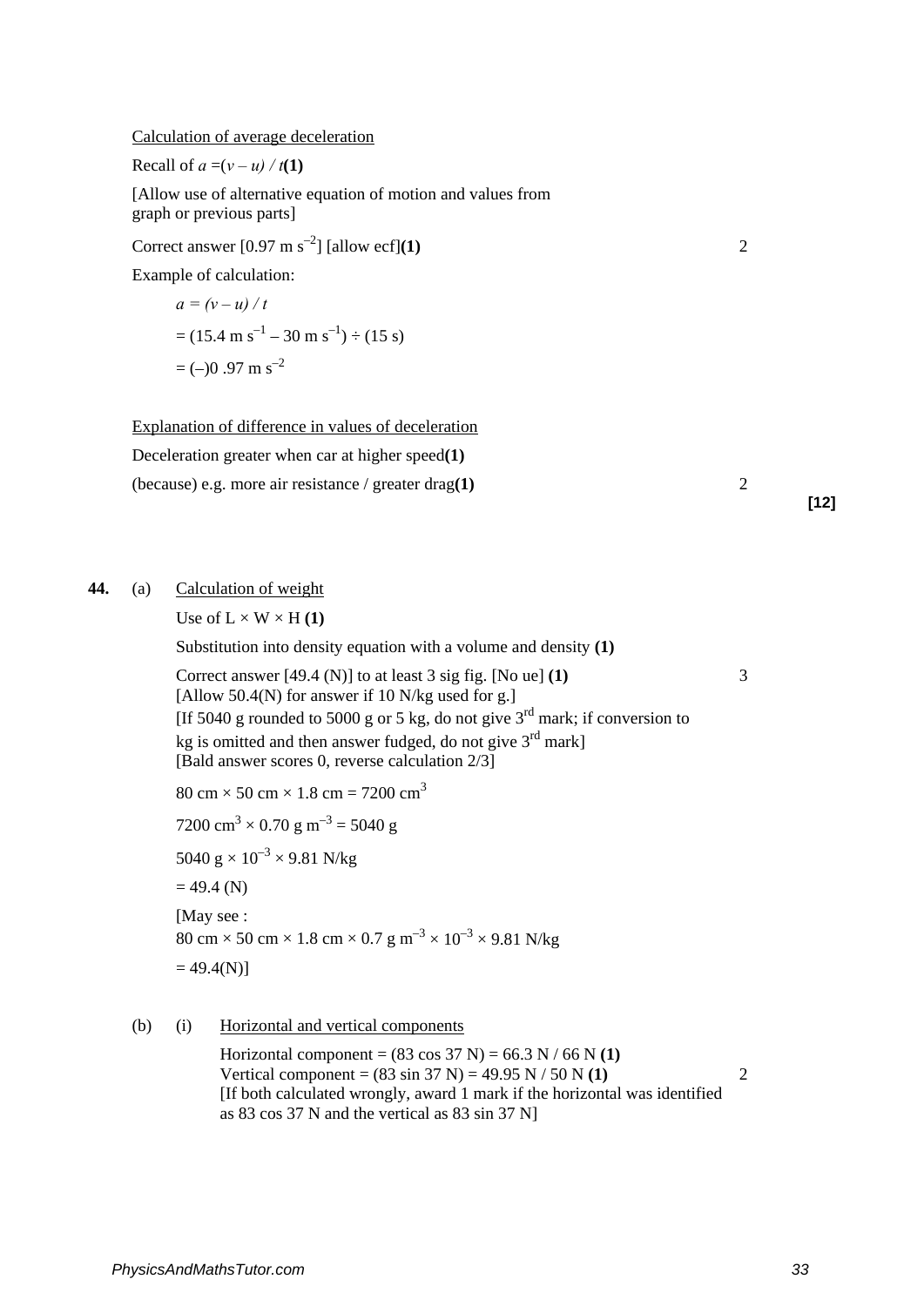Calculation of average deceleration

Recall of $a = (v - u) / t$ **(1)**

[Allow use of alternative equation of motion and values from graph or previous parts]

Correct answer [0.97 m $s^{-2}$] [allow ecf] **(1)** 2

Example of calculation:

$a = (v - u) / t$

$= (15.4 \text{ m s}^{-1} - 30 \text{ m s}^{-1}) \div (15 \text{ s})$

$= (-)0.97 \text{ m s}^{-2}$

Explanation of difference in values of deceleration

Deceleration greater when car at higher speed **(1)**

(because) e.g. more air resistance / greater drag **(1)** 2

**[12]**

**44.** (a) Calculation of weight

Use of L × W × H **(1)**

Substitution into density equation with a volume and density **(1)**

Correct answer [49.4 (N)] to at least 3 sig fig. [No ue] **(1)** 3
[Allow 50.4(N) for answer if 10 N/kg used for g.]
[If 5040 g rounded to 5000 g or 5 kg, do not give 3rd mark; if conversion to kg is omitted and then answer fudged, do not give 3rd mark]
[Bald answer scores 0, reverse calculation 2/3]

$80 \text{ cm} \times 50 \text{ cm} \times 1.8 \text{ cm} = 7200 \text{ cm}^3$

$7200 \text{ cm}^3 \times 0.70 \text{ g m}^{-3} = 5040 \text{ g}$

$5040 \text{ g} \times 10^{-3} \times 9.81 \text{ N/kg}$

$= 49.4$ (N)

[May see :
$80 \text{ cm} \times 50 \text{ cm} \times 1.8 \text{ cm} \times 0.7 \text{ g m}^{-3} \times 10^{-3} \times 9.81 \text{ N/kg}$
$= 49.4$(N)]

(b) (i) Horizontal and vertical components

Horizontal component = (83 cos 37 N) = 66.3 N / 66 N **(1)**
Vertical component = (83 sin 37 N) = 49.95 N / 50 N **(1)** 2
[If both calculated wrongly, award 1 mark if the horizontal was identified as 83 cos 37 N and the vertical as 83 sin 37 N]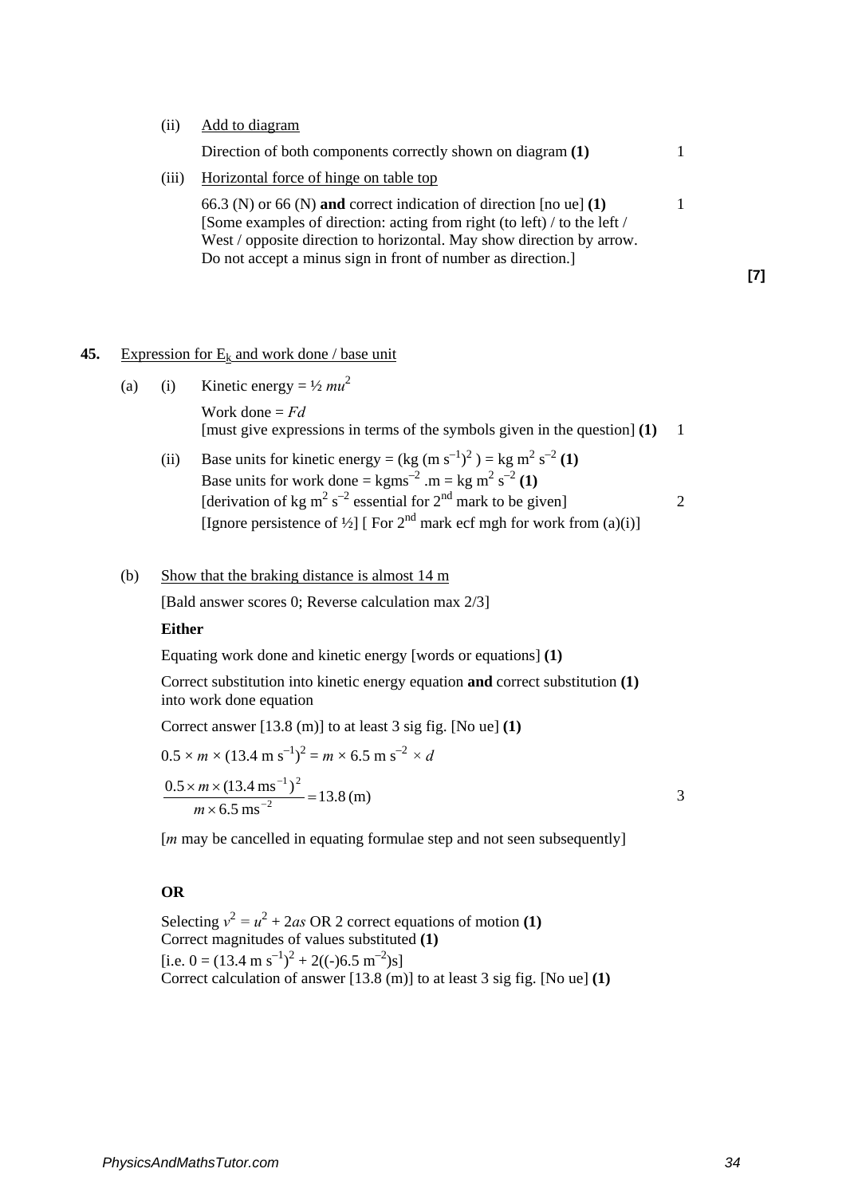(ii) Add to diagram

Direction of both components correctly shown on diagram **(1)** 1

(iii) Horizontal force of hinge on table top

66.3 (N) or 66 (N) **and** correct indication of direction [no ue] **(1)** 1
[Some examples of direction: acting from right (to left) / to the left / West / opposite direction to horizontal. May show direction by arrow. Do not accept a minus sign in front of number as direction.]

**[7]**

**45.** Expression for $E_k$ and work done / base unit

(a) (i) Kinetic energy = ½ $mu^2$

Work done = $Fd$
[must give expressions in terms of the symbols given in the question] **(1)** 1

(ii) Base units for kinetic energy = (kg (m $s^{-1}$)$^2$ ) = kg $m^2$ $s^{-2}$ **(1)**
Base units for work done = kgm$s^{-2}$ .m = kg $m^2$ $s^{-2}$ **(1)**
[derivation of kg $m^2$ $s^{-2}$ essential for 2nd mark to be given] 2
[Ignore persistence of ½] [ For 2nd mark ecf mgh for work from (a)(i)]

(b) Show that the braking distance is almost 14 m

[Bald answer scores 0; Reverse calculation max 2/3]

**Either**

Equating work done and kinetic energy [words or equations] **(1)**

Correct substitution into kinetic energy equation **and** correct substitution **(1)** into work done equation

Correct answer [13.8 (m)] to at least 3 sig fig. [No ue] **(1)**

$0.5 \times m \times (13.4 \text{ m s}^{-1})^2 = m \times 6.5 \text{ m s}^{-2} \times d$

$$\frac{0.5 \times m \times (13.4 \text{ ms}^{-1})^2}{m \times 6.5 \text{ ms}^{-2}} = 13.8 \text{ (m)}$$ 3

[$m$ may be cancelled in equating formulae step and not seen subsequently]

**OR**

Selecting $v^2 = u^2 + 2as$ OR 2 correct equations of motion **(1)**
Correct magnitudes of values substituted **(1)**
[i.e. $0 = (13.4 \text{ m s}^{-1})^2 + 2((-)6.5 \text{ m}^{-2})s$]
Correct calculation of answer [13.8 (m)] to at least 3 sig fig. [No ue] **(1)**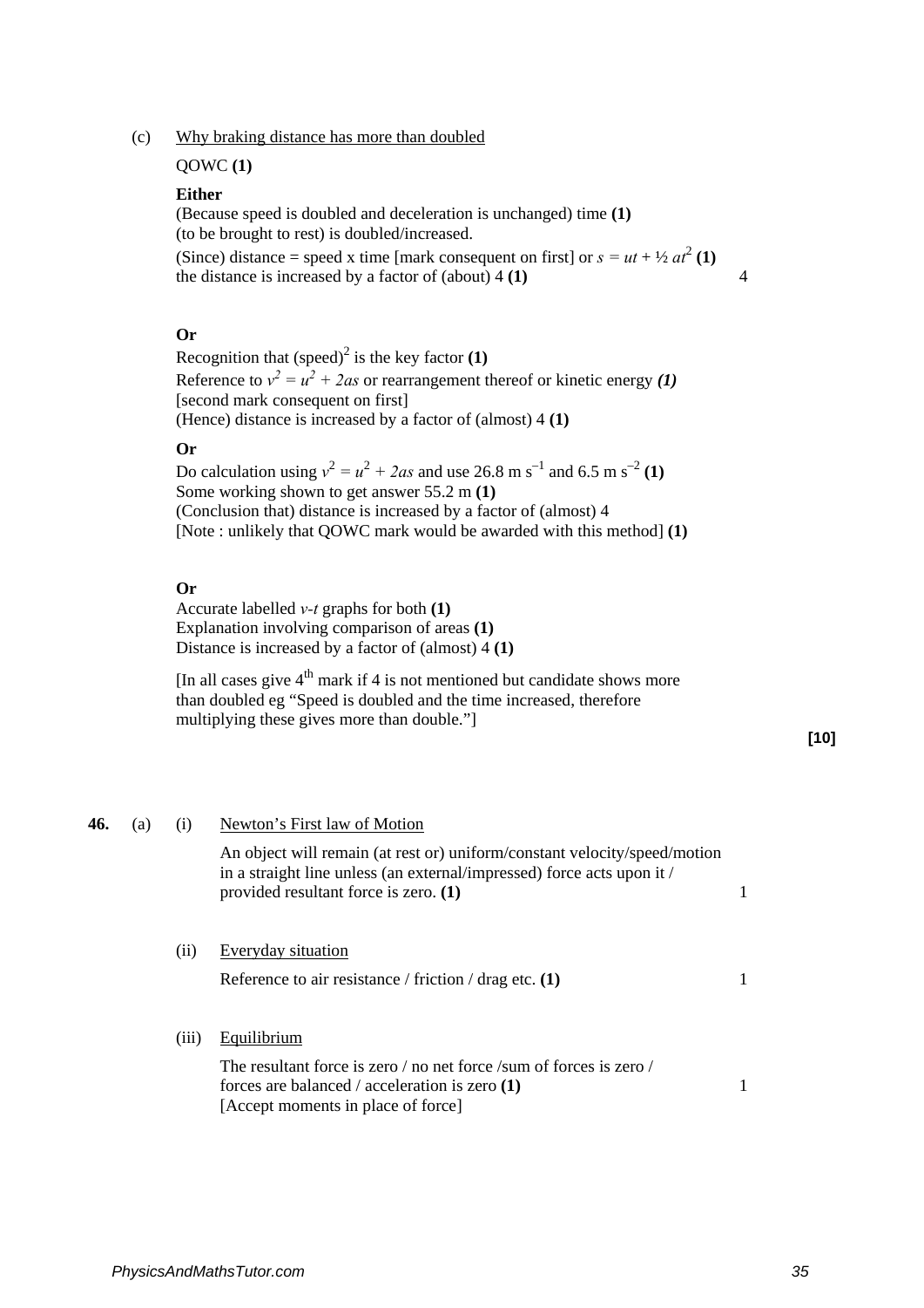(c) Why braking distance has more than doubled

QOWC **(1)**

**Either**

(Because speed is doubled and deceleration is unchanged) time **(1)**
(to be brought to rest) is doubled/increased.

(Since) distance = speed x time [mark consequent on first] or $s = ut + ½ at^2$ **(1)**
the distance is increased by a factor of (about) 4 **(1)** — 4

**Or**

Recognition that $(\text{speed})^2$ is the key factor **(1)**
Reference to $v^2 = u^2 + 2as$ or rearrangement thereof or kinetic energy ***(1)***
[second mark consequent on first]
(Hence) distance is increased by a factor of (almost) 4 **(1)**

**Or**

Do calculation using $v^2 = u^2 + 2as$ and use 26.8 m $s^{-1}$ and 6.5 m $s^{-2}$ **(1)**
Some working shown to get answer 55.2 m **(1)**
(Conclusion that) distance is increased by a factor of (almost) 4
[Note : unlikely that QOWC mark would be awarded with this method] **(1)**

**Or**

Accurate labelled *v-t* graphs for both **(1)**
Explanation involving comparison of areas **(1)**
Distance is increased by a factor of (almost) 4 **(1)**

[In all cases give 4th mark if 4 is not mentioned but candidate shows more than doubled eg "Speed is doubled and the time increased, therefore multiplying these gives more than double."]

**[10]**

**46.** (a) (i) Newton's First law of Motion

An object will remain (at rest or) uniform/constant velocity/speed/motion in a straight line unless (an external/impressed) force acts upon it / provided resultant force is zero. **(1)** — 1

(ii) Everyday situation

Reference to air resistance / friction / drag etc. **(1)** — 1

(iii) Equilibrium

The resultant force is zero / no net force /sum of forces is zero / forces are balanced / acceleration is zero **(1)** — 1
[Accept moments in place of force]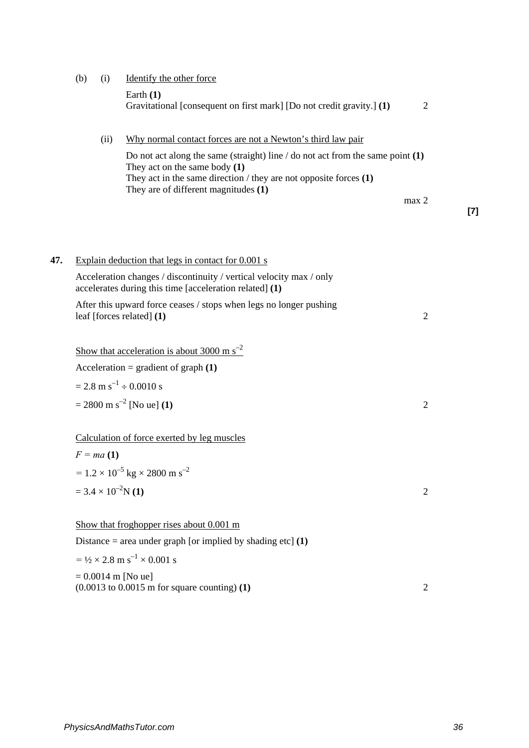(b) (i) Identify the other force

Earth **(1)**
Gravitational [consequent on first mark] [Do not credit gravity.] **(1)** 2

(ii) Why normal contact forces are not a Newton's third law pair

Do not act along the same (straight) line / do not act from the same point **(1)**
They act on the same body **(1)**
They act in the same direction / they are not opposite forces **(1)**
They are of different magnitudes **(1)**

max 2

**[7]**

**47.** Explain deduction that legs in contact for 0.001 s

Acceleration changes / discontinuity / vertical velocity max / only accelerates during this time [acceleration related] **(1)**

After this upward force ceases / stops when legs no longer pushing leaf [forces related] **(1)** 2

Show that acceleration is about 3000 m $s^{-2}$

Acceleration = gradient of graph **(1)**

$= 2.8 \text{ m s}^{-1} \div 0.0010 \text{ s}$

$= 2800 \text{ m s}^{-2}$ [No ue] **(1)** 2

Calculation of force exerted by leg muscles

$F = ma$ **(1)**

$= 1.2 \times 10^{-5} \text{ kg} \times 2800 \text{ m s}^{-2}$

$= 3.4 \times 10^{-2}\text{N}$ **(1)** 2

Show that froghopper rises about 0.001 m

Distance = area under graph [or implied by shading etc] **(1)**

$= \frac{1}{2} \times 2.8 \text{ m s}^{-1} \times 0.001 \text{ s}$

$= 0.0014$ m [No ue]
(0.0013 to 0.0015 m for square counting) **(1)** 2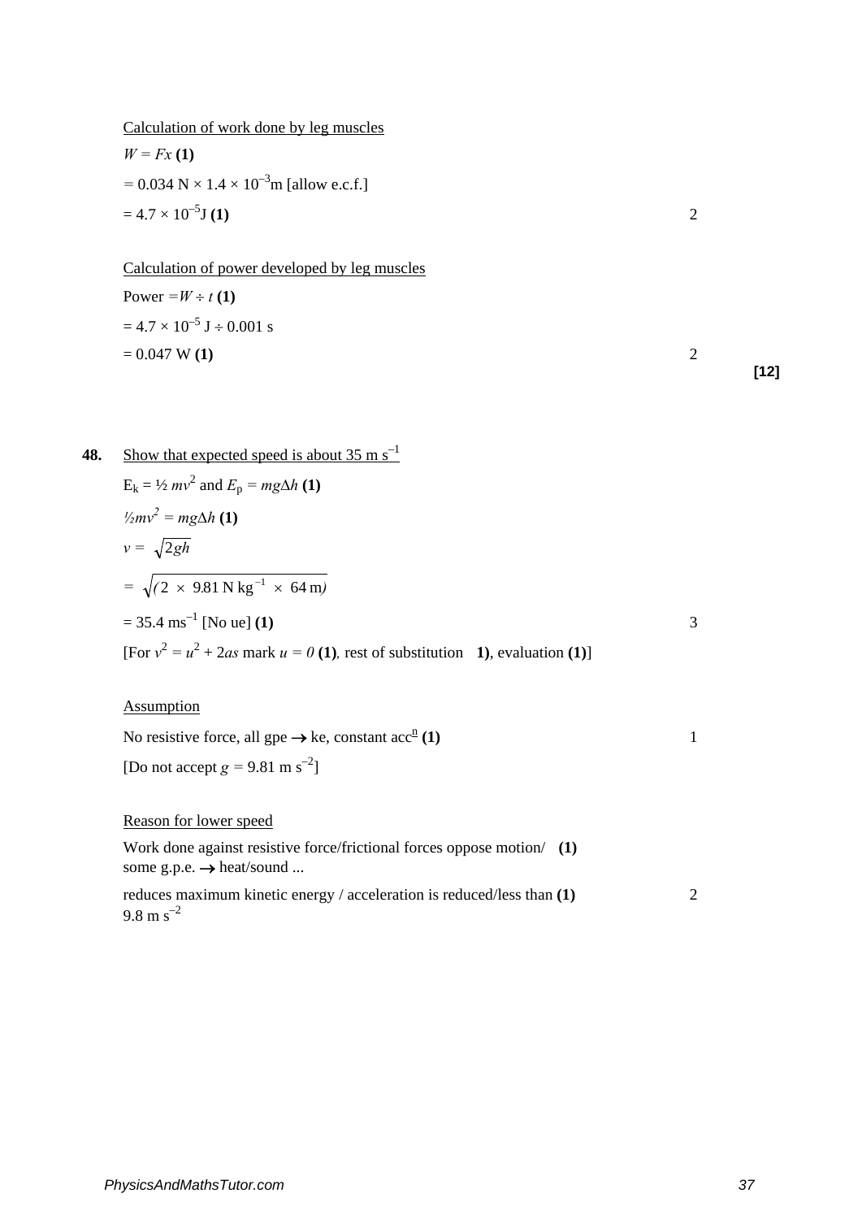Calculation of work done by leg muscles

$W = Fx$ **(1)**

$= 0.034 \text{ N} \times 1.4 \times 10^{-3}\text{m}$ [allow e.c.f.]

$= 4.7 \times 10^{-5}\text{J}$ **(1)** 2

Calculation of power developed by leg muscles

Power $= W \div t$ **(1)**

$= 4.7 \times 10^{-5} \text{ J} \div 0.001 \text{ s}$

$= 0.047 \text{ W}$ **(1)** 2

**[12]**

**48.** Show that expected speed is about 35 m $s^{-1}$

$E_k = ½ mv^2$ and $E_p = mg\Delta h$ **(1)**

$½mv^2 = mg\Delta h$ **(1)**

$v = \sqrt{2gh}$

$= \sqrt{(2 \times 9.81 \text{ N kg}^{-1} \times 64 \text{ m})}$

$= 35.4 \text{ ms}^{-1}$ [No ue] **(1)** 3

[For $v^2 = u^2 + 2as$ mark $u = 0$ **(1)**, rest of substitution **1)**, evaluation **(1)**]

Assumption

No resistive force, all gpe → ke, constant acc$^{n}$ **(1)** 1

[Do not accept $g = 9.81 \text{ m s}^{-2}$]

Reason for lower speed

Work done against resistive force/frictional forces oppose motion/ some g.p.e. → heat/sound ... **(1)**

reduces maximum kinetic energy / acceleration is reduced/less than 9.8 m $s^{-2}$ **(1)** 2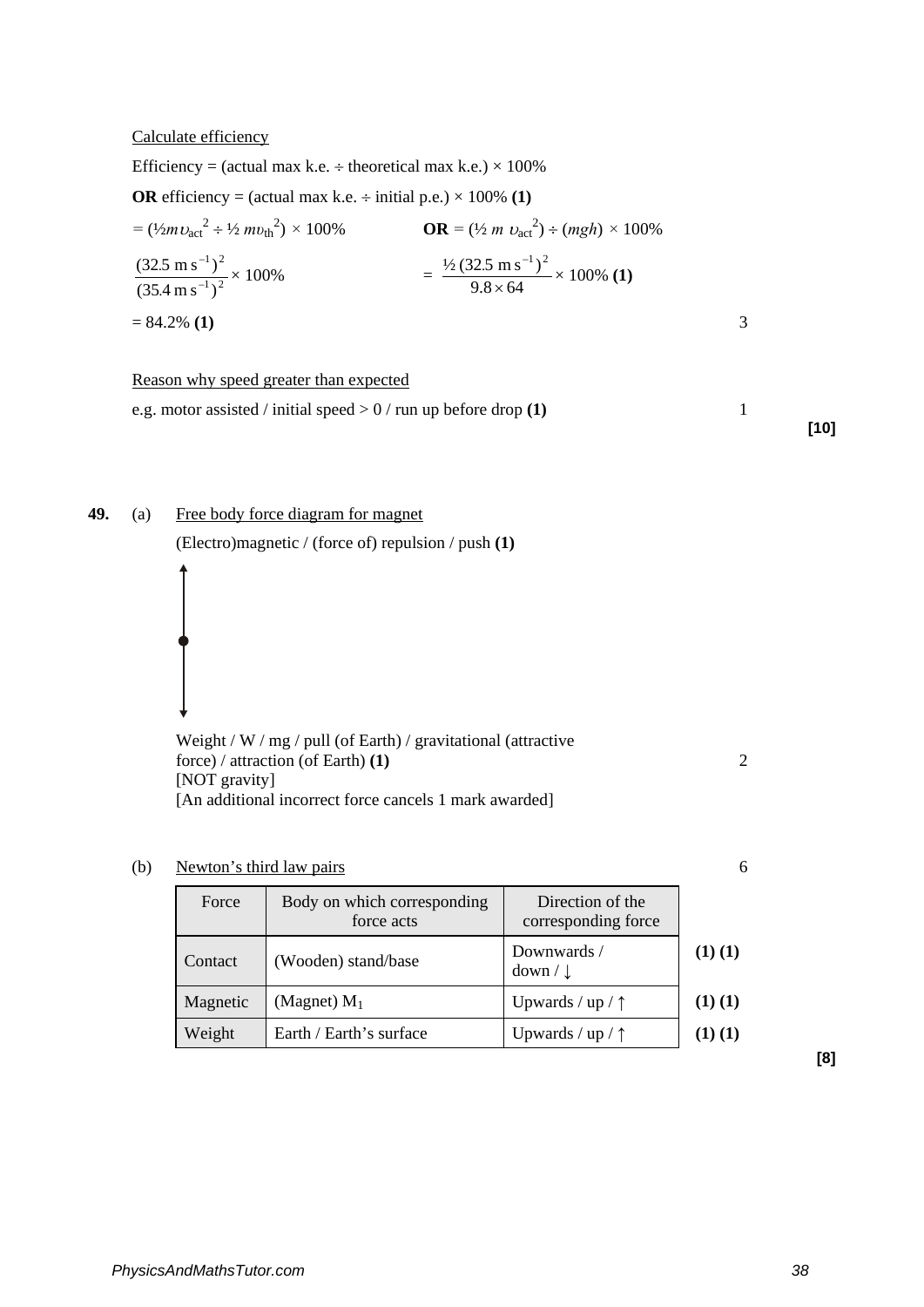Calculate efficiency

Efficiency = (actual max k.e. ÷ theoretical max k.e.) × 100%

**OR** efficiency = (actual max k.e. ÷ initial p.e.) × 100% **(1)**

$= (\frac{1}{2}m\upsilon_{act}^2 \div \frac{1}{2}m\upsilon_{th}^2) \times 100\%$ **OR** $= (\frac{1}{2}m\,\upsilon_{act}^2) \div (mgh) \times 100\%$

$\frac{(32.5\text{ m s}^{-1})^2}{(35.4\text{ m s}^{-1})^2} \times 100\%$ $= \frac{\frac{1}{2}(32.5\text{ m s}^{-1})^2}{9.8 \times 64} \times 100\%$ **(1)**

= 84.2% **(1)** 3

Reason why speed greater than expected

e.g. motor assisted / initial speed > 0 / run up before drop **(1)** 1

**[10]**

**49.** (a) Free body force diagram for magnet

(Electro)magnetic / (force of) repulsion / push **(1)**

Weight / W / mg / pull (of Earth) / gravitational (attractive force) / attraction (of Earth) **(1)** 2
[NOT gravity]
[An additional incorrect force cancels 1 mark awarded]

(b) Newton's third law pairs 6

| Force | Body on which corresponding force acts | Direction of the corresponding force | |
|---|---|---|---|
| Contact | (Wooden) stand/base | Downwards / down / ↓ | **(1) (1)** |
| Magnetic | (Magnet) $M_1$ | Upwards / up / ↑ | **(1) (1)** |
| Weight | Earth / Earth's surface | Upwards / up / ↑ | **(1) (1)** |

**[8]**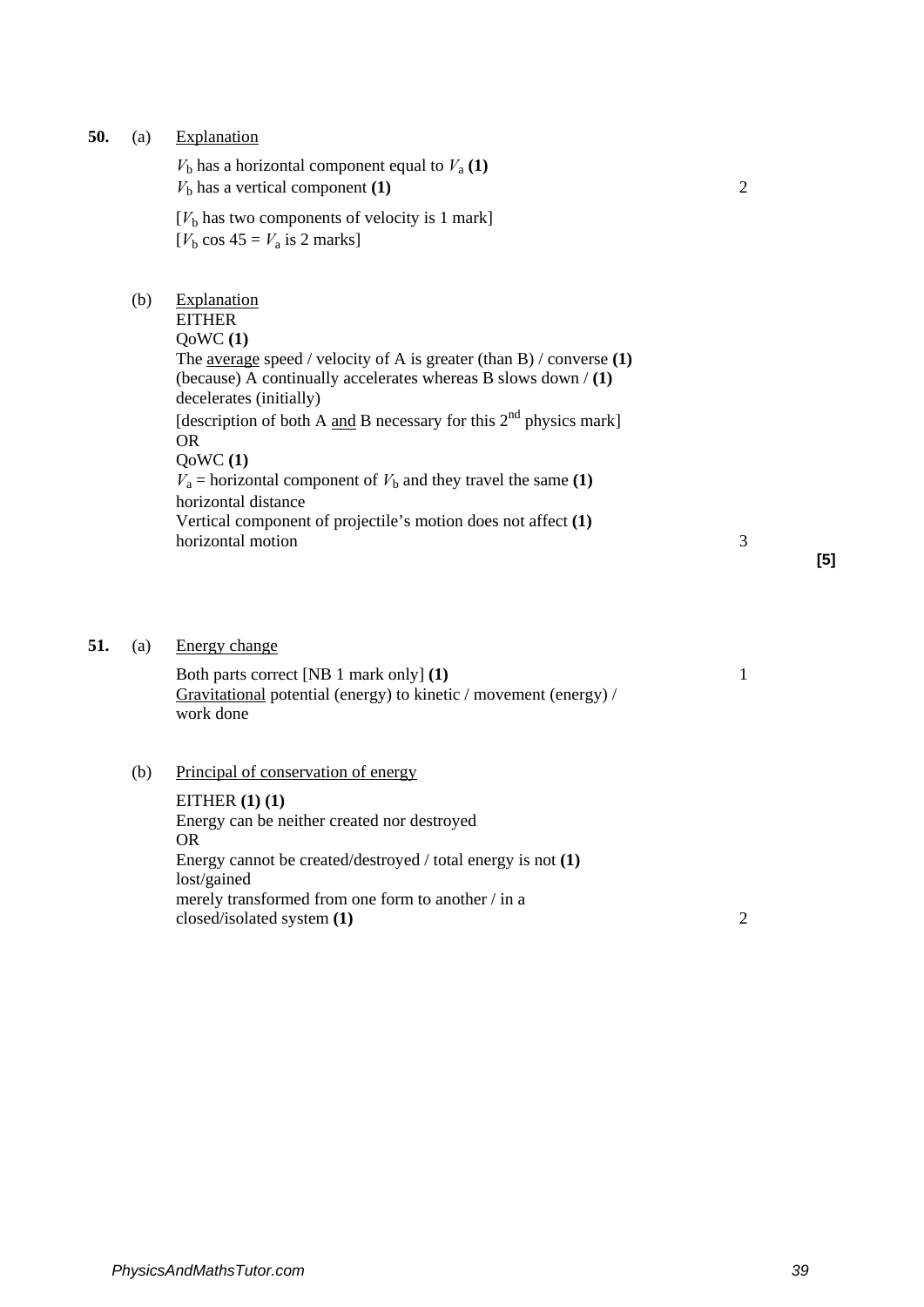**50.** (a) Explanation

$V_b$ has a horizontal component equal to $V_a$ **(1)**
$V_b$ has a vertical component **(1)** 2

[$V_b$ has two components of velocity is 1 mark]
[$V_b \cos 45 = V_a$ is 2 marks]

(b) Explanation

EITHER
QoWC **(1)**
The average speed / velocity of A is greater (than B) / converse **(1)**
(because) A continually accelerates whereas B slows down / **(1)** decelerates (initially)
[description of both A and B necessary for this 2nd physics mark]
OR
QoWC **(1)**
$V_a$ = horizontal component of $V_b$ and they travel the same **(1)** horizontal distance
Vertical component of projectile's motion does not affect **(1)** horizontal motion 3

**[5]**

**51.** (a) Energy change

Both parts correct [NB 1 mark only] **(1)** 1
Gravitational potential (energy) to kinetic / movement (energy) / work done

(b) Principal of conservation of energy

EITHER **(1) (1)**
Energy can be neither created nor destroyed
OR
Energy cannot be created/destroyed / total energy is not **(1)** lost/gained
merely transformed from one form to another / in a closed/isolated system **(1)** 2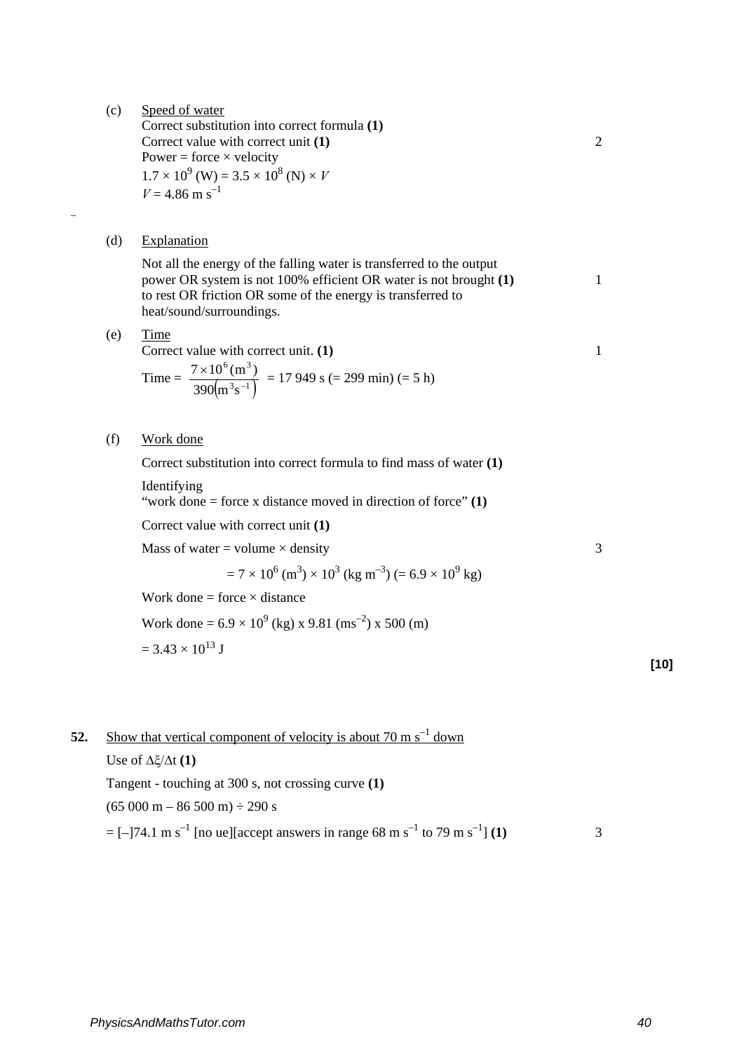(c) Speed of water

Correct substitution into correct formula **(1)**
Correct value with correct unit **(1)** — 2

Power = force × velocity

$1.7 \times 10^9$ (W) = $3.5 \times 10^8$ (N) × $V$

$V = 4.86$ m s$^{-1}$

(d) Explanation

Not all the energy of the falling water is transferred to the output power OR system is not 100% efficient OR water is not brought to rest OR friction OR some of the energy is transferred to heat/sound/surroundings. **(1)** — 1

(e) Time

Correct value with correct unit. **(1)** — 1

Time = $\dfrac{7 \times 10^6\,(\text{m}^3)}{390\left(\text{m}^3\text{s}^{-1}\right)}$ = 17 949 s (= 299 min) (= 5 h)

(f) Work done

Correct substitution into correct formula to find mass of water **(1)**

Identifying
"work done = force x distance moved in direction of force" **(1)**

Correct value with correct unit **(1)**

Mass of water = volume × density — 3

= $7 \times 10^6$ (m$^3$) × $10^3$ (kg m$^{-3}$) (= $6.9 \times 10^9$ kg)

Work done = force × distance

Work done = $6.9 \times 10^9$ (kg) x 9.81 (ms$^{-2}$) x 500 (m)

= $3.43 \times 10^{13}$ J

**[10]**

**52.** Show that vertical component of velocity is about 70 m s$^{-1}$ down

Use of $\Delta\xi/\Delta t$ **(1)**

Tangent - touching at 300 s, not crossing curve **(1)**

(65 000 m – 86 500 m) ÷ 290 s

= [–]74.1 m s$^{-1}$ [no ue][accept answers in range 68 m s$^{-1}$ to 79 m s$^{-1}$] **(1)** — 3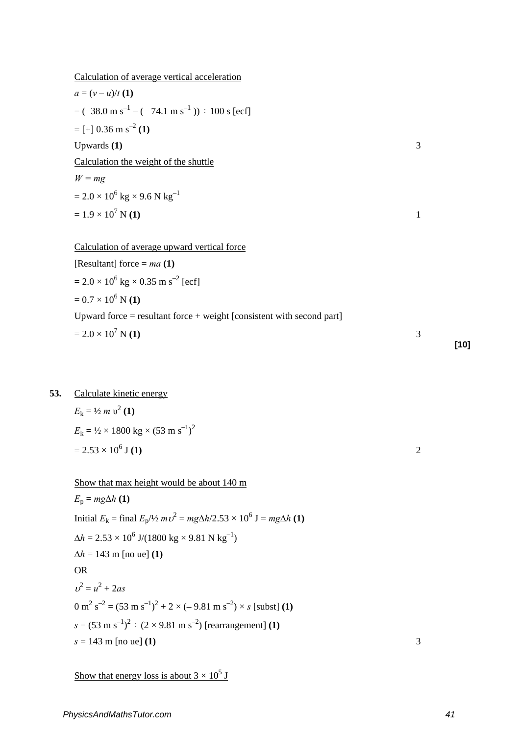Calculation of average vertical acceleration

$a = (v - u)/t$ **(1)**

$= (-38.0 \text{ m s}^{-1} - (-74.1 \text{ m s}^{-1})) \div 100 \text{ s}$ [ecf]

$=$ [+] $0.36 \text{ m s}^{-2}$ **(1)**

Upwards **(1)** 3

Calculation the weight of the shuttle

$W = mg$

$= 2.0 \times 10^6 \text{ kg} \times 9.6 \text{ N kg}^{-1}$

$= 1.9 \times 10^7 \text{ N}$ **(1)** 1

Calculation of average upward vertical force

[Resultant] force $= ma$ **(1)**

$= 2.0 \times 10^6 \text{ kg} \times 0.35 \text{ m s}^{-2}$ [ecf]

$= 0.7 \times 10^6 \text{ N}$ **(1)**

Upward force = resultant force + weight [consistent with second part]

$= 2.0 \times 10^7 \text{ N}$ **(1)** 3

**[10]**

**53.** Calculate kinetic energy

$E_k = ½\, m\, \upsilon^2$ **(1)**

$E_k = ½ \times 1800 \text{ kg} \times (53 \text{ m s}^{-1})^2$

$= 2.53 \times 10^6 \text{ J}$ **(1)** 2

Show that max height would be about 140 m

$E_p = mg\Delta h$ **(1)**

Initial $E_k$ = final $E_p$/$½\, m\upsilon^2 = mg\Delta h$/$2.53 \times 10^6 \text{ J} = mg\Delta h$ **(1)**

$\Delta h = 2.53 \times 10^6 \text{ J}/(1800 \text{ kg} \times 9.81 \text{ N kg}^{-1})$

$\Delta h = 143 \text{ m}$ [no ue] **(1)**

OR

$\upsilon^2 = u^2 + 2as$

$0 \text{ m}^2 \text{ s}^{-2} = (53 \text{ m s}^{-1})^2 + 2 \times (-9.81 \text{ m s}^{-2}) \times s$ [subst] **(1)**

$s = (53 \text{ m s}^{-1})^2 \div (2 \times 9.81 \text{ m s}^{-2})$ [rearrangement] **(1)**

$s = 143 \text{ m}$ [no ue] **(1)** 3

Show that energy loss is about $3 \times 10^5$ J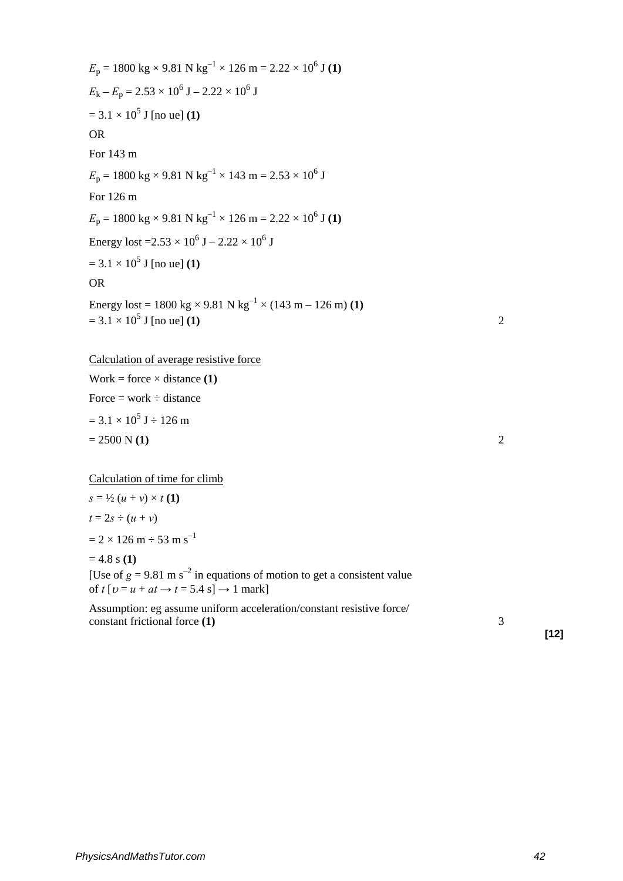$E_p = 1800 \text{ kg} \times 9.81 \text{ N kg}^{-1} \times 126 \text{ m} = 2.22 \times 10^6 \text{ J}$ **(1)**

$E_k - E_p = 2.53 \times 10^6 \text{ J} - 2.22 \times 10^6 \text{ J}$

$= 3.1 \times 10^5 \text{ J}$ [no ue] **(1)**

OR

For 143 m

$E_p = 1800 \text{ kg} \times 9.81 \text{ N kg}^{-1} \times 143 \text{ m} = 2.53 \times 10^6 \text{ J}$

For 126 m

$E_p = 1800 \text{ kg} \times 9.81 \text{ N kg}^{-1} \times 126 \text{ m} = 2.22 \times 10^6 \text{ J}$ **(1)**

Energy lost $= 2.53 \times 10^6 \text{ J} - 2.22 \times 10^6 \text{ J}$

$= 3.1 \times 10^5 \text{ J}$ [no ue] **(1)**

OR

Energy lost $= 1800 \text{ kg} \times 9.81 \text{ N kg}^{-1} \times (143 \text{ m} - 126 \text{ m})$ **(1)**
$= 3.1 \times 10^5 \text{ J}$ [no ue] **(1)** 2

Calculation of average resistive force

Work = force × distance **(1)**

Force = work ÷ distance

$= 3.1 \times 10^5 \text{ J} \div 126 \text{ m}$

$= 2500 \text{ N}$ **(1)** 2

Calculation of time for climb

$s = ½ (u + v) \times t$ **(1)**

$t = 2s \div (u + v)$

$= 2 \times 126 \text{ m} \div 53 \text{ m s}^{-1}$

$= 4.8 \text{ s}$ **(1)**
[Use of $g = 9.81 \text{ m s}^{-2}$ in equations of motion to get a consistent value of $t$ [$v = u + at \rightarrow t = 5.4 \text{ s}$] → 1 mark]

Assumption: eg assume uniform acceleration/constant resistive force/ constant frictional force **(1)** 3

**[12]**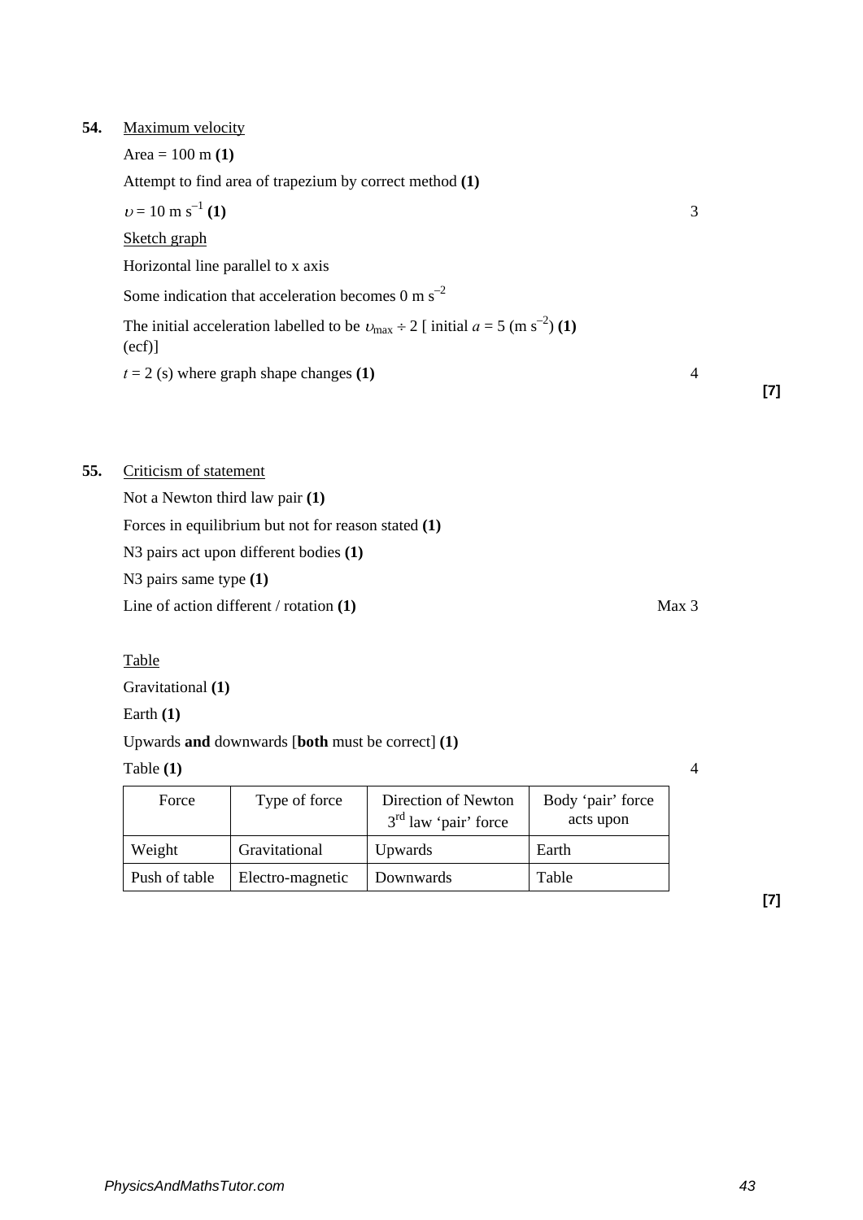**54.** Maximum velocity

Area = 100 m **(1)**

Attempt to find area of trapezium by correct method **(1)**

$\upsilon = 10 \text{ m s}^{-1}$ **(1)** 3

Sketch graph

Horizontal line parallel to x axis

Some indication that acceleration becomes $0 \text{ m s}^{-2}$

The initial acceleration labelled to be $\upsilon_{max} \div 2$ [ initial $a = 5$ (m s$^{-2}$) **(1)** (ecf)]

$t = 2$ (s) where graph shape changes **(1)** 4

**[7]**

**55.** Criticism of statement

Not a Newton third law pair **(1)**

Forces in equilibrium but not for reason stated **(1)**

N3 pairs act upon different bodies **(1)**

N3 pairs same type **(1)**

Line of action different / rotation **(1)** Max 3

Table

Gravitational **(1)**

Earth **(1)**

Upwards **and** downwards [**both** must be correct] **(1)**

Table **(1)** 4

| Force | Type of force | Direction of Newton 3rd law 'pair' force | Body 'pair' force acts upon |
|---|---|---|---|
| Weight | Gravitational | Upwards | Earth |
| Push of table | Electro-magnetic | Downwards | Table |

**[7]**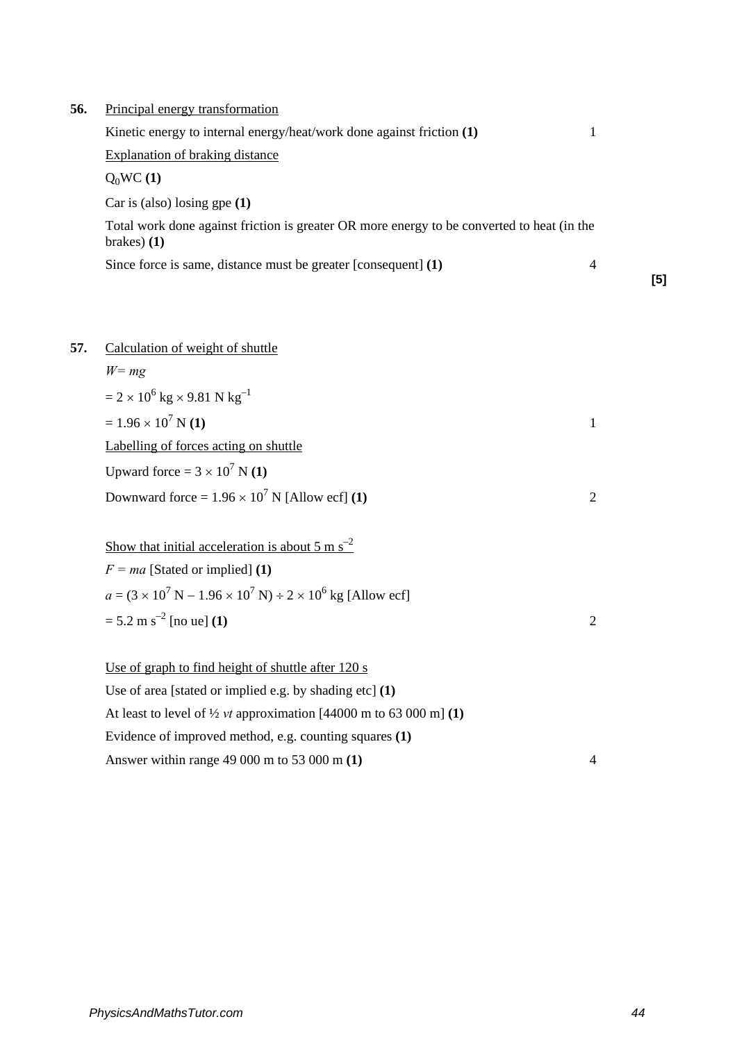**56.** <u>Principal energy transformation</u>

Kinetic energy to internal energy/heat/work done against friction **(1)** 1

<u>Explanation of braking distance</u>

$Q_0$WC **(1)**

Car is (also) losing gpe **(1)**

Total work done against friction is greater OR more energy to be converted to heat (in the brakes) **(1)**

Since force is same, distance must be greater [consequent] **(1)** 4

**[5]**

**57.** <u>Calculation of weight of shuttle</u>

$W = mg$

$= 2 \times 10^6$ kg $\times$ 9.81 N kg$^{-1}$

$= 1.96 \times 10^7$ N **(1)** 1

<u>Labelling of forces acting on shuttle</u>

Upward force = $3 \times 10^7$ N **(1)**

Downward force = $1.96 \times 10^7$ N [Allow ecf] **(1)** 2

<u>Show that initial acceleration is about 5 m s$^{-2}$</u>

$F = ma$ [Stated or implied] **(1)**

$a = (3 \times 10^7 \text{ N} - 1.96 \times 10^7 \text{ N}) \div 2 \times 10^6$ kg [Allow ecf]

$= 5.2$ m s$^{-2}$ [no ue] **(1)** 2

<u>Use of graph to find height of shuttle after 120 s</u>

Use of area [stated or implied e.g. by shading etc] **(1)**

At least to level of ½ $vt$ approximation [44000 m to 63 000 m] **(1)**

Evidence of improved method, e.g. counting squares **(1)**

Answer within range 49 000 m to 53 000 m **(1)** 4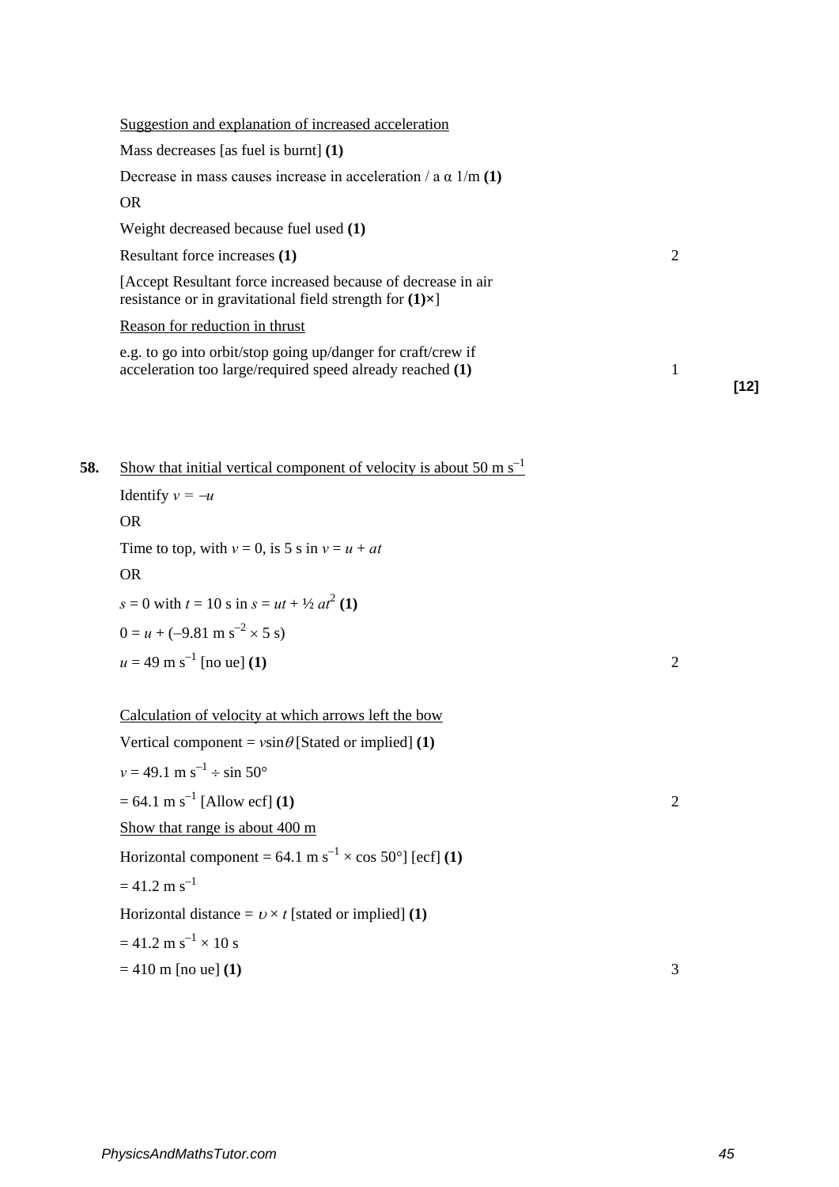Suggestion and explanation of increased acceleration

Mass decreases [as fuel is burnt] **(1)**

Decrease in mass causes increase in acceleration / a α 1/m **(1)**

OR

Weight decreased because fuel used **(1)**

Resultant force increases **(1)** — 2

[Accept Resultant force increased because of decrease in air resistance or in gravitational field strength for **(1)**×]

Reason for reduction in thrust

e.g. to go into orbit/stop going up/danger for craft/crew if acceleration too large/required speed already reached **(1)** — 1

**[12]**

**58.** Show that initial vertical component of velocity is about 50 m s$^{-1}$

Identify $v = -u$

OR

Time to top, with $v = 0$, is 5 s in $v = u + at$

OR

$s = 0$ with $t = 10$ s in $s = ut + ½ at^2$ **(1)**

$0 = u + (-9.81 \text{ m s}^{-2} \times 5 \text{ s})$

$u = 49 \text{ m s}^{-1}$ [no ue] **(1)** — 2

Calculation of velocity at which arrows left the bow

Vertical component = $v\sin\theta$ [Stated or implied] **(1)**

$v = 49.1 \text{ m s}^{-1} \div \sin 50°$

$= 64.1 \text{ m s}^{-1}$ [Allow ecf] **(1)** — 2

Show that range is about 400 m

Horizontal component = $64.1 \text{ m s}^{-1} \times \cos 50°$] [ecf] **(1)**

$= 41.2 \text{ m s}^{-1}$

Horizontal distance = $\upsilon \times t$ [stated or implied] **(1)**

$= 41.2 \text{ m s}^{-1} \times 10 \text{ s}$

$= 410$ m [no ue] **(1)** — 3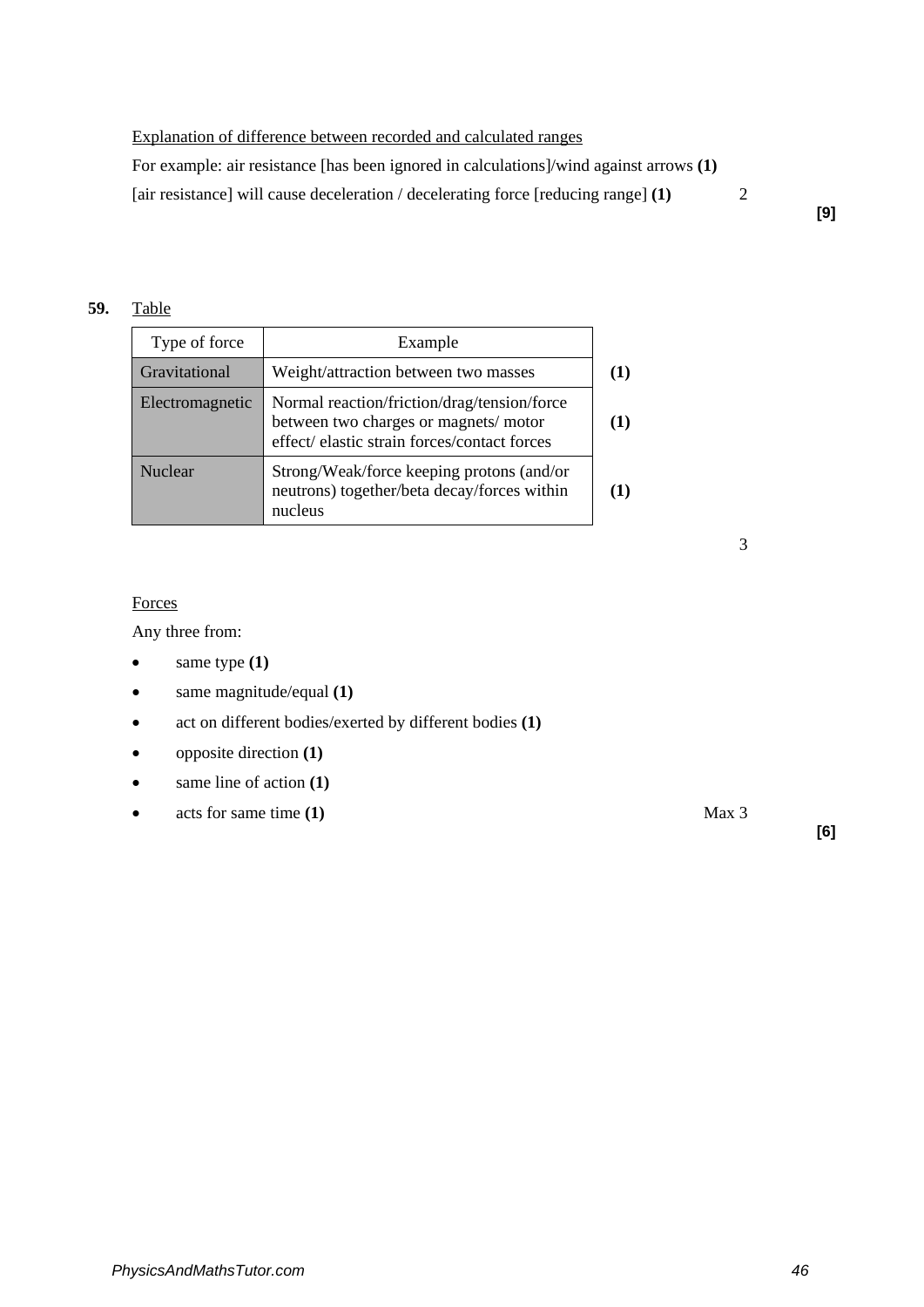Explanation of difference between recorded and calculated ranges

For example: air resistance [has been ignored in calculations]/wind against arrows **(1)**

[air resistance] will cause deceleration / decelerating force [reducing range] **(1)** 2

**[9]**

**59.** Table

| Type of force | Example | |
|---|---|---|
| Gravitational | Weight/attraction between two masses | **(1)** |
| Electromagnetic | Normal reaction/friction/drag/tension/force between two charges or magnets/ motor effect/ elastic strain forces/contact forces | **(1)** |
| Nuclear | Strong/Weak/force keeping protons (and/or neutrons) together/beta decay/forces within nucleus | **(1)** |

3

Forces

Any three from:

- same type **(1)**
- same magnitude/equal **(1)**
- act on different bodies/exerted by different bodies **(1)**
- opposite direction **(1)**
- same line of action **(1)**
- acts for same time **(1)** Max 3

**[6]**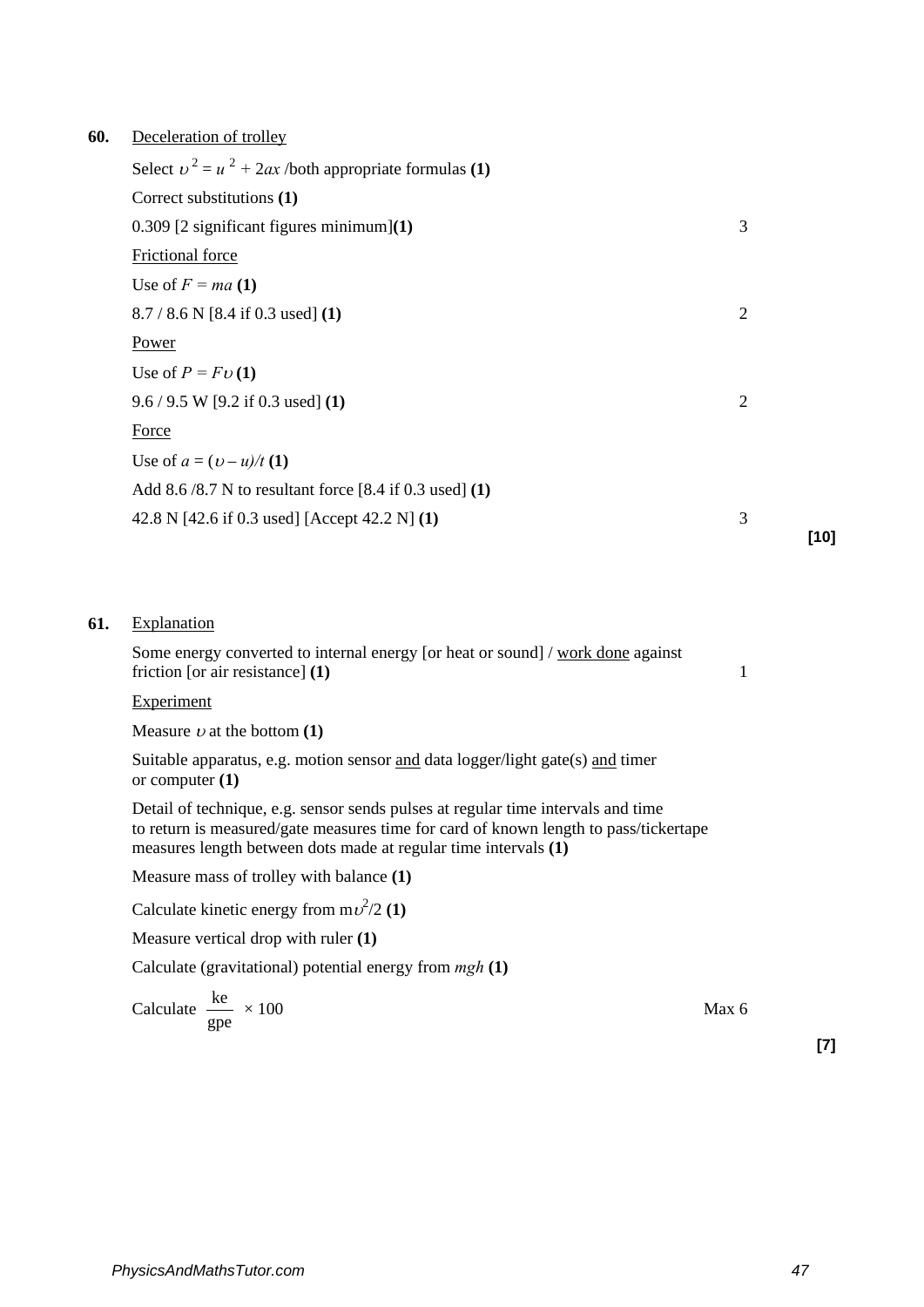**60.** <u>Deceleration of trolley</u>

Select $\upsilon^2 = u^2 + 2ax$ /both appropriate formulas **(1)**

Correct substitutions **(1)**

0.309 [2 significant figures minimum]**(1)** — 3

<u>Frictional force</u>

Use of $F = ma$ **(1)**

8.7 / 8.6 N [8.4 if 0.3 used] **(1)** — 2

<u>Power</u>

Use of $P = F\upsilon$ **(1)**

9.6 / 9.5 W [9.2 if 0.3 used] **(1)** — 2

<u>Force</u>

Use of $a = (\upsilon - u)/t$ **(1)**

Add 8.6 /8.7 N to resultant force [8.4 if 0.3 used] **(1)**

42.8 N [42.6 if 0.3 used] [Accept 42.2 N] **(1)** — 3

**[10]**

**61.** <u>Explanation</u>

Some energy converted to internal energy [or heat or sound] / <u>work done</u> against friction [or air resistance] **(1)** — 1

<u>Experiment</u>

Measure $\upsilon$ at the bottom **(1)**

Suitable apparatus, e.g. motion sensor <u>and</u> data logger/light gate(s) <u>and</u> timer or computer **(1)**

Detail of technique, e.g. sensor sends pulses at regular time intervals and time to return is measured/gate measures time for card of known length to pass/tickertape measures length between dots made at regular time intervals **(1)**

Measure mass of trolley with balance **(1)**

Calculate kinetic energy from $m\upsilon^2/2$ **(1)**

Measure vertical drop with ruler **(1)**

Calculate (gravitational) potential energy from $mgh$ **(1)**

Calculate $\frac{\text{ke}}{\text{gpe}} \times 100$ — Max 6

**[7]**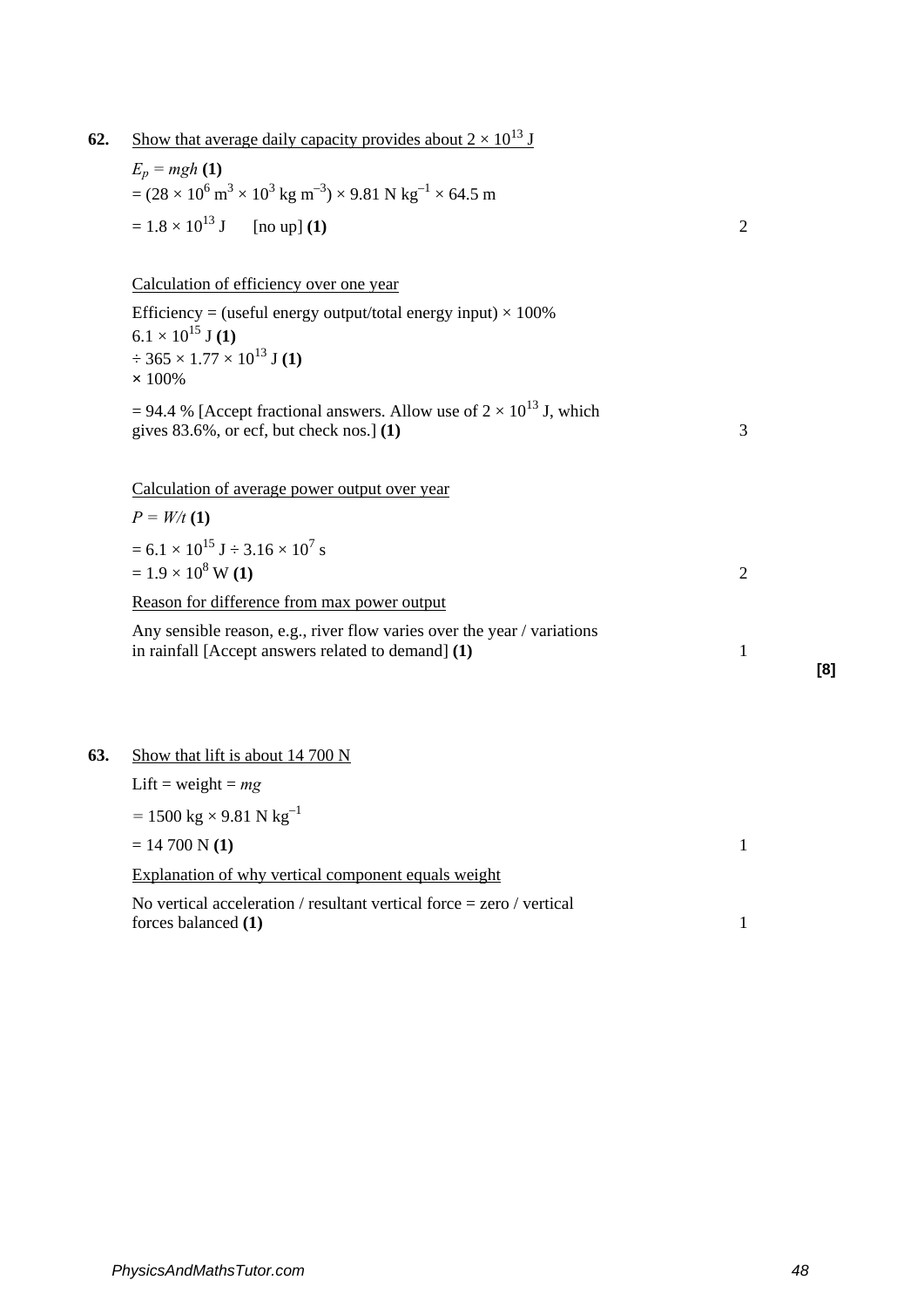**62.** Show that average daily capacity provides about $2 \times 10^{13}$ J

$E_p = mgh$ **(1)**
$= (28 \times 10^6 \text{ m}^3 \times 10^3 \text{ kg m}^{-3}) \times 9.81 \text{ N kg}^{-1} \times 64.5 \text{ m}$
$= 1.8 \times 10^{13}$ J [no up] **(1)** 2

Calculation of efficiency over one year

Efficiency = (useful energy output/total energy input) × 100%
$6.1 \times 10^{15}$ J **(1)**
$\div 365 \times 1.77 \times 10^{13}$ J **(1)**
× 100%

= 94.4 % [Accept fractional answers. Allow use of $2 \times 10^{13}$ J, which gives 83.6%, or ecf, but check nos.] **(1)** 3

Calculation of average power output over year

$P = W/t$ **(1)**
$= 6.1 \times 10^{15} \text{ J} \div 3.16 \times 10^7 \text{ s}$
$= 1.9 \times 10^8$ W **(1)** 2

Reason for difference from max power output

Any sensible reason, e.g., river flow varies over the year / variations in rainfall [Accept answers related to demand] **(1)** 1

**[8]**

**63.** Show that lift is about 14 700 N

Lift = weight = $mg$
$= 1500 \text{ kg} \times 9.81 \text{ N kg}^{-1}$
= 14 700 N **(1)** 1

Explanation of why vertical component equals weight

No vertical acceleration / resultant vertical force = zero / vertical forces balanced **(1)** 1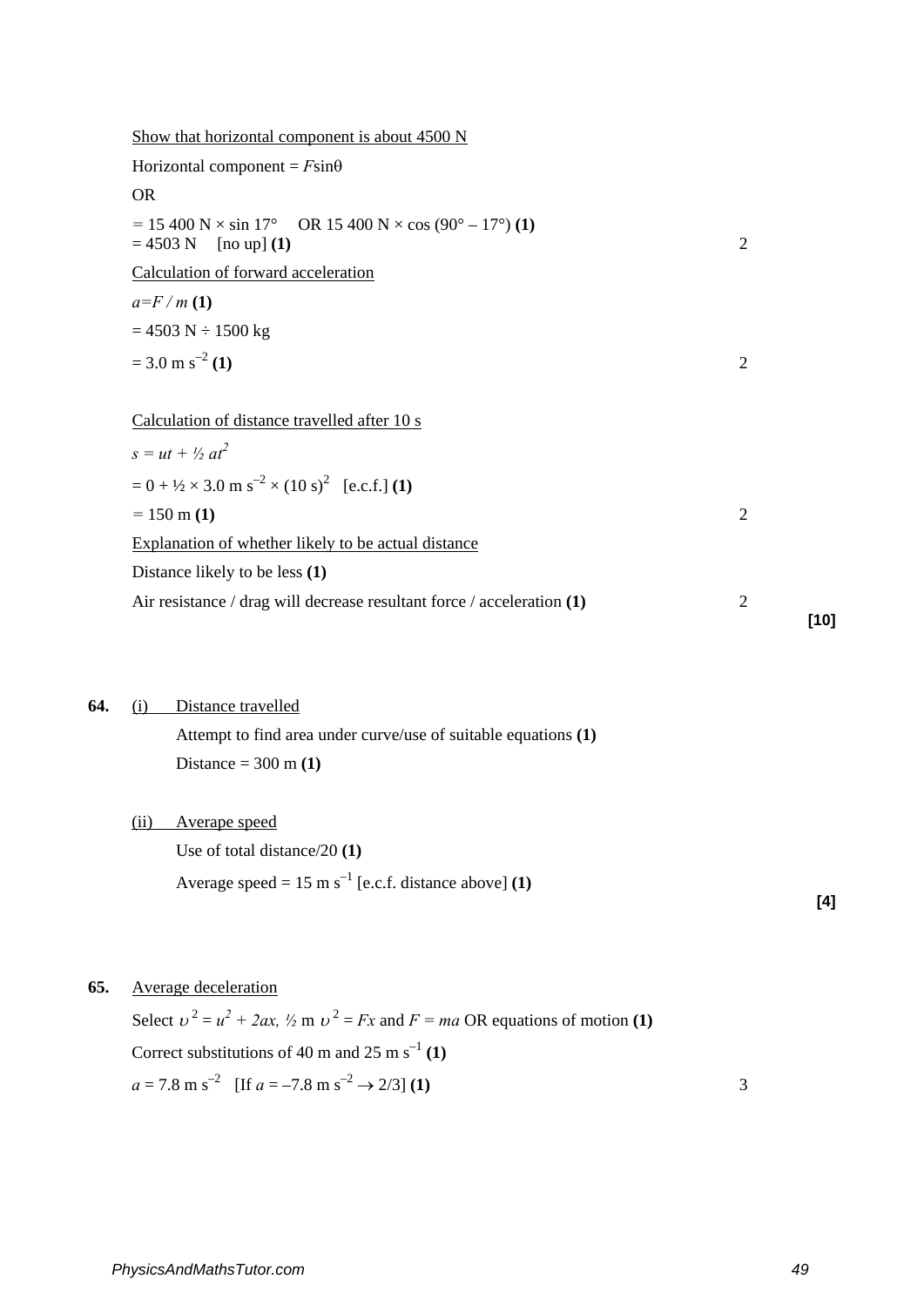Show that horizontal component is about 4500 N

Horizontal component = $F\sin\theta$

OR

= 15 400 N × sin 17°  OR 15 400 N × cos (90° – 17°) **(1)**
= 4503 N  [no up] **(1)**  2

Calculation of forward acceleration

$a = F / m$ **(1)**

= 4503 N ÷ 1500 kg

= 3.0 m s$^{-2}$ **(1)**  2

Calculation of distance travelled after 10 s

$s = ut + ½ at^2$

= 0 + ½ × 3.0 m s$^{-2}$ × (10 s)$^2$  [e.c.f.] **(1)**

= 150 m **(1)**  2

Explanation of whether likely to be actual distance

Distance likely to be less **(1)**

Air resistance / drag will decrease resultant force / acceleration **(1)**  2

**[10]**

**64.** (i) Distance travelled

Attempt to find area under curve/use of suitable equations **(1)**

Distance = 300 m **(1)**

(ii) Averape speed

Use of total distance/20 **(1)**

Average speed = 15 m s$^{-1}$ [e.c.f. distance above] **(1)**

**[4]**

**65.** Average deceleration

Select $\upsilon^2 = u^2 + 2ax$, $½ \text{ m } \upsilon^2 = Fx$ and $F = ma$ OR equations of motion **(1)**

Correct substitutions of 40 m and 25 m s$^{-1}$ **(1)**

$a$ = 7.8 m s$^{-2}$  [If $a$ = –7.8 m s$^{-2}$ → 2/3] **(1)**  3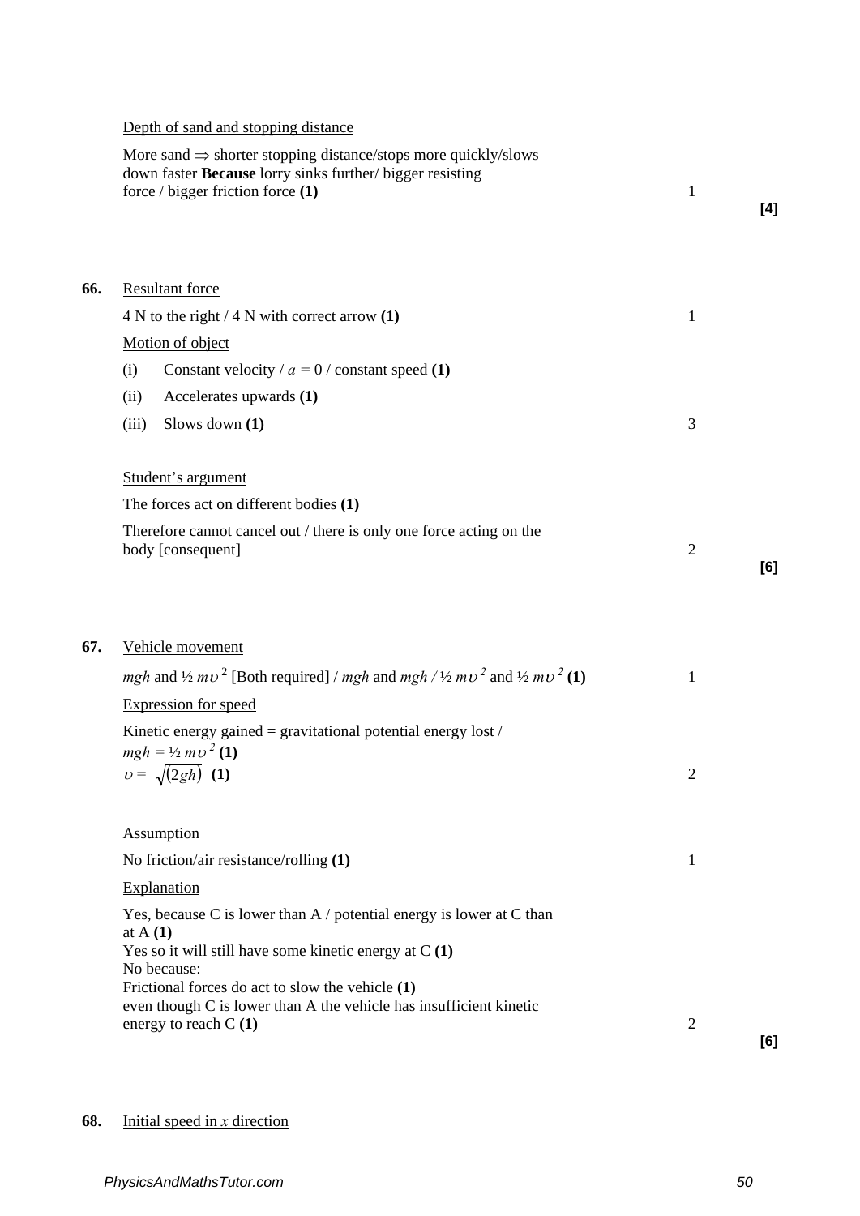Depth of sand and stopping distance

More sand ⇒ shorter stopping distance/stops more quickly/slows down faster **Because** lorry sinks further/ bigger resisting force / bigger friction force **(1)** — 1

**[4]**

**66.** Resultant force

4 N to the right / 4 N with correct arrow **(1)** — 1

Motion of object

(i) Constant velocity / $a = 0$ / constant speed **(1)**

(ii) Accelerates upwards **(1)**

(iii) Slows down **(1)** — 3

Student's argument

The forces act on different bodies **(1)**

Therefore cannot cancel out / there is only one force acting on the body [consequent] — 2

**[6]**

**67.** Vehicle movement

$mgh$ and $\frac{1}{2} m\upsilon^2$ [Both required] / $mgh$ and $mgh$ / $\frac{1}{2} m\upsilon^2$ and $\frac{1}{2} m\upsilon^2$ **(1)** — 1

Expression for speed

Kinetic energy gained = gravitational potential energy lost / $mgh = \frac{1}{2} m\upsilon^2$ **(1)**

$\upsilon = \sqrt{(2gh)}$ **(1)** — 2

Assumption

No friction/air resistance/rolling **(1)** — 1

Explanation

Yes, because C is lower than A / potential energy is lower at C than at A **(1)**

Yes so it will still have some kinetic energy at C **(1)**

No because:

Frictional forces do act to slow the vehicle **(1)**

even though C is lower than A the vehicle has insufficient kinetic energy to reach C **(1)** — 2

**[6]**

**68.** Initial speed in $x$ direction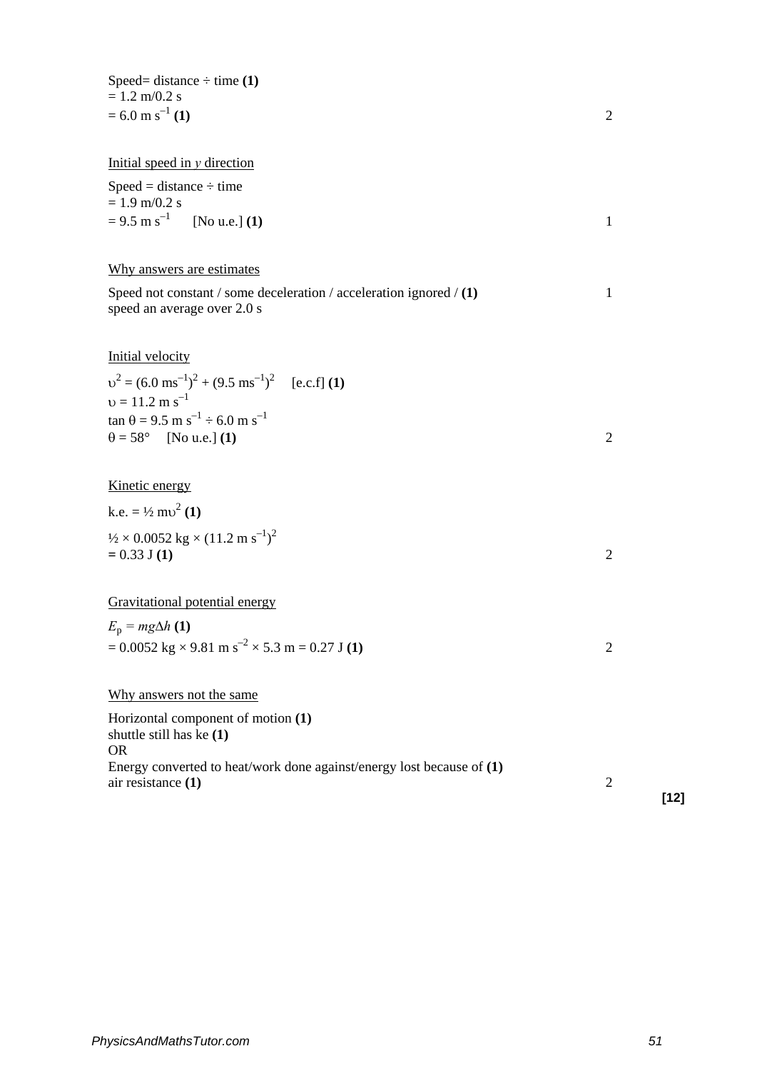Speed= distance ÷ time **(1)**
= 1.2 m/0.2 s
= 6.0 m $s^{-1}$ **(1)** 2

<u>Initial speed in *y* direction</u>

Speed = distance ÷ time
= 1.9 m/0.2 s
= 9.5 m $s^{-1}$ [No u.e.] **(1)** 1

<u>Why answers are estimates</u>

Speed not constant / some deceleration / acceleration ignored / **(1)**
speed an average over 2.0 s 1

<u>Initial velocity</u>

$\upsilon^2 = (6.0 \text{ ms}^{-1})^2 + (9.5 \text{ ms}^{-1})^2$ [e.c.f] **(1)**
$\upsilon = 11.2 \text{ m s}^{-1}$
$\tan \theta = 9.5 \text{ m s}^{-1} \div 6.0 \text{ m s}^{-1}$
$\theta = 58°$ [No u.e.] **(1)** 2

<u>Kinetic energy</u>

k.e. = ½ $m\upsilon^2$ **(1)**

½ × 0.0052 kg × $(11.2 \text{ m s}^{-1})^2$
**=** 0.33 J **(1)** 2

<u>Gravitational potential energy</u>

$E_p = mg\Delta h$ **(1)**
= 0.0052 kg × 9.81 m $s^{-2}$ × 5.3 m = 0.27 J **(1)** 2

<u>Why answers not the same</u>

Horizontal component of motion **(1)**
shuttle still has ke **(1)**
OR
Energy converted to heat/work done against/energy lost because of **(1)**
air resistance **(1)** 2

**[12]**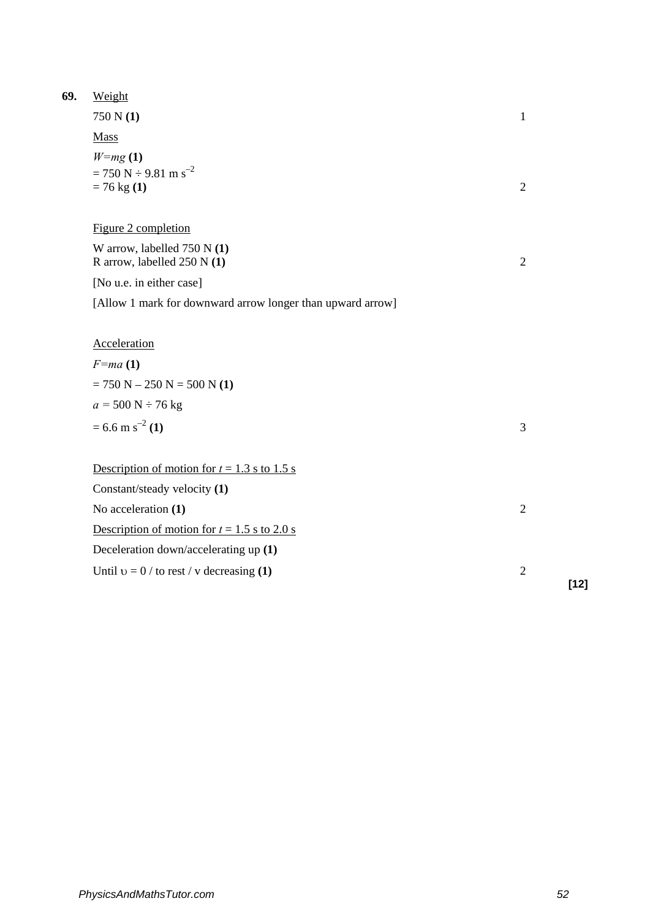**69.** Weight

750 N **(1)** 1

Mass

$W=mg$ **(1)**

$= 750 \text{ N} \div 9.81 \text{ m s}^{-2}$

$= 76 \text{ kg}$ **(1)** 2

Figure 2 completion

W arrow, labelled 750 N **(1)**

R arrow, labelled 250 N **(1)** 2

[No u.e. in either case]

[Allow 1 mark for downward arrow longer than upward arrow]

Acceleration

$F=ma$ **(1)**

$= 750 \text{ N} - 250 \text{ N} = 500 \text{ N}$ **(1)**

$a = 500 \text{ N} \div 76 \text{ kg}$

$= 6.6 \text{ m s}^{-2}$ **(1)** 3

Description of motion for $t = 1.3$ s to 1.5 s

Constant/steady velocity **(1)**

No acceleration **(1)** 2

Description of motion for $t = 1.5$ s to 2.0 s

Deceleration down/accelerating up **(1)**

Until $\upsilon = 0$ / to rest / v decreasing **(1)** 2

**[12]**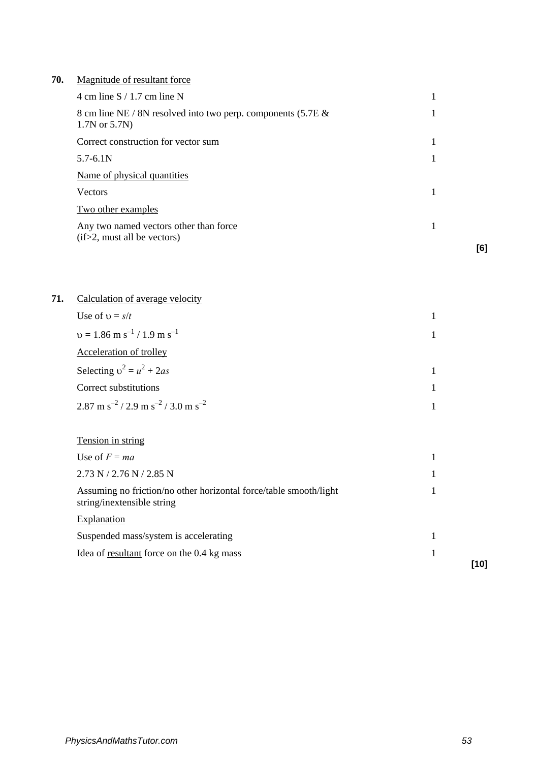**70.** Magnitude of resultant force

| | |
|---|---|
| 4 cm line S / 1.7 cm line N | 1 |
| 8 cm line NE / 8N resolved into two perp. components (5.7E & 1.7N or 5.7N) | 1 |
| Correct construction for vector sum | 1 |
| 5.7-6.1N | 1 |
| Name of physical quantities | |
| Vectors | 1 |
| Two other examples | |
| Any two named vectors other than force (if>2, must all be vectors) | 1 |

**[6]**

**71.** Calculation of average velocity

| | |
|---|---|
| Use of $\upsilon = s/t$ | 1 |
| $\upsilon = 1.86 \text{ m s}^{-1}$ / $1.9 \text{ m s}^{-1}$ | 1 |
| Acceleration of trolley | |
| Selecting $\upsilon^2 = u^2 + 2as$ | 1 |
| Correct substitutions | 1 |
| $2.87 \text{ m s}^{-2}$ / $2.9 \text{ m s}^{-2}$ / $3.0 \text{ m s}^{-2}$ | 1 |
| Tension in string | |
| Use of $F = ma$ | 1 |
| 2.73 N / 2.76 N / 2.85 N | 1 |
| Assuming no friction/no other horizontal force/table smooth/light string/inextensible string | 1 |
| Explanation | |
| Suspended mass/system is accelerating | 1 |
| Idea of resultant force on the 0.4 kg mass | 1 |

**[10]**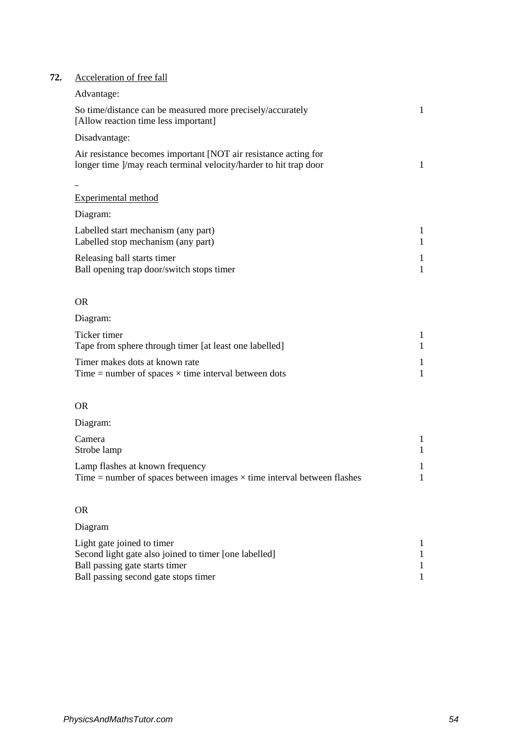**72.** <u>Acceleration of free fall</u>

Advantage:

So time/distance can be measured more precisely/accurately [Allow reaction time less important] — 1

Disadvantage:

Air resistance becomes important [NOT air resistance acting for longer time ]/may reach terminal velocity/harder to hit trap door — 1

<u>Experimental method</u>

Diagram:

| | |
|---|---|
| Labelled start mechanism (any part) | 1 |
| Labelled stop mechanism (any part) | 1 |
| Releasing ball starts timer | 1 |
| Ball opening trap door/switch stops timer | 1 |

OR

Diagram:

| | |
|---|---|
| Ticker timer | 1 |
| Tape from sphere through timer [at least one labelled] | 1 |
| Timer makes dots at known rate | 1 |
| Time = number of spaces × time interval between dots | 1 |

OR

Diagram:

| | |
|---|---|
| Camera | 1 |
| Strobe lamp | 1 |
| Lamp flashes at known frequency | 1 |
| Time = number of spaces between images × time interval between flashes | 1 |

OR

Diagram

| | |
|---|---|
| Light gate joined to timer | 1 |
| Second light gate also joined to timer [one labelled] | 1 |
| Ball passing gate starts timer | 1 |
| Ball passing second gate stops timer | 1 |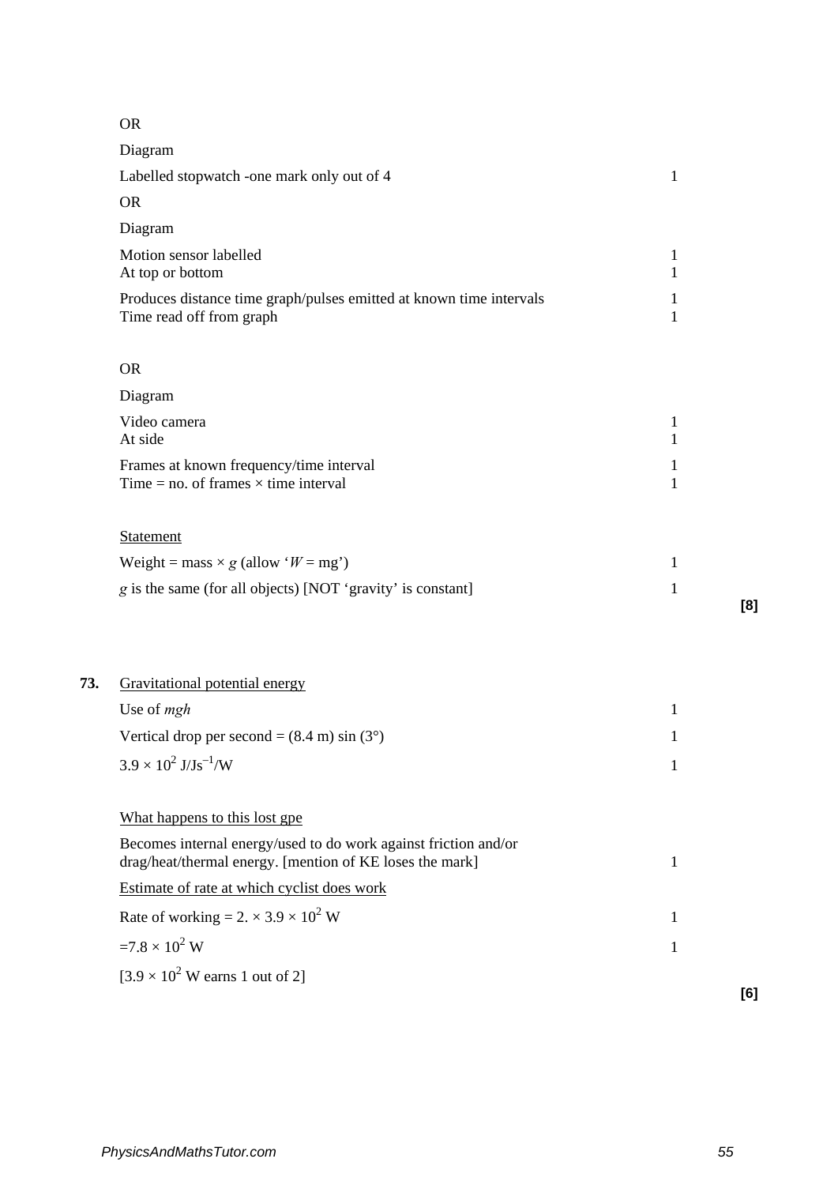OR

Diagram

| | |
|---|---|
| Labelled stopwatch -one mark only out of 4 | 1 |

OR

Diagram

| | |
|---|---|
| Motion sensor labelled | 1 |
| At top or bottom | 1 |
| Produces distance time graph/pulses emitted at known time intervals | 1 |
| Time read off from graph | 1 |

OR

Diagram

| | |
|---|---|
| Video camera | 1 |
| At side | 1 |
| Frames at known frequency/time interval | 1 |
| Time = no. of frames × time interval | 1 |

Statement

| | |
|---|---|
| Weight = mass × $g$ (allow '$W$ = mg') | 1 |
| $g$ is the same (for all objects) [NOT 'gravity' is constant] | 1 |

**[8]**

**73.** Gravitational potential energy

| | |
|---|---|
| Use of $mgh$ | 1 |
| Vertical drop per second = (8.4 m) sin (3°) | 1 |
| $3.9 \times 10^2$ J/Js$^{-1}$/W | 1 |

What happens to this lost gpe

| | |
|---|---|
| Becomes internal energy/used to do work against friction and/or drag/heat/thermal energy. [mention of KE loses the mark] | 1 |

Estimate of rate at which cyclist does work

| | |
|---|---|
| Rate of working = 2. × $3.9 \times 10^2$ W | 1 |
| =$7.8 \times 10^2$ W | 1 |

[$3.9 \times 10^2$ W earns 1 out of 2]

**[6]**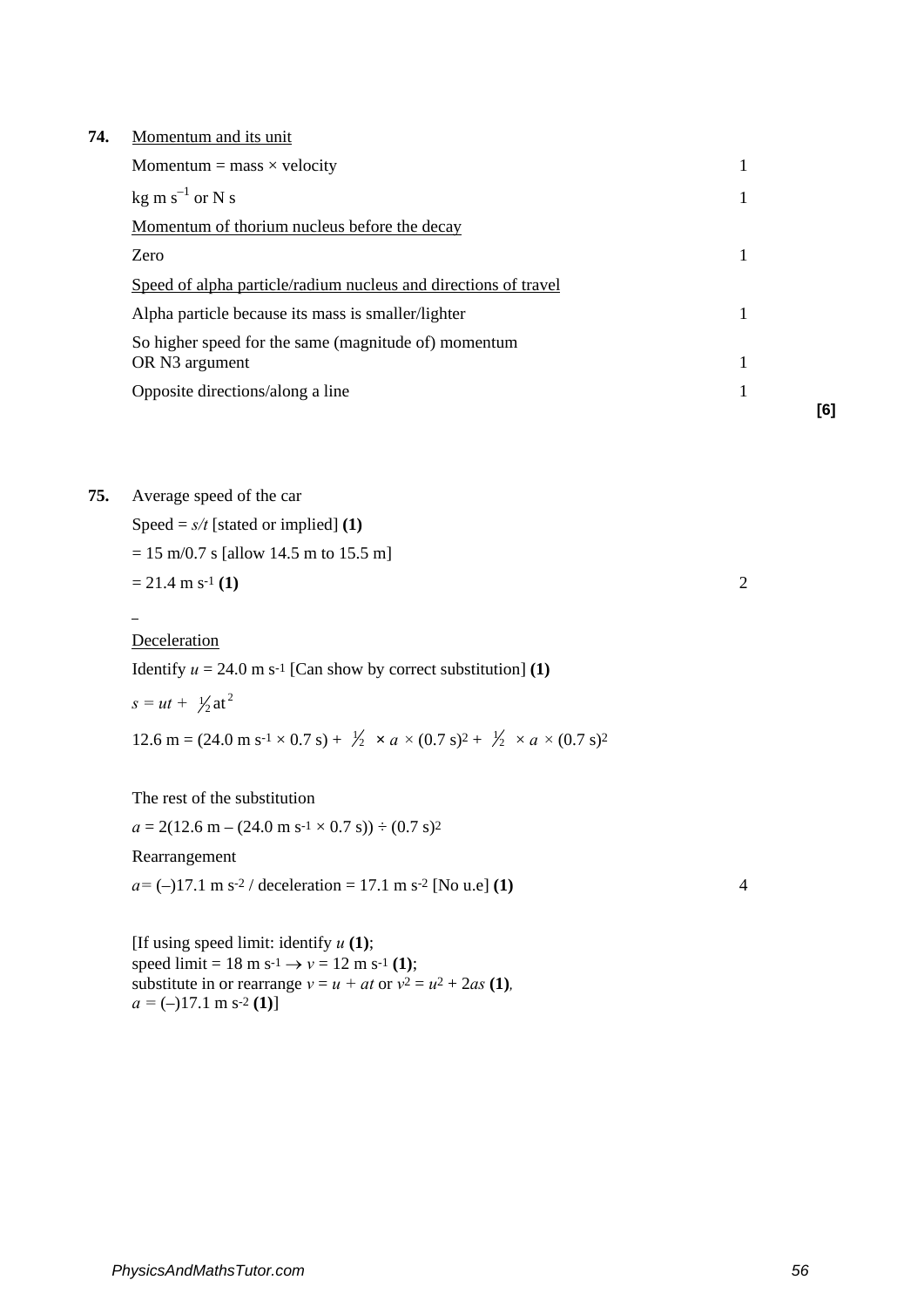**74.** Momentum and its unit

| | |
|---|---|
| Momentum = mass × velocity | 1 |
| kg m $s^{-1}$ or N s | 1 |
| Momentum of thorium nucleus before the decay | |
| Zero | 1 |
| Speed of alpha particle/radium nucleus and directions of travel | |
| Alpha particle because its mass is smaller/lighter | 1 |
| So higher speed for the same (magnitude of) momentum OR N3 argument | 1 |
| Opposite directions/along a line | 1 |

**[6]**

**75.** Average speed of the car

Speed = $s/t$ [stated or implied] **(1)**

= 15 m/0.7 s [allow 14.5 m to 15.5 m]

= 21.4 m $s^{-1}$ **(1)** — 2

Deceleration

Identify $u$ = 24.0 m $s^{-1}$ [Can show by correct substitution] **(1)**

$s = ut + \frac{1}{2}at^2$

12.6 m = (24.0 m $s^{-1}$ × 0.7 s) + $\frac{1}{2}$ × $a$ × $(0.7\text{ s})^2$ + $\frac{1}{2}$ × $a$ × $(0.7\text{ s})^2$

The rest of the substitution

$a$ = 2(12.6 m – (24.0 m $s^{-1}$ × 0.7 s)) ÷ $(0.7\text{ s})^2$

Rearrangement

$a$ = (–)17.1 m $s^{-2}$ / deceleration = 17.1 m $s^{-2}$ [No u.e] **(1)** — 4

[If using speed limit: identify $u$ **(1)**;
speed limit = 18 m $s^{-1}$ → $v$ = 12 m $s^{-1}$ **(1)**;
substitute in or rearrange $v = u + at$ or $v^2 = u^2 + 2as$ **(1)**,
$a$ = (–)17.1 m $s^{-2}$ **(1)**]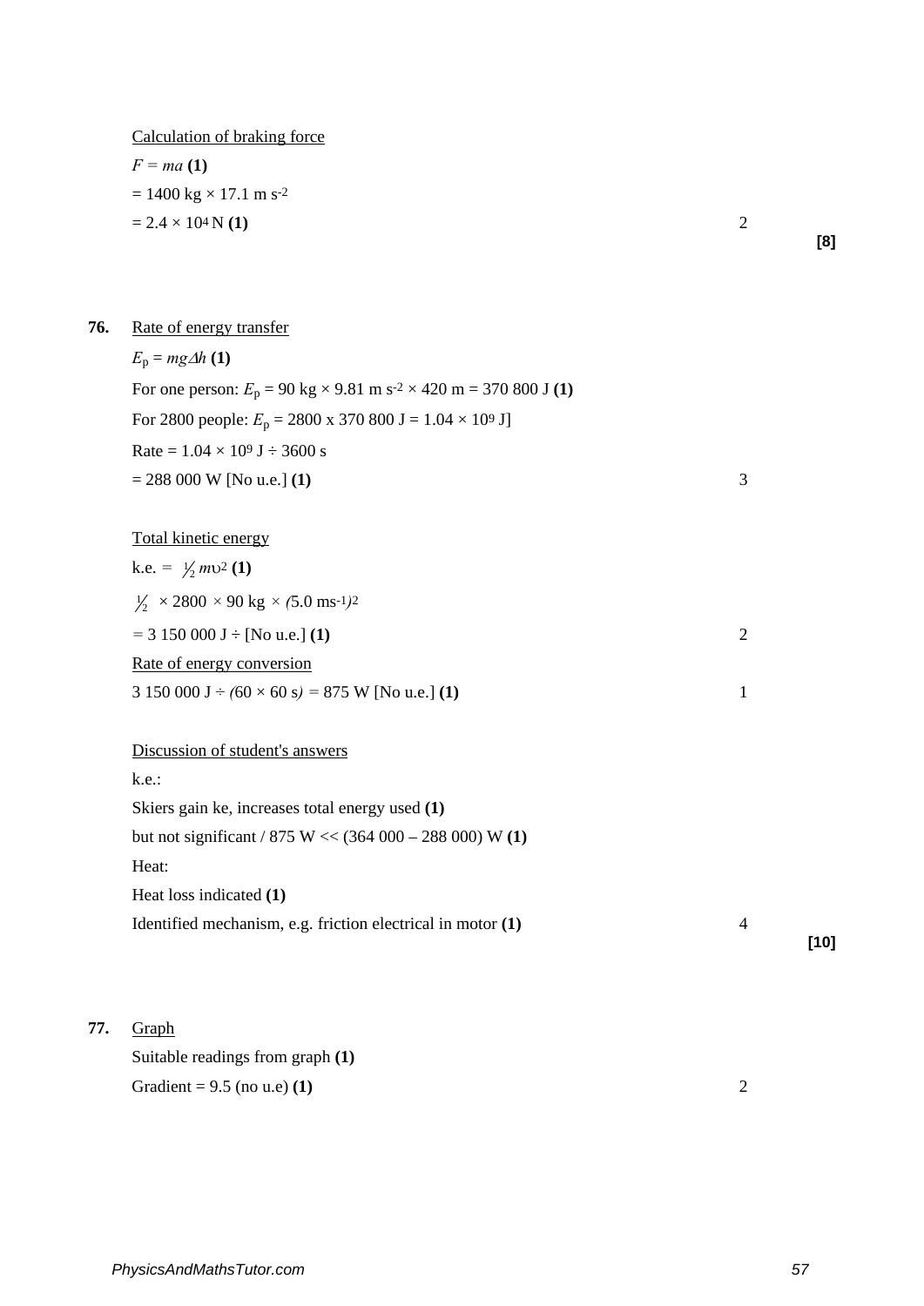Calculation of braking force

$F = ma$ **(1)**

$= 1400 \text{ kg} \times 17.1 \text{ m s}^{-2}$

$= 2.4 \times 10^4 \text{ N}$ **(1)** 2

**[8]**

**76.** Rate of energy transfer

$E_p = mg\Delta h$ **(1)**

For one person: $E_p = 90 \text{ kg} \times 9.81 \text{ m s}^{-2} \times 420 \text{ m} = 370\,800 \text{ J}$ **(1)**

For 2800 people: $E_p = 2800 \times 370\,800 \text{ J} = 1.04 \times 10^9 \text{ J}$]

Rate $= 1.04 \times 10^9 \text{ J} \div 3600 \text{ s}$

$= 288\,000$ W [No u.e.] **(1)** 3

Total kinetic energy

k.e. $= \frac{1}{2} m\upsilon^2$ **(1)**

$\frac{1}{2} \times 2800 \times 90 \text{ kg} \times (5.0 \text{ ms}^{-1})^2$

$= 3\,150\,000$ J ÷ [No u.e.] **(1)** 2

Rate of energy conversion

$3\,150\,000 \text{ J} \div (60 \times 60 \text{ s}) = 875$ W [No u.e.] **(1)** 1

Discussion of student's answers

k.e.:

Skiers gain ke, increases total energy used **(1)**

but not significant / 875 W << (364 000 – 288 000) W **(1)**

Heat:

Heat loss indicated **(1)**

Identified mechanism, e.g. friction electrical in motor **(1)** 4

**[10]**

**77.** Graph

Suitable readings from graph **(1)**

Gradient = 9.5 (no u.e) **(1)** 2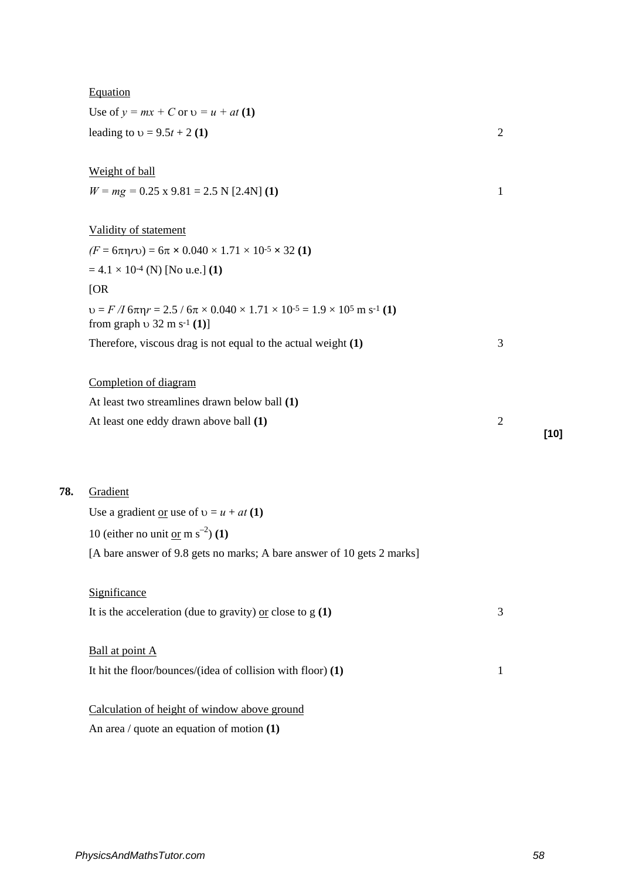Equation

Use of $y = mx + C$ or $\upsilon = u + at$ **(1)**

leading to $\upsilon = 9.5t + 2$ **(1)** 2

Weight of ball

$W = mg = 0.25 \times 9.81 = 2.5$ N [2.4N] **(1)** 1

Validity of statement

$(F = 6\pi\eta r\upsilon) = 6\pi \times 0.040 \times 1.71 \times 10^{-5} \times 32$ **(1)**

$= 4.1 \times 10^{-4}$ (N) [No u.e.] **(1)**

[OR

$\upsilon = F / I\, 6\pi\eta r = 2.5 / 6\pi \times 0.040 \times 1.71 \times 10^{-5} = 1.9 \times 10^{5}$ m s$^{-1}$ **(1)**
from graph $\upsilon$ 32 m s$^{-1}$ **(1)**]

Therefore, viscous drag is not equal to the actual weight **(1)** 3

Completion of diagram

At least two streamlines drawn below ball **(1)**

At least one eddy drawn above ball **(1)** 2

**[10]**

**78.** Gradient

Use a gradient or use of $\upsilon = u + at$ **(1)**

10 (either no unit or m s$^{-2}$) **(1)**

[A bare answer of 9.8 gets no marks; A bare answer of 10 gets 2 marks]

Significance

It is the acceleration (due to gravity) or close to g **(1)** 3

Ball at point A

It hit the floor/bounces/(idea of collision with floor) **(1)** 1

Calculation of height of window above ground

An area / quote an equation of motion **(1)**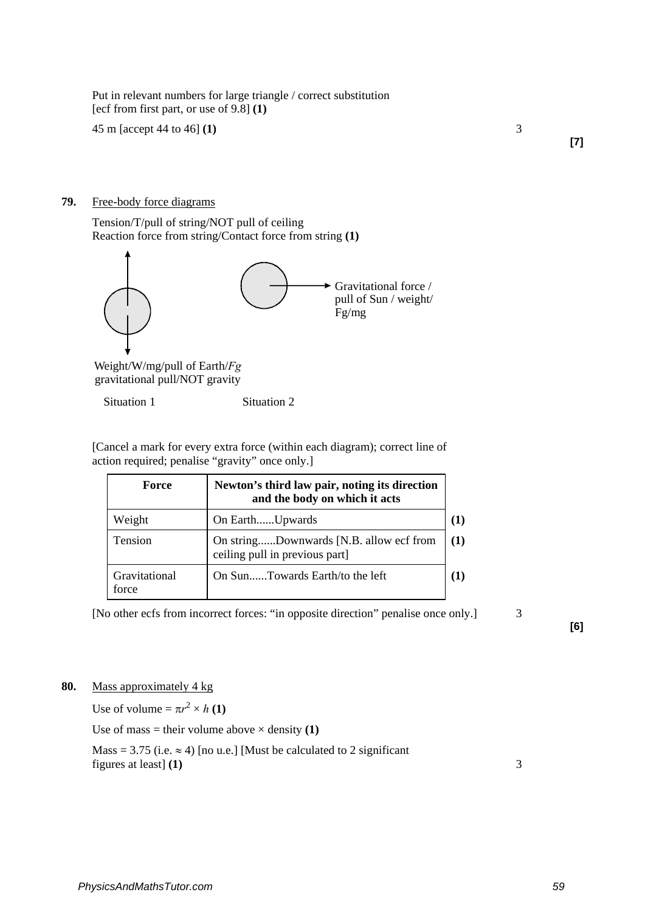Put in relevant numbers for large triangle / correct substitution
[ecf from first part, or use of 9.8] **(1)**

45 m [accept 44 to 46] **(1)** 3

**[7]**

**79.** Free-body force diagrams

Tension/T/pull of string/NOT pull of ceiling
Reaction force from string/Contact force from string **(1)**

Gravitational force / pull of Sun / weight/ Fg/mg

Weight/W/mg/pull of Earth/*Fg* gravitational pull/NOT gravity

Situation 1

Situation 2

[Cancel a mark for every extra force (within each diagram); correct line of action required; penalise "gravity" once only.]

| Force | Newton's third law pair, noting its direction and the body on which it acts | |
|---|---|---|
| Weight | On Earth......Upwards | **(1)** |
| Tension | On string......Downwards [N.B. allow ecf from ceiling pull in previous part] | **(1)** |
| Gravitational force | On Sun......Towards Earth/to the left | **(1)** |

[No other ecfs from incorrect forces: "in opposite direction" penalise once only.] 3

**[6]**

**80.** Mass approximately 4 kg

Use of volume = $\pi r^2 \times h$ **(1)**

Use of mass = their volume above × density **(1)**

Mass = 3.75 (i.e. ≈ 4) [no u.e.] [Must be calculated to 2 significant figures at least] **(1)** 3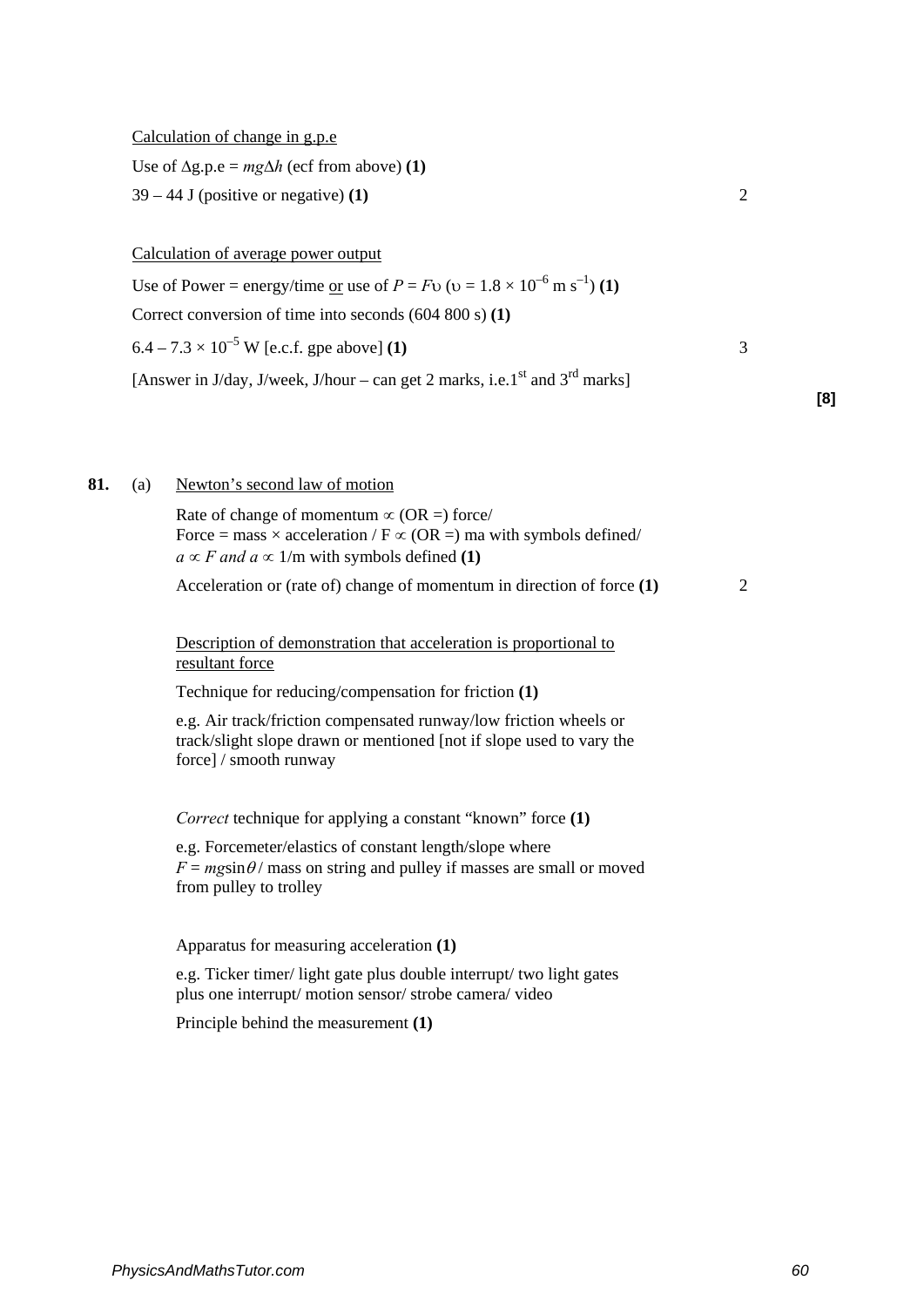Calculation of change in g.p.e

Use of $\Delta$g.p.e = $mg\Delta h$ (ecf from above) **(1)**

39 – 44 J (positive or negative) **(1)** 2

Calculation of average power output

Use of Power = energy/time or use of $P = F\upsilon$ ($\upsilon = 1.8 \times 10^{-6}$ m s$^{-1}$) **(1)**

Correct conversion of time into seconds (604 800 s) **(1)**

$6.4 - 7.3 \times 10^{-5}$ W [e.c.f. gpe above] **(1)** 3

[Answer in J/day, J/week, J/hour – can get 2 marks, i.e.1st and 3rd marks]

**[8]**

**81.** (a) Newton's second law of motion

Rate of change of momentum $\propto$ (OR =) force/
Force = mass × acceleration / F $\propto$ (OR =) ma with symbols defined/
$a \propto F$ *and* $a \propto 1/m$ with symbols defined **(1)**

Acceleration or (rate of) change of momentum in direction of force **(1)** 2

Description of demonstration that acceleration is proportional to resultant force

Technique for reducing/compensation for friction **(1)**

e.g. Air track/friction compensated runway/low friction wheels or track/slight slope drawn or mentioned [not if slope used to vary the force] / smooth runway

*Correct* technique for applying a constant "known" force **(1)**

e.g. Forcemeter/elastics of constant length/slope where $F = mg\sin\theta$ / mass on string and pulley if masses are small or moved from pulley to trolley

Apparatus for measuring acceleration **(1)**

e.g. Ticker timer/ light gate plus double interrupt/ two light gates plus one interrupt/ motion sensor/ strobe camera/ video

Principle behind the measurement **(1)**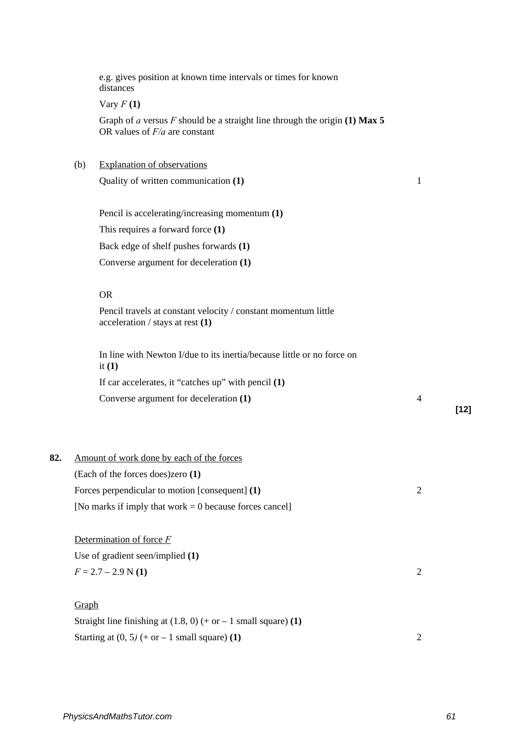e.g. gives position at known time intervals or times for known distances

Vary $F$ **(1)**

Graph of $a$ versus $F$ should be a straight line through the origin **(1)** **Max 5**
OR values of $F/a$ are constant

(b) Explanation of observations

Quality of written communication **(1)** 1

Pencil is accelerating/increasing momentum **(1)**

This requires a forward force **(1)**

Back edge of shelf pushes forwards **(1)**

Converse argument for deceleration **(1)**

OR

Pencil travels at constant velocity / constant momentum little acceleration / stays at rest **(1)**

In line with Newton I/due to its inertia/because little or no force on it **(1)**

If car accelerates, it "catches up" with pencil **(1)**

Converse argument for deceleration **(1)** 4

**[12]**

**82.** Amount of work done by each of the forces

(Each of the forces does)zero **(1)**

Forces perpendicular to motion [consequent] **(1)** 2

[No marks if imply that work = 0 because forces cancel]

Determination of force $F$

Use of gradient seen/implied **(1)**

$F$ = 2.7 – 2.9 N **(1)** 2

Graph

Straight line finishing at (1.8, 0) (+ or – 1 small square) **(1)**

Starting at (0, 5) (+ or – 1 small square) **(1)** 2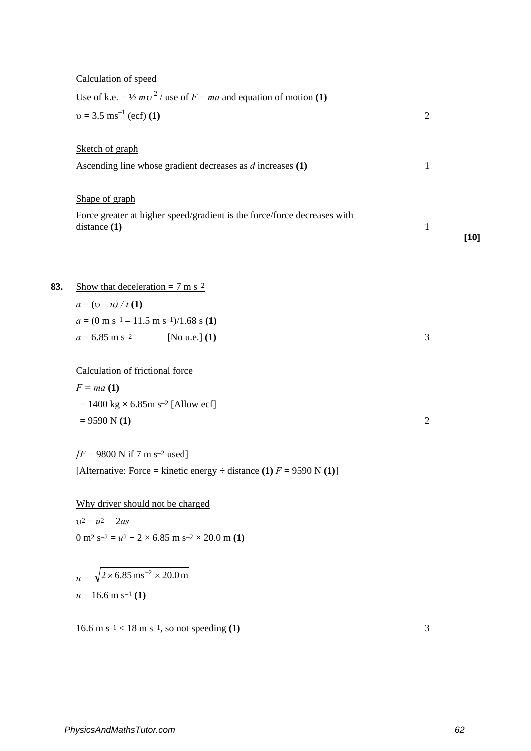<u>Calculation of speed</u>

Use of k.e. = ½ $m\upsilon^2$ / use of $F = ma$ and equation of motion **(1)**

$\upsilon = 3.5 \text{ ms}^{-1}$ (ecf) **(1)** 2

<u>Sketch of graph</u>

Ascending line whose gradient decreases as $d$ increases **(1)** 1

<u>Shape of graph</u>

Force greater at higher speed/gradient is the force/force decreases with distance **(1)** 1

**[10]**

**83.** <u>Show that deceleration = 7 m s$^{-2}$</u>

$a = (\upsilon - u) / t$ **(1)**

$a = (0 \text{ m s}^{-1} - 11.5 \text{ m s}^{-1})/1.68 \text{ s}$ **(1)**

$a = 6.85 \text{ m s}^{-2}$ [No u.e.] **(1)** 3

<u>Calculation of frictional force</u>

$F = ma$ **(1)**

$= 1400 \text{ kg} \times 6.85\text{m s}^{-2}$ [Allow ecf]

$= 9590 \text{ N}$ **(1)** 2

[$F$ = 9800 N if 7 m s$^{-2}$ used]

[Alternative: Force = kinetic energy ÷ distance **(1)** $F$ = 9590 N **(1)**]

<u>Why driver should not be charged</u>

$\upsilon^2 = u^2 + 2as$

$0 \text{ m}^2 \text{ s}^{-2} = u^2 + 2 \times 6.85 \text{ m s}^{-2} \times 20.0 \text{ m}$ **(1)**

$u = \sqrt{2 \times 6.85 \text{ ms}^{-2} \times 20.0 \text{ m}}$

$u = 16.6 \text{ m s}^{-1}$ **(1)**

$16.6 \text{ m s}^{-1} < 18 \text{ m s}^{-1}$, so not speeding **(1)** 3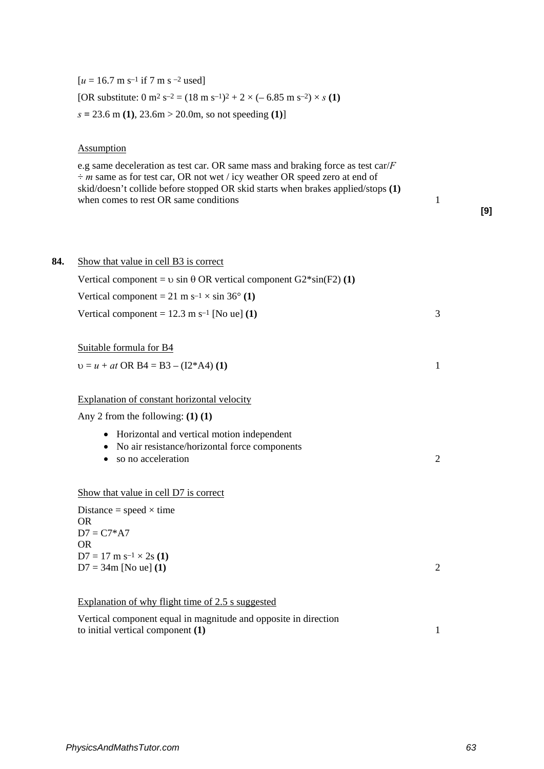[$u$ = 16.7 m s$^{-1}$ if 7 m s$^{-2}$ used]

[OR substitute: 0 m$^2$ s$^{-2}$ = (18 m s$^{-1}$)$^2$ + 2 × (– 6.85 m s$^{-2}$) × $s$ **(1)**

$s$ = 23.6 m **(1)**, 23.6m > 20.0m, so not speeding **(1)**]

Assumption

e.g same deceleration as test car. OR same mass and braking force as test car/$F$ ÷ $m$ same as for test car, OR not wet / icy weather OR speed zero at end of skid/doesn't collide before stopped OR skid starts when brakes applied/stops **(1)** when comes to rest OR same conditions — 1

**[9]**

**84.** Show that value in cell B3 is correct

Vertical component = $\upsilon \sin \theta$ OR vertical component G2*sin(F2) **(1)**

Vertical component = 21 m s$^{-1}$ × sin 36° **(1)**

Vertical component = 12.3 m s$^{-1}$ [No ue] **(1)** — 3

Suitable formula for B4

$\upsilon = u + at$ OR B4 = B3 – (I2*A4) **(1)** — 1

Explanation of constant horizontal velocity

Any 2 from the following: **(1) (1)**

- Horizontal and vertical motion independent
- No air resistance/horizontal force components
- so no acceleration — 2

Show that value in cell D7 is correct

Distance = speed × time
OR
D7 = C7*A7
OR
D7 = 17 m s$^{-1}$ × 2s **(1)**
D7 = 34m [No ue] **(1)** — 2

Explanation of why flight time of 2.5 s suggested

Vertical component equal in magnitude and opposite in direction to initial vertical component **(1)** — 1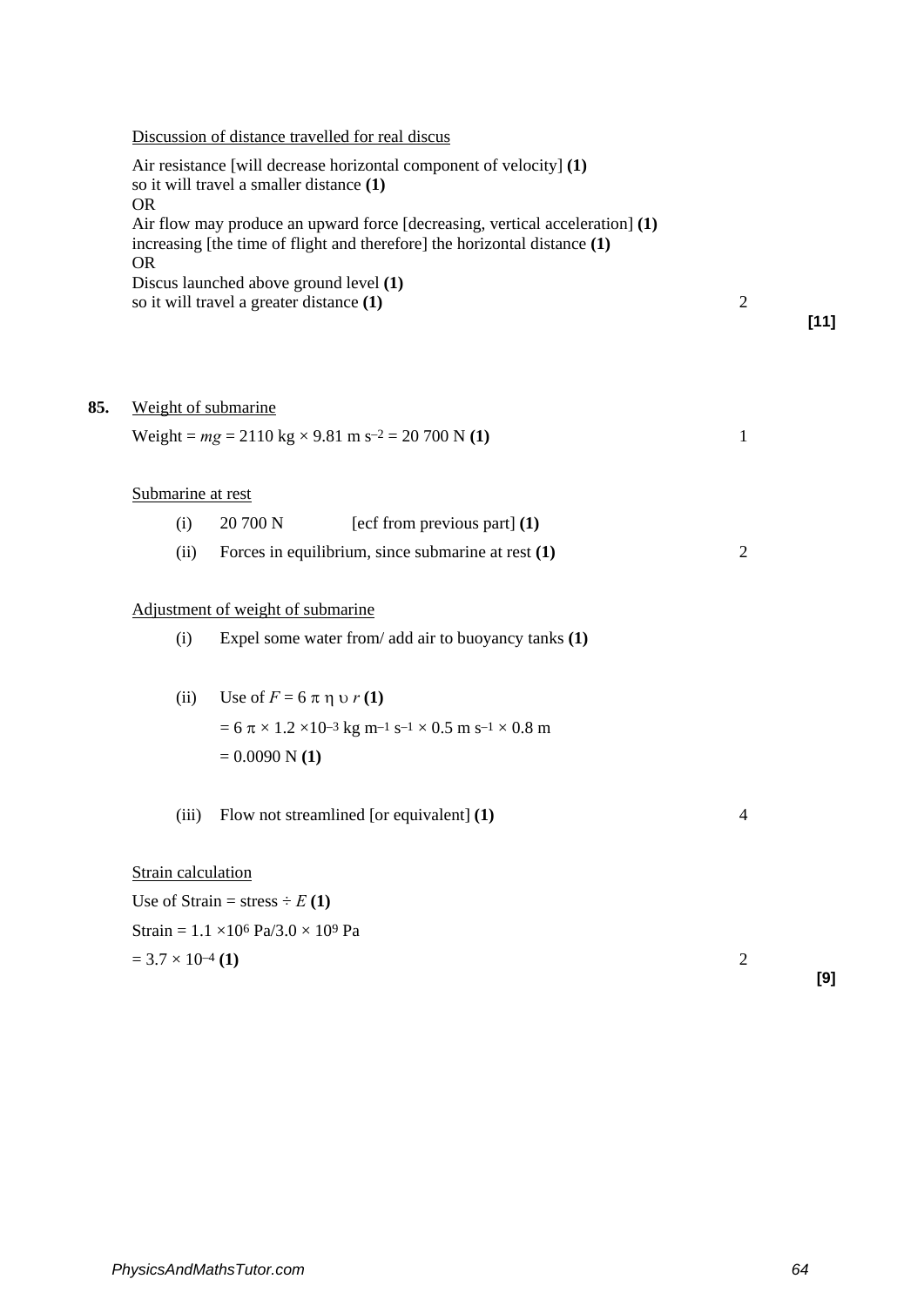Discussion of distance travelled for real discus

Air resistance [will decrease horizontal component of velocity] **(1)**
so it will travel a smaller distance **(1)**
OR
Air flow may produce an upward force [decreasing, vertical acceleration] **(1)**
increasing [the time of flight and therefore] the horizontal distance **(1)**
OR
Discus launched above ground level **(1)**
so it will travel a greater distance **(1)** — 2

**[11]**

**85.** Weight of submarine

Weight = $mg$ = 2110 kg × 9.81 m s$^{-2}$ = 20 700 N **(1)** — 1

Submarine at rest

(i) 20 700 N [ecf from previous part] **(1)**

(ii) Forces in equilibrium, since submarine at rest **(1)** — 2

Adjustment of weight of submarine

(i) Expel some water from/ add air to buoyancy tanks **(1)**

(ii) Use of $F = 6 \pi \eta \upsilon r$ **(1)**

$= 6 \pi \times 1.2 \times 10^{-3}$ kg m$^{-1}$ s$^{-1}$ × 0.5 m s$^{-1}$ × 0.8 m

= 0.0090 N **(1)**

(iii) Flow not streamlined [or equivalent] **(1)** — 4

Strain calculation

Use of Strain = stress ÷ $E$ **(1)**

Strain = $1.1 \times 10^{6}$ Pa/$3.0 \times 10^{9}$ Pa

$= 3.7 \times 10^{-4}$ **(1)** — 2

**[9]**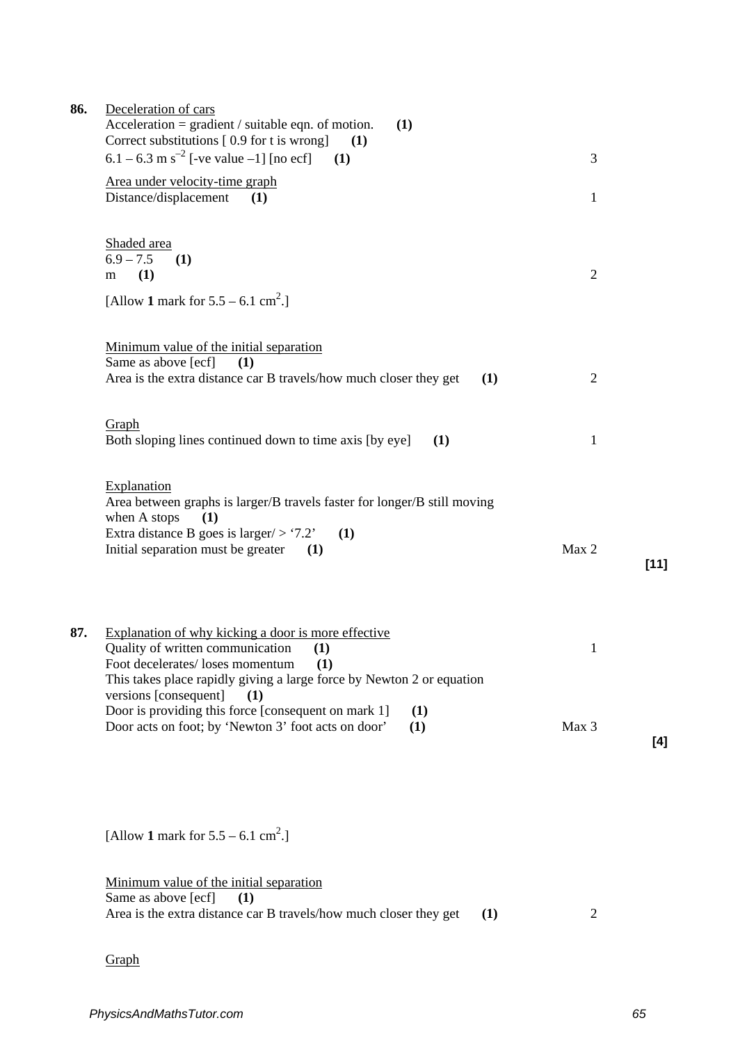**86.** Deceleration of cars

Acceleration = gradient / suitable eqn. of motion. **(1)**
Correct substitutions [ 0.9 for t is wrong] **(1)**
6.1 – 6.3 m $s^{-2}$ [-ve value –1] [no ecf] **(1)** 3

Area under velocity-time graph
Distance/displacement **(1)** 1

Shaded area
6.9 – 7.5 **(1)**
m **(1)** 2

[Allow **1** mark for 5.5 – 6.1 $cm^2$.]

Minimum value of the initial separation
Same as above [ecf] **(1)**
Area is the extra distance car B travels/how much closer they get **(1)** 2

Graph
Both sloping lines continued down to time axis [by eye] **(1)** 1

Explanation
Area between graphs is larger/B travels faster for longer/B still moving when A stops **(1)**
Extra distance B goes is larger/ > '7.2' **(1)**
Initial separation must be greater **(1)** Max 2

**[11]**

**87.** Explanation of why kicking a door is more effective

Quality of written communication **(1)** 1
Foot decelerates/ loses momentum **(1)**
This takes place rapidly giving a large force by Newton 2 or equation versions [consequent] **(1)**
Door is providing this force [consequent on mark 1] **(1)**
Door acts on foot; by 'Newton 3' foot acts on door' **(1)** Max 3

**[4]**

[Allow **1** mark for 5.5 – 6.1 $cm^2$.]

Minimum value of the initial separation
Same as above [ecf] **(1)**
Area is the extra distance car B travels/how much closer they get **(1)** 2

Graph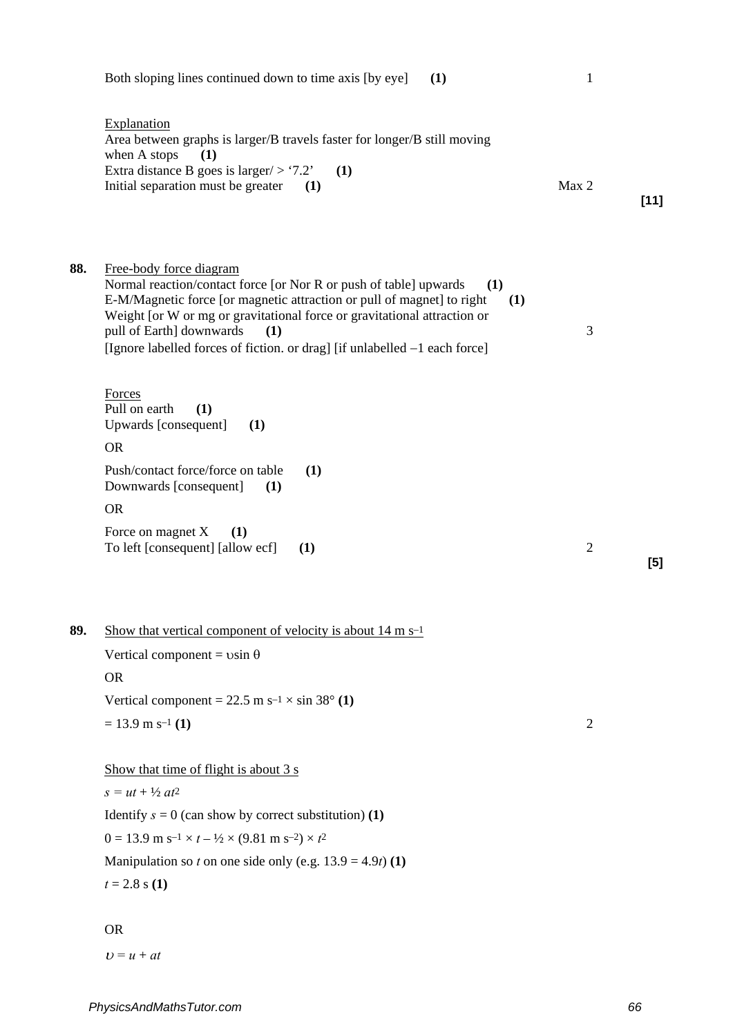Both sloping lines continued down to time axis [by eye] **(1)** 1

Explanation
Area between graphs is larger/B travels faster for longer/B still moving when A stops **(1)**
Extra distance B goes is larger/ > '7.2' **(1)**
Initial separation must be greater **(1)** Max 2

**[11]**

**88.** Free-body force diagram
Normal reaction/contact force [or Nor R or push of table] upwards **(1)**
E-M/Magnetic force [or magnetic attraction or pull of magnet] to right **(1)**
Weight [or W or mg or gravitational force or gravitational attraction or pull of Earth] downwards **(1)** 3
[Ignore labelled forces of fiction. or drag] [if unlabelled –1 each force]

Forces
Pull on earth **(1)**
Upwards [consequent] **(1)**

OR

Push/contact force/force on table **(1)**
Downwards [consequent] **(1)**

OR

Force on magnet X **(1)**
To left [consequent] [allow ecf] **(1)** 2

**[5]**

**89.** Show that vertical component of velocity is about 14 m s$^{-1}$

Vertical component = $\upsilon \sin \theta$

OR

Vertical component = 22.5 m s$^{-1}$ × sin 38° **(1)**

= 13.9 m s$^{-1}$ **(1)** 2

Show that time of flight is about 3 s

$s = ut + \frac{1}{2}at^2$

Identify $s = 0$ (can show by correct substitution) **(1)**

$0 = 13.9$ m s$^{-1}$ × $t$ – ½ × (9.81 m s$^{-2}$) × $t^2$

Manipulation so $t$ on one side only (e.g. $13.9 = 4.9t$) **(1)**

$t = 2.8$ s **(1)**

OR

$\upsilon = u + at$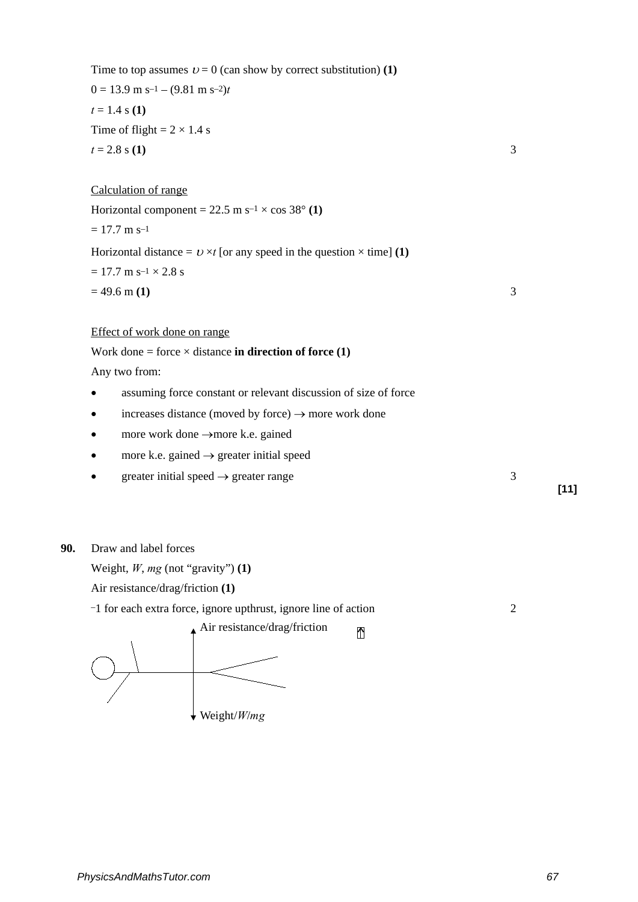Time to top assumes $\upsilon = 0$ (can show by correct substitution) **(1)**

$0 = 13.9 \text{ m s}^{-1} - (9.81 \text{ m s}^{-2})t$

$t = 1.4$ s **(1)**

Time of flight = $2 \times 1.4$ s

$t = 2.8$ s **(1)** 3

Calculation of range

Horizontal component = $22.5 \text{ m s}^{-1} \times \cos 38°$ **(1)**

$= 17.7 \text{ m s}^{-1}$

Horizontal distance = $\upsilon \times t$ [or any speed in the question × time] **(1)**

$= 17.7 \text{ m s}^{-1} \times 2.8$ s

$= 49.6$ m **(1)** 3

Effect of work done on range

Work done = force × distance **in direction of force (1)**

Any two from:

- assuming force constant or relevant discussion of size of force
- increases distance (moved by force) → more work done
- more work done → more k.e. gained
- more k.e. gained → greater initial speed
- greater initial speed → greater range 3

**[11]**

**90.** Draw and label forces

Weight, $W$, $mg$ (not "gravity") **(1)**

Air resistance/drag/friction **(1)**

−1 for each extra force, ignore upthrust, ignore line of action 2

Air resistance/drag/friction

Weight/$W$/$mg$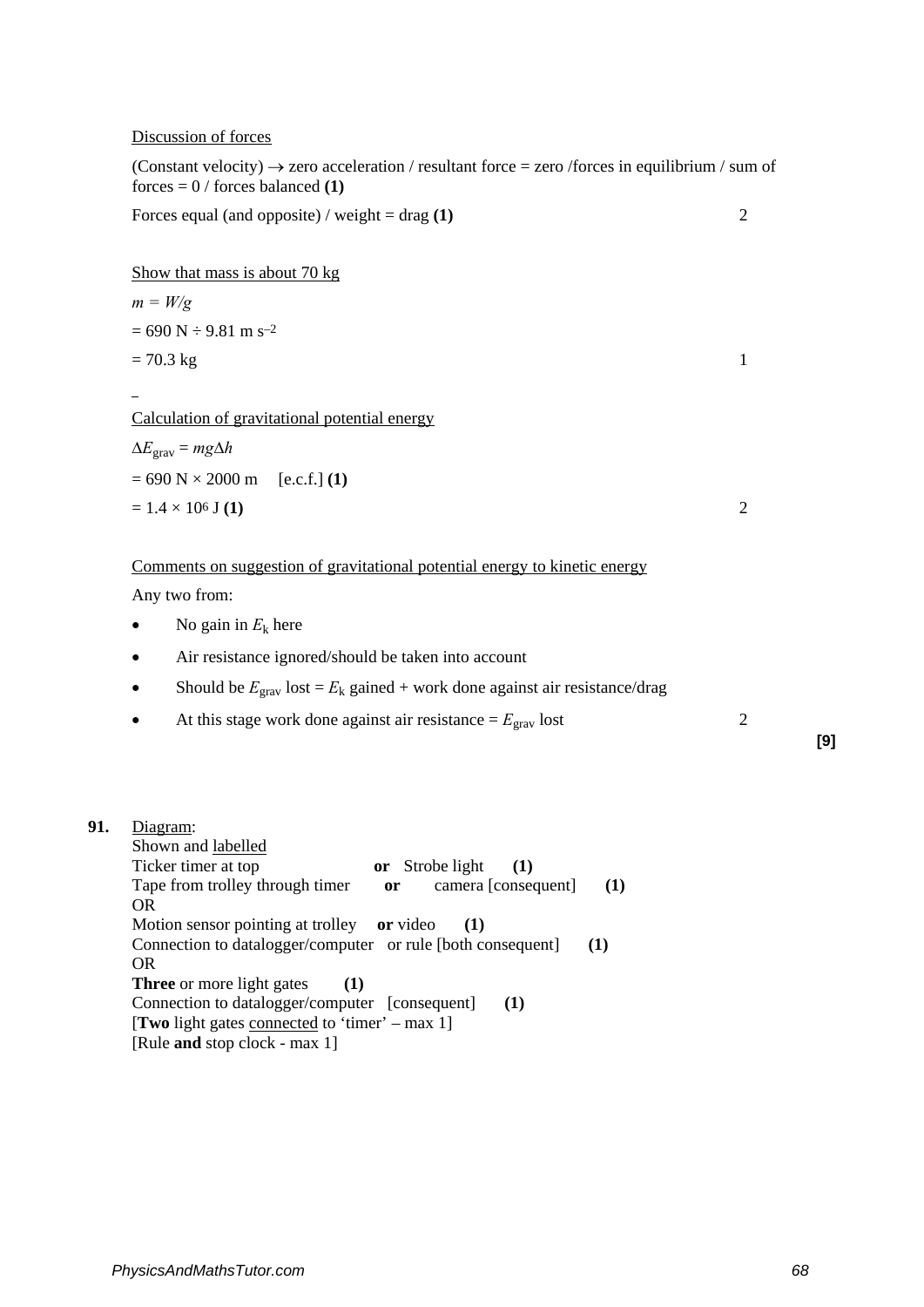Discussion of forces

(Constant velocity) → zero acceleration / resultant force = zero /forces in equilibrium / sum of forces = 0 / forces balanced **(1)**

Forces equal (and opposite) / weight = drag **(1)** 2

Show that mass is about 70 kg

$m = W/g$

$= 690\text{ N} \div 9.81\text{ m s}^{-2}$

$= 70.3\text{ kg}$ 1

Calculation of gravitational potential energy

$\Delta E_{grav} = mg\Delta h$

$= 690\text{ N} \times 2000\text{ m}$ [e.c.f.] **(1)**

$= 1.4 \times 10^6\text{ J}$ **(1)** 2

Comments on suggestion of gravitational potential energy to kinetic energy

Any two from:

- No gain in $E_k$ here
- Air resistance ignored/should be taken into account
- Should be $E_{grav}$ lost = $E_k$ gained + work done against air resistance/drag
- At this stage work done against air resistance = $E_{grav}$ lost 2

**[9]**

**91.** Diagram:
Shown and labelled
Ticker timer at top **or** Strobe light **(1)**
Tape from trolley through timer **or** camera [consequent] **(1)**
OR
Motion sensor pointing at trolley **or** video **(1)**
Connection to datalogger/computer or rule [both consequent] **(1)**
OR
**Three** or more light gates **(1)**
Connection to datalogger/computer [consequent] **(1)**
[**Two** light gates connected to 'timer' – max 1]
[Rule **and** stop clock - max 1]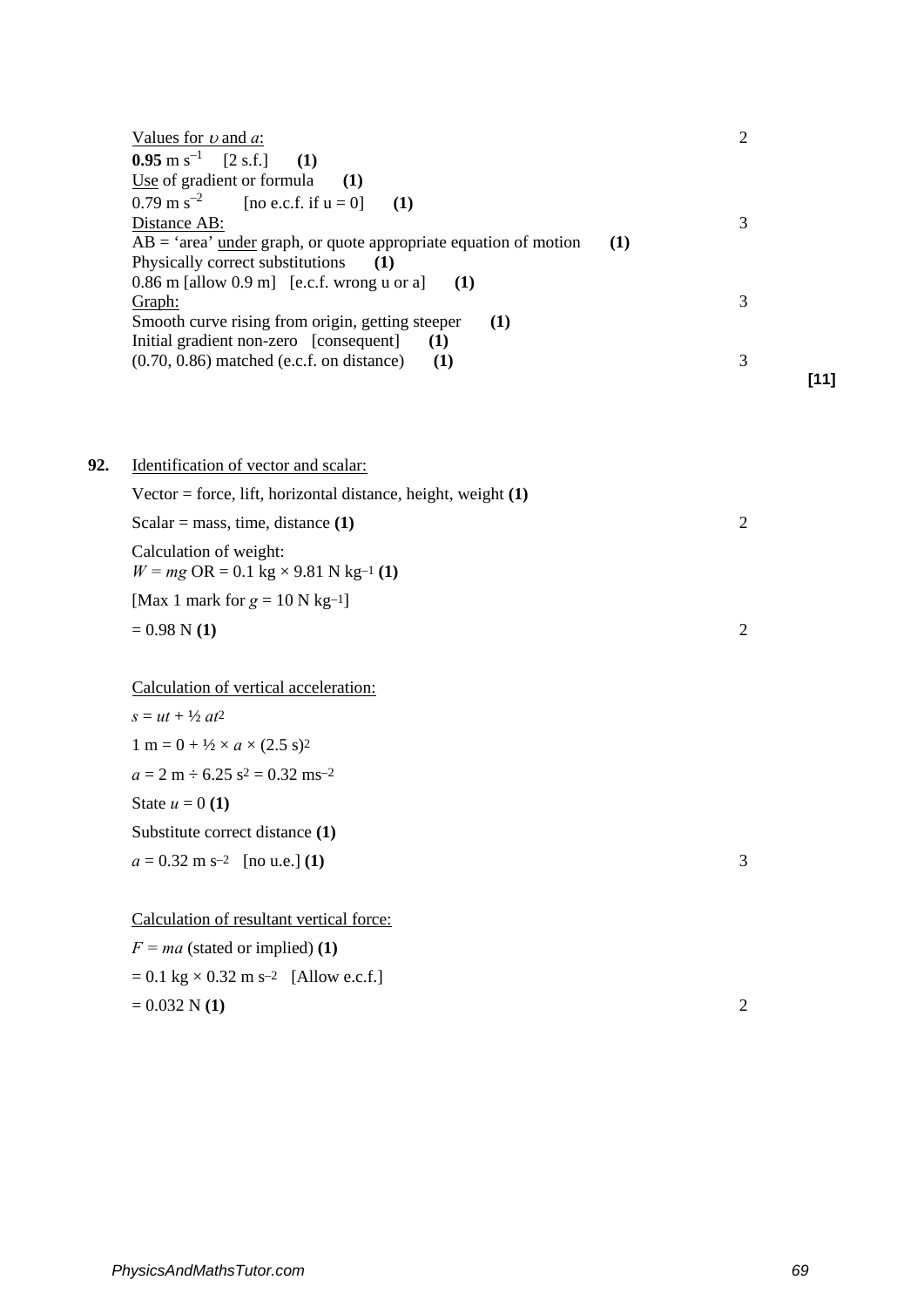Values for $\upsilon$ and $a$: 2

**0.95** m s$^{-1}$ [2 s.f.] **(1)**

Use of gradient or formula **(1)**

0.79 m s$^{-2}$ [no e.c.f. if u = 0] **(1)**

Distance AB: 3

AB = 'area' under graph, or quote appropriate equation of motion **(1)**

Physically correct substitutions **(1)**

0.86 m [allow 0.9 m] [e.c.f. wrong u or a] **(1)**

Graph: 3

Smooth curve rising from origin, getting steeper **(1)**

Initial gradient non-zero [consequent] **(1)**

(0.70, 0.86) matched (e.c.f. on distance) **(1)** 3

**[11]**

**92.** Identification of vector and scalar:

Vector = force, lift, horizontal distance, height, weight **(1)**

Scalar = mass, time, distance **(1)** 2

Calculation of weight:

$W = mg$ OR = 0.1 kg × 9.81 N kg$^{-1}$ **(1)**

[Max 1 mark for $g$ = 10 N kg$^{-1}$]

= 0.98 N **(1)** 2

Calculation of vertical acceleration:

$s = ut + \frac{1}{2} at^2$

1 m = 0 + ½ × $a$ × (2.5 s)$^2$

$a$ = 2 m ÷ 6.25 s$^2$ = 0.32 ms$^{-2}$

State $u = 0$ **(1)**

Substitute correct distance **(1)**

$a$ = 0.32 m s$^{-2}$ [no u.e.] **(1)** 3

Calculation of resultant vertical force:

$F = ma$ (stated or implied) **(1)**

= 0.1 kg × 0.32 m s$^{-2}$ [Allow e.c.f.]

= 0.032 N **(1)** 2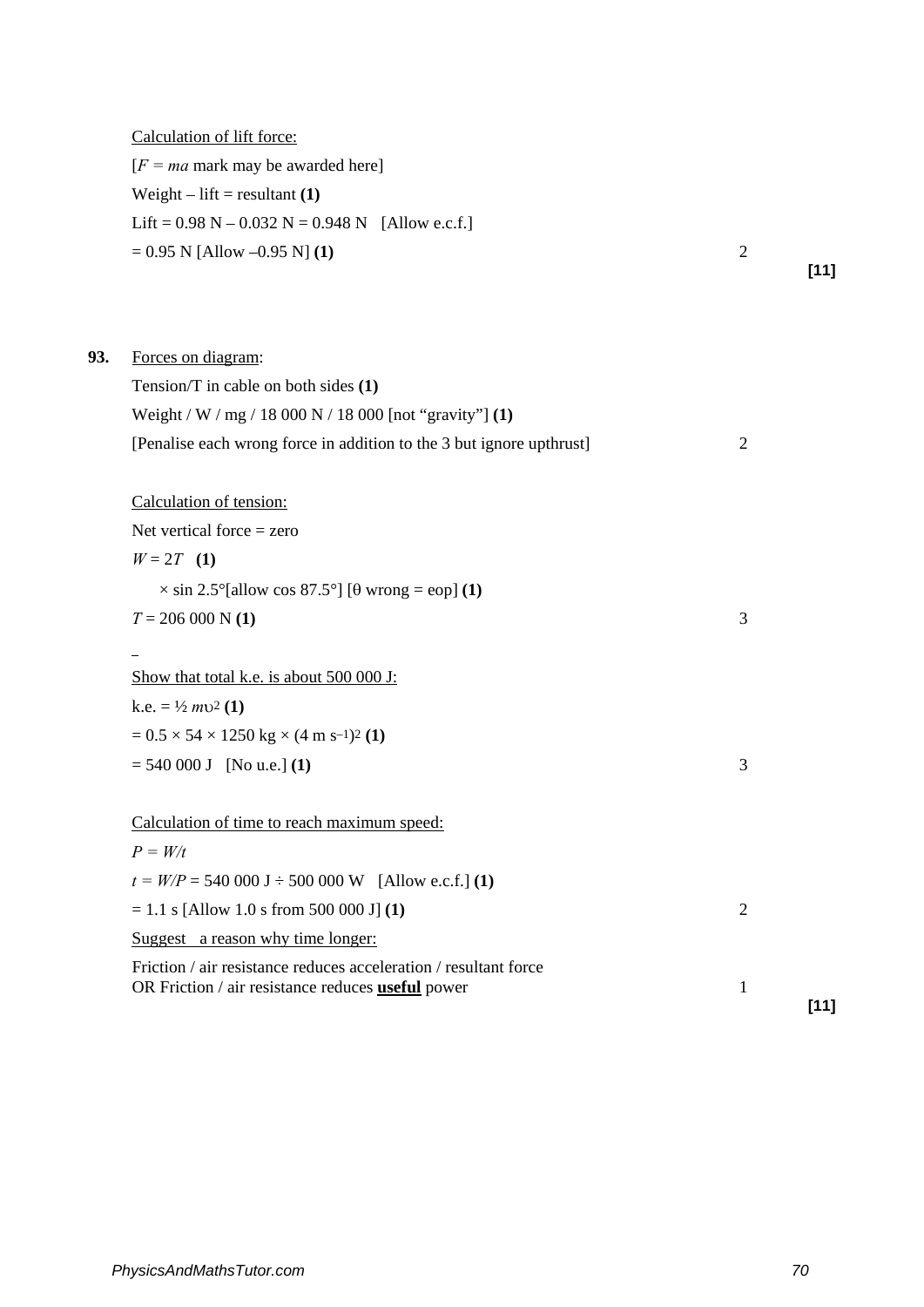Calculation of lift force:

[$F = ma$ mark may be awarded here]

Weight – lift = resultant **(1)**

Lift = 0.98 N – 0.032 N = 0.948 N [Allow e.c.f.]

= 0.95 N [Allow –0.95 N] **(1)** 2

**[11]**

**93.** Forces on diagram:

Tension/T in cable on both sides **(1)**

Weight / W / mg / 18 000 N / 18 000 [not "gravity"] **(1)**

[Penalise each wrong force in addition to the 3 but ignore upthrust] 2

Calculation of tension:

Net vertical force = zero

$W = 2T$ **(1)**

$\times \sin 2.5°$[allow cos 87.5°] [θ wrong = eop] **(1)**

$T$ = 206 000 N **(1)** 3

Show that total k.e. is about 500 000 J:

k.e. = ½ $m\upsilon^2$ **(1)**

= 0.5 × 54 × 1250 kg × (4 m $s^{-1}$)$^2$ **(1)**

= 540 000 J [No u.e.] **(1)** 3

Calculation of time to reach maximum speed:

$P = W/t$

$t = W/P$ = 540 000 J ÷ 500 000 W [Allow e.c.f.] **(1)**

= 1.1 s [Allow 1.0 s from 500 000 J] **(1)** 2

Suggest a reason why time longer:

Friction / air resistance reduces acceleration / resultant force
OR Friction / air resistance reduces **useful** power 1

**[11]**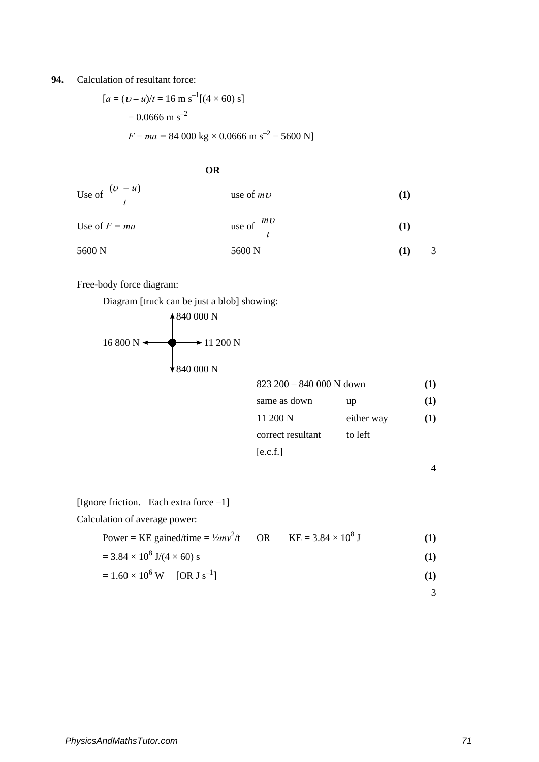**94.** Calculation of resultant force:

[$a = (\upsilon - u)/t = 16 \text{ m s}^{-1}[(4 \times 60) \text{ s}]$

$= 0.0666 \text{ m s}^{-2}$

$F = ma = 84\,000 \text{ kg} \times 0.0666 \text{ m s}^{-2} = 5600 \text{ N}$]

**OR**

| | | | |
|---|---|---|---|
| Use of $\frac{(\upsilon - u)}{t}$ | use of $m\upsilon$ | **(1)** | |
| Use of $F = ma$ | use of $\frac{m\upsilon}{t}$ | **(1)** | |
| 5600 N | 5600 N | **(1)** | 3 |

Free-body force diagram:

Diagram [truck can be just a blob] showing:

840 000 N

16 800 N

11 200 N

840 000 N

| | | | |
|---|---|---|---|
| 823 200 – 840 000 N down | | **(1)** | |
| same as down | up | **(1)** | |
| 11 200 N | either way | **(1)** | |
| correct resultant | to left | | |
| [e.c.f.] | | | |
| | | | 4 |

[Ignore friction. Each extra force –1]

Calculation of average power:

| | | |
|---|---|---|
| Power = KE gained/time = $\frac{1}{2}mv^2/t$ OR KE = $3.84 \times 10^8$ J | **(1)** | |
| $= 3.84 \times 10^8 \text{ J}/(4 \times 60) \text{ s}$ | **(1)** | |
| $= 1.60 \times 10^6 \text{ W}$ [OR $\text{J s}^{-1}$] | **(1)** | |
| | | 3 |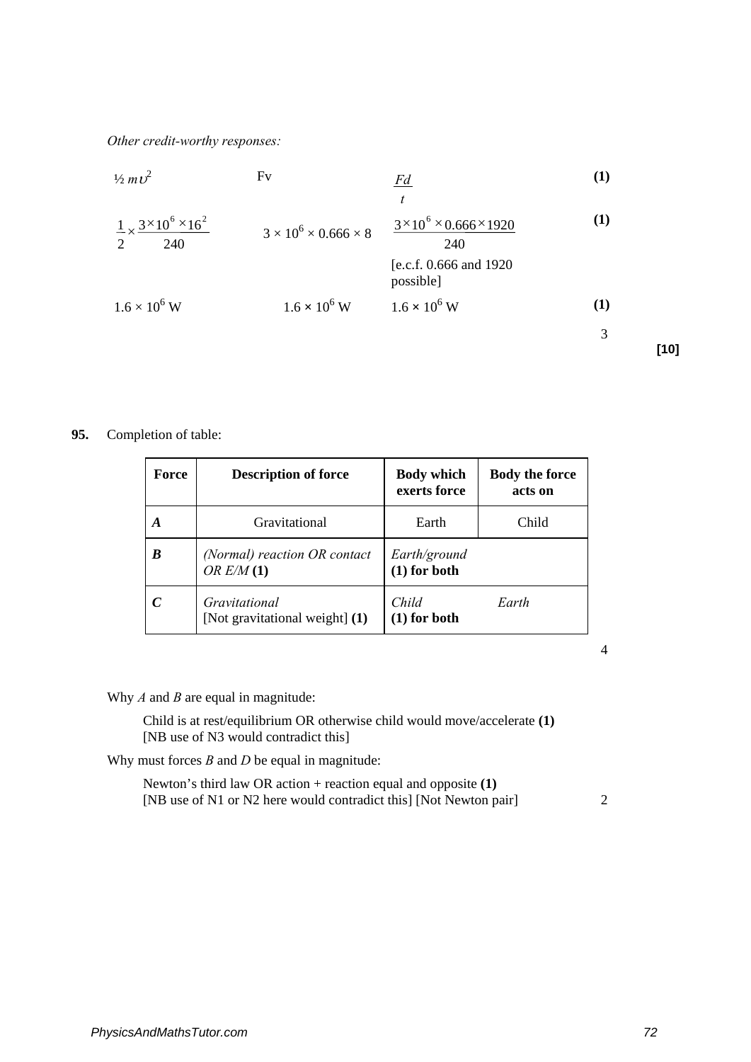*Other credit-worthy responses:*

| | | | |
|---|---|---|---|
| $\frac{1}{2} m\upsilon^2$ | Fv | $\frac{Fd}{t}$ | **(1)** |
| $\frac{1}{2} \times \frac{3 \times 10^6 \times 16^2}{240}$ | $3 \times 10^6 \times 0.666 \times 8$ | $\frac{3 \times 10^6 \times 0.666 \times 1920}{240}$ [e.c.f. 0.666 and 1920 possible] | **(1)** |
| $1.6 \times 10^6$ W | $1.6 \times 10^6$ W | $1.6 \times 10^6$ W | **(1)** |

3

**[10]**

**95.** Completion of table:

| Force | Description of force | Body which exerts force | Body the force acts on |
|---|---|---|---|
| ***A*** | Gravitational | Earth | Child |
| ***B*** | *(Normal) reaction OR contact OR E/M* **(1)** | *Earth/ground* **(1) for both** | |
| ***C*** | *Gravitational* [Not gravitational weight] **(1)** | *Child* **(1) for both** | *Earth* |

4

Why *A* and *B* are equal in magnitude:

Child is at rest/equilibrium OR otherwise child would move/accelerate **(1)**
[NB use of N3 would contradict this]

Why must forces *B* and *D* be equal in magnitude:

Newton's third law OR action + reaction equal and opposite **(1)**
[NB use of N1 or N2 here would contradict this] [Not Newton pair]

2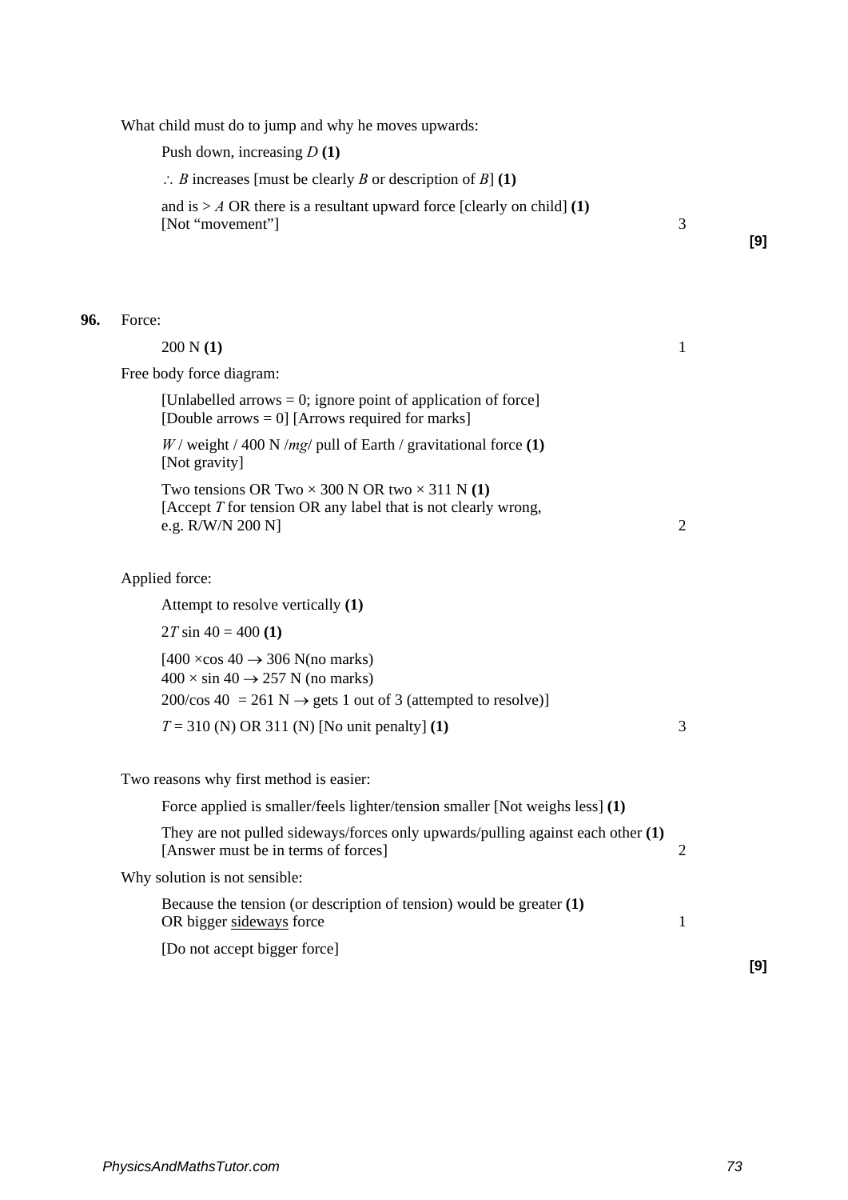What child must do to jump and why he moves upwards:

Push down, increasing $D$ **(1)**

$\therefore$ $B$ increases [must be clearly $B$ or description of $B$] **(1)**

and is > $A$ OR there is a resultant upward force [clearly on child] **(1)**
[Not "movement"] 3

**[9]**

**96.** Force:

200 N **(1)** 1

Free body force diagram:

[Unlabelled arrows = 0; ignore point of application of force]
[Double arrows = 0] [Arrows required for marks]

$W$ / weight / 400 N /$mg$/ pull of Earth / gravitational force **(1)**
[Not gravity]

Two tensions OR Two × 300 N OR two × 311 N **(1)**
[Accept $T$ for tension OR any label that is not clearly wrong, e.g. R/W/N 200 N] 2

Applied force:

Attempt to resolve vertically **(1)**

$2T \sin 40 = 400$ **(1)**

[$400 \times \cos 40 \rightarrow 306$ N(no marks)
$400 \times \sin 40 \rightarrow 257$ N (no marks)
$200/\cos 40 = 261$ N $\rightarrow$ gets 1 out of 3 (attempted to resolve)]

$T$ = 310 (N) OR 311 (N) [No unit penalty] **(1)** 3

Two reasons why first method is easier:

Force applied is smaller/feels lighter/tension smaller [Not weighs less] **(1)**

They are not pulled sideways/forces only upwards/pulling against each other **(1)**
[Answer must be in terms of forces] 2

Why solution is not sensible:

Because the tension (or description of tension) would be greater **(1)**
OR bigger sideways force 1

[Do not accept bigger force]

**[9]**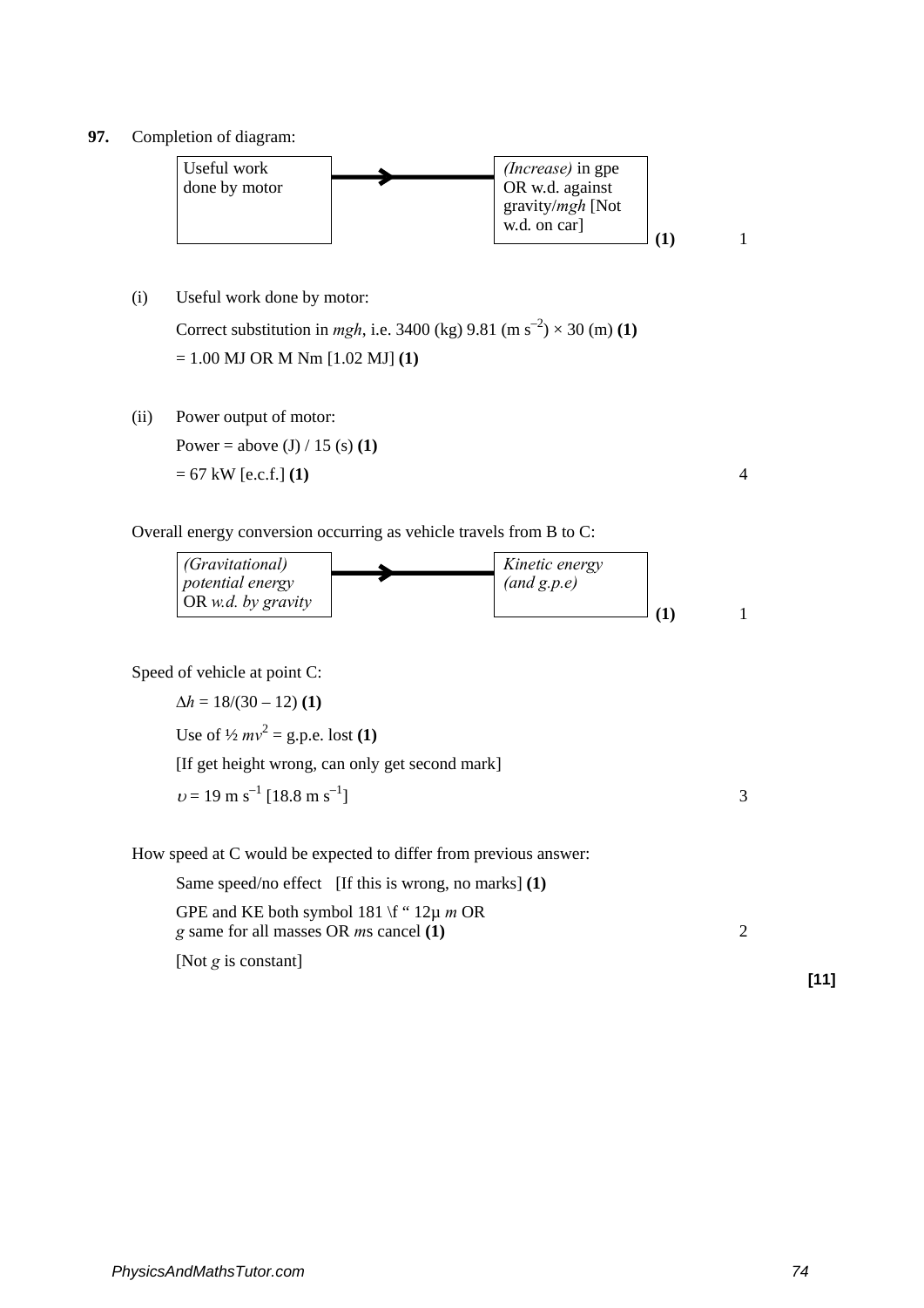**97.** Completion of diagram:

| | | |
|---|---|---|
| Useful work done by motor | → | *(Increase)* in gpe OR w.d. against gravity/*mgh* [Not w.d. on car] |

**(1)** 1

(i) Useful work done by motor:

Correct substitution in *mgh*, i.e. 3400 (kg) 9.81 (m $s^{-2}$) × 30 (m) **(1)**

= 1.00 MJ OR M Nm [1.02 MJ] **(1)**

(ii) Power output of motor:

Power = above (J) / 15 (s) **(1)**

= 67 kW [e.c.f.] **(1)** 4

Overall energy conversion occurring as vehicle travels from B to C:

| | | |
|---|---|---|
| *(Gravitational) potential energy* OR *w.d. by gravity* | → | *Kinetic energy (and g.p.e)* |

**(1)** 1

Speed of vehicle at point C:

$\Delta h$ = 18/(30 – 12) **(1)**

Use of ½ $mv^2$ = g.p.e. lost **(1)**

[If get height wrong, can only get second mark]

$\upsilon$ = 19 m $s^{-1}$ [18.8 m $s^{-1}$] 3

How speed at C would be expected to differ from previous answer:

Same speed/no effect [If this is wrong, no marks] **(1)**

GPE and KE both symbol 181 \f " 12µ *m* OR
*g* same for all masses OR *m*s cancel **(1)** 2

[Not *g* is constant]

**[11]**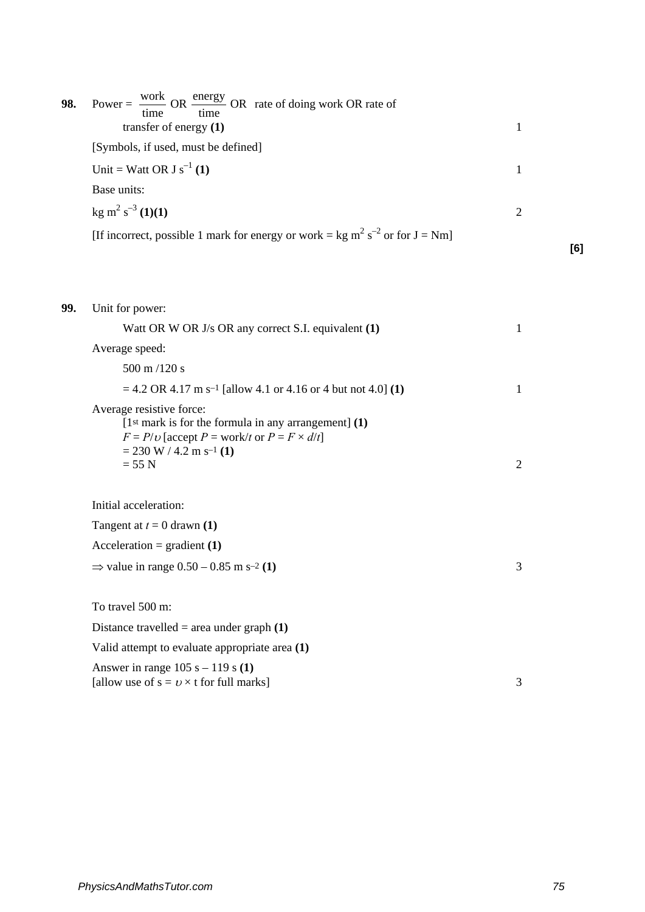**98.** Power = $\frac{\text{work}}{\text{time}}$ OR $\frac{\text{energy}}{\text{time}}$ OR rate of doing work OR rate of transfer of energy **(1)** 1

[Symbols, if used, must be defined]

Unit = Watt OR J $s^{-1}$ **(1)** 1

Base units:

kg $m^2$ $s^{-3}$ **(1)(1)** 2

[If incorrect, possible 1 mark for energy or work = kg $m^2$ $s^{-2}$ or for J = Nm]

**[6]**

**99.** Unit for power:

Watt OR W OR J/s OR any correct S.I. equivalent **(1)** 1

Average speed:

500 m /120 s

= 4.2 OR 4.17 m $s^{-1}$ [allow 4.1 or 4.16 or 4 but not 4.0] **(1)** 1

Average resistive force:

[1st mark is for the formula in any arrangement] **(1)**

$F = P/\upsilon$ [accept $P$ = work/$t$ or $P = F \times d/t$]

= 230 W / 4.2 m $s^{-1}$ **(1)**

= 55 N 2

Initial acceleration:

Tangent at $t = 0$ drawn **(1)**

Acceleration = gradient **(1)**

$\Rightarrow$ value in range 0.50 – 0.85 m $s^{-2}$ **(1)** 3

To travel 500 m:

Distance travelled = area under graph **(1)**

Valid attempt to evaluate appropriate area **(1)**

Answer in range 105 s – 119 s **(1)**

[allow use of s = $\upsilon$ × t for full marks] 3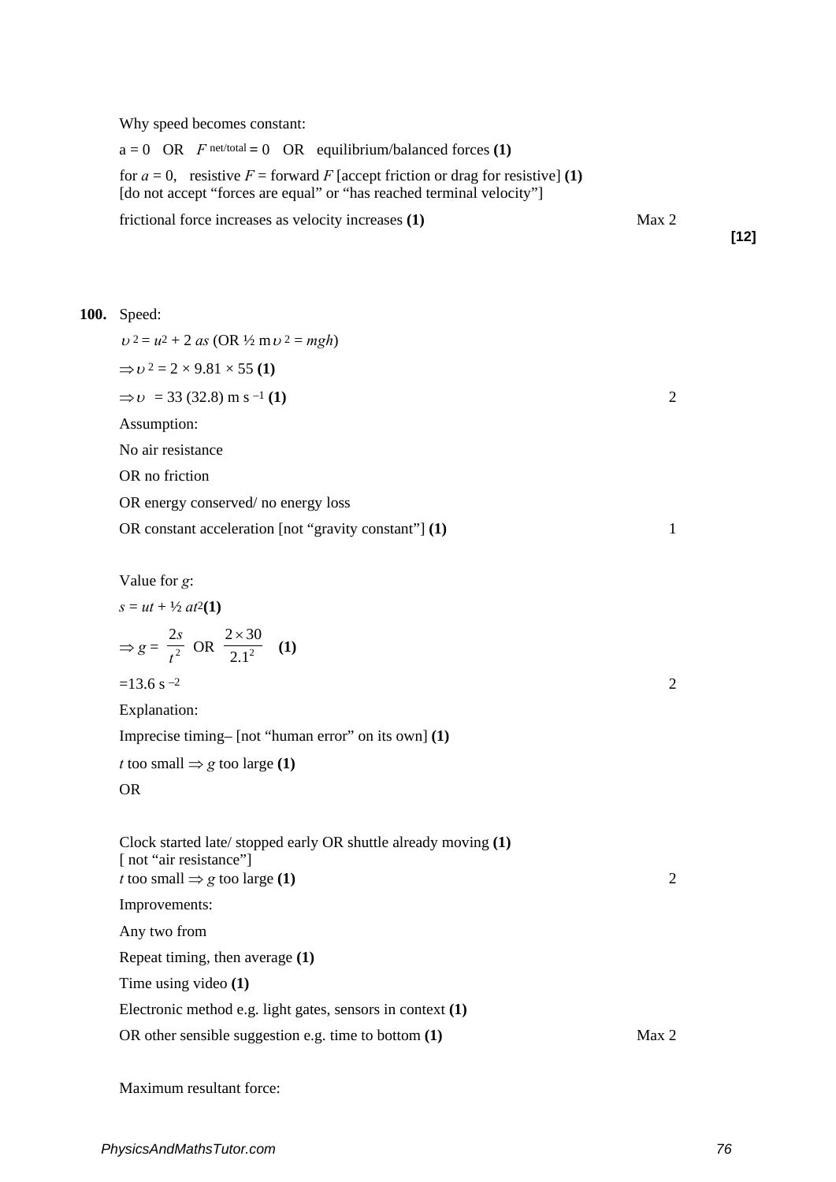Why speed becomes constant:

a = 0 OR $F_{\text{net/total}} = 0$ OR equilibrium/balanced forces **(1)**

for $a = 0$, resistive $F$ = forward $F$ [accept friction or drag for resistive] **(1)**
[do not accept "forces are equal" or "has reached terminal velocity"]

frictional force increases as velocity increases **(1)** Max 2

**[12]**

**100.** Speed:

$\upsilon^2 = u^2 + 2as$ (OR $\frac{1}{2} m\upsilon^2 = mgh$)

$\Rightarrow \upsilon^2 = 2 \times 9.81 \times 55$ **(1)**

$\Rightarrow \upsilon = 33\ (32.8)\ \text{m s}^{-1}$ **(1)** 2

Assumption:

No air resistance

OR no friction

OR energy conserved/ no energy loss

OR constant acceleration [not "gravity constant"] **(1)** 1

Value for $g$:

$s = ut + \frac{1}{2}at^2$ **(1)**

$\Rightarrow g = \frac{2s}{t^2}$ OR $\frac{2 \times 30}{2.1^2}$ **(1)**

$= 13.6\ \text{s}^{-2}$ 2

Explanation:

Imprecise timing– [not "human error" on its own] **(1)**

$t$ too small $\Rightarrow g$ too large **(1)**

OR

Clock started late/ stopped early OR shuttle already moving **(1)**
[ not "air resistance"]
$t$ too small $\Rightarrow g$ too large **(1)** 2

Improvements:

Any two from

Repeat timing, then average **(1)**

Time using video **(1)**

Electronic method e.g. light gates, sensors in context **(1)**

OR other sensible suggestion e.g. time to bottom **(1)** Max 2

Maximum resultant force: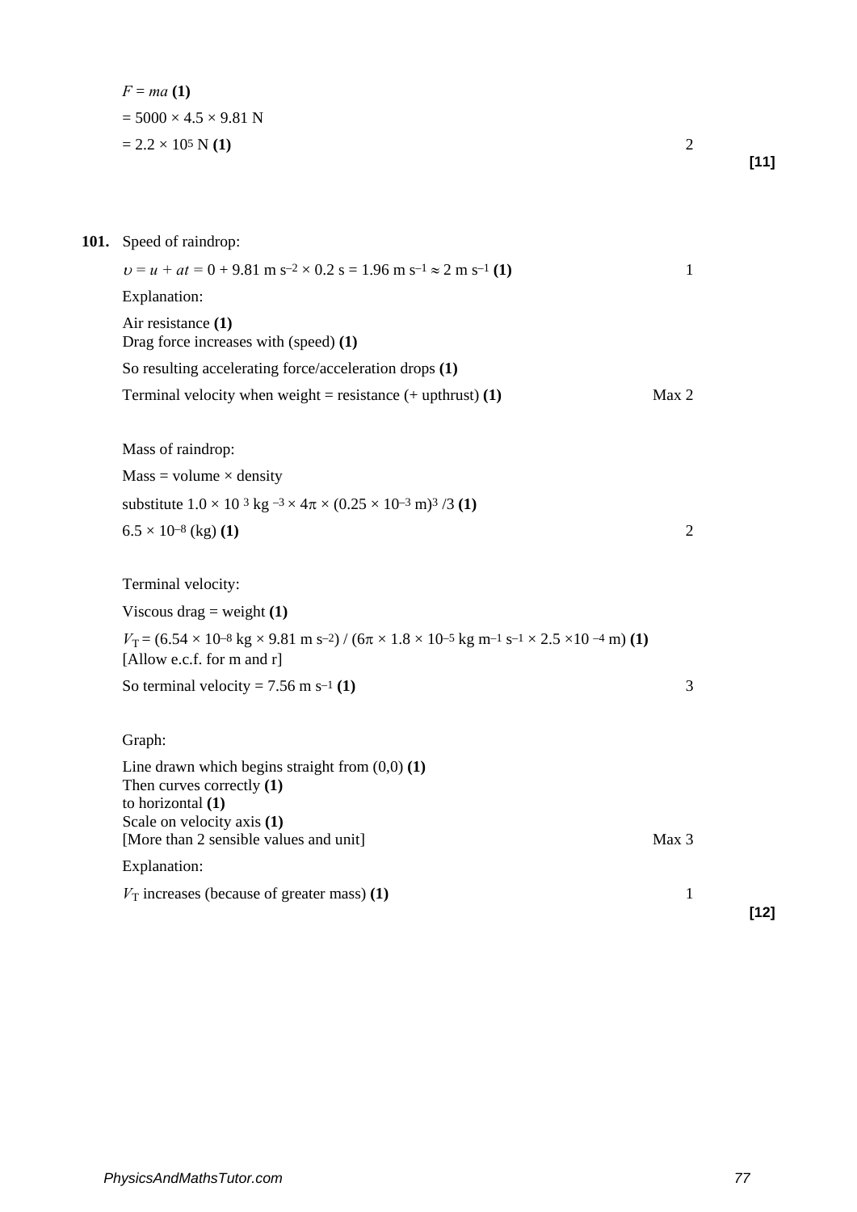$F = ma$ **(1)**

$= 5000 \times 4.5 \times 9.81$ N

$= 2.2 \times 10^5$ N **(1)** 2

**[11]**

**101.** Speed of raindrop:

$\upsilon = u + at = 0 + 9.81 \text{ m s}^{-2} \times 0.2 \text{ s} = 1.96 \text{ m s}^{-1} \approx 2 \text{ m s}^{-1}$ **(1)** 1

Explanation:

Air resistance **(1)**
Drag force increases with (speed) **(1)**

So resulting accelerating force/acceleration drops **(1)**

Terminal velocity when weight = resistance (+ upthrust) **(1)** Max 2

Mass of raindrop:

Mass = volume × density

substitute $1.0 \times 10^{3} \text{ kg}^{-3} \times 4\pi \times (0.25 \times 10^{-3} \text{ m})^3 / 3$ **(1)**

$6.5 \times 10^{-8}$ (kg) **(1)** 2

Terminal velocity:

Viscous drag = weight **(1)**

$V_T = (6.54 \times 10^{-8} \text{ kg} \times 9.81 \text{ m s}^{-2}) / (6\pi \times 1.8 \times 10^{-5} \text{ kg m}^{-1} \text{ s}^{-1} \times 2.5 \times 10^{-4} \text{ m})$ **(1)**
[Allow e.c.f. for m and r]

So terminal velocity = $7.56 \text{ m s}^{-1}$ **(1)** 3

Graph:

Line drawn which begins straight from (0,0) **(1)**
Then curves correctly **(1)**
to horizontal **(1)**
Scale on velocity axis **(1)**
[More than 2 sensible values and unit] Max 3

Explanation:

$V_T$ increases (because of greater mass) **(1)** 1

**[12]**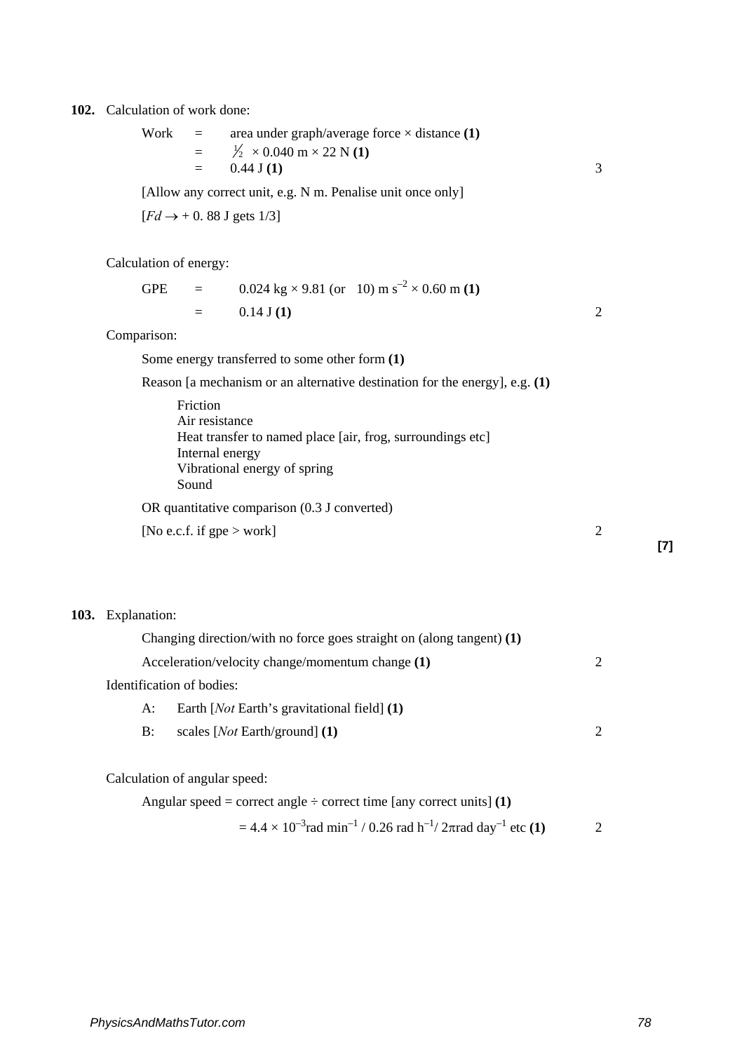**102.** Calculation of work done:

Work = area under graph/average force × distance **(1)**
= $\frac{1}{2}$ × 0.040 m × 22 N **(1)**
= 0.44 J **(1)** 3

[Allow any correct unit, e.g. N m. Penalise unit once only]

[$Fd \rightarrow$ + 0. 88 J gets 1/3]

Calculation of energy:

GPE = 0.024 kg × 9.81 (or 10) m $s^{-2}$ × 0.60 m **(1)**
= 0.14 J **(1)** 2

Comparison:

Some energy transferred to some other form **(1)**

Reason [a mechanism or an alternative destination for the energy], e.g. **(1)**

Friction
Air resistance
Heat transfer to named place [air, frog, surroundings etc]
Internal energy
Vibrational energy of spring
Sound

OR quantitative comparison (0.3 J converted)

[No e.c.f. if gpe > work] 2

**[7]**

**103.** Explanation:

Changing direction/with no force goes straight on (along tangent) **(1)**

Acceleration/velocity change/momentum change **(1)** 2

Identification of bodies:

A: Earth [*Not* Earth's gravitational field] **(1)**

B: scales [*Not* Earth/ground] **(1)** 2

Calculation of angular speed:

Angular speed = correct angle ÷ correct time [any correct units] **(1)**

= $4.4 \times 10^{-3}$ rad $min^{-1}$ / 0.26 rad $h^{-1}$/ $2\pi$rad $day^{-1}$ etc **(1)** 2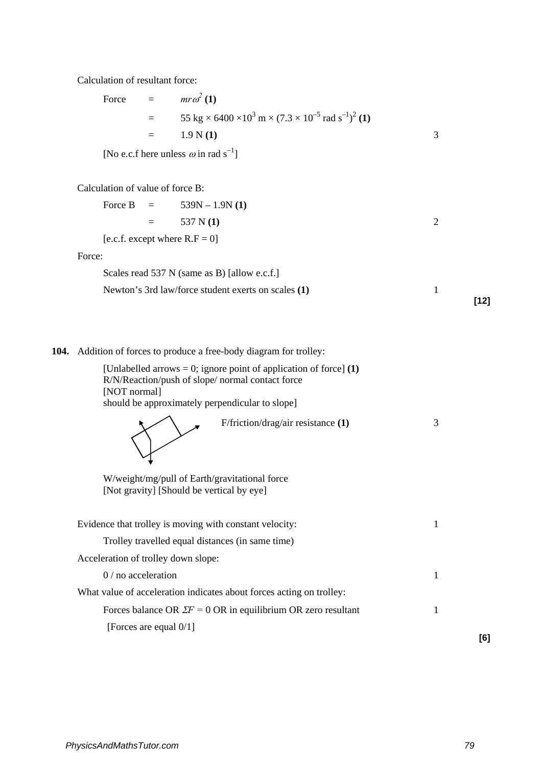Calculation of resultant force:

Force = $mr\omega^2$ **(1)**

= $55 \text{ kg} \times 6400 \times 10^3 \text{ m} \times (7.3 \times 10^{-5} \text{ rad s}^{-1})^2$ **(1)**

= 1.9 N **(1)** 3

[No e.c.f here unless $\omega$ in rad $s^{-1}$]

Calculation of value of force B:

Force B = 539N – 1.9N **(1)**

= 537 N **(1)** 2

[e.c.f. except where R.F = 0]

Force:

Scales read 537 N (same as B) [allow e.c.f.]

Newton's 3rd law/force student exerts on scales **(1)** 1

**[12]**

**104.** Addition of forces to produce a free-body diagram for trolley:

[Unlabelled arrows = 0; ignore point of application of force] **(1)**
R/N/Reaction/push of slope/ normal contact force
[NOT normal]
should be approximately perpendicular to slope]

F/friction/drag/air resistance **(1)** 3

W/weight/mg/pull of Earth/gravitational force
[Not gravity] [Should be vertical by eye]

Evidence that trolley is moving with constant velocity: 1

Trolley travelled equal distances (in same time)

Acceleration of trolley down slope:

0 / no acceleration 1

What value of acceleration indicates about forces acting on trolley:

Forces balance OR $\Sigma F = 0$ OR in equilibrium OR zero resultant 1

[Forces are equal 0/1]

**[6]**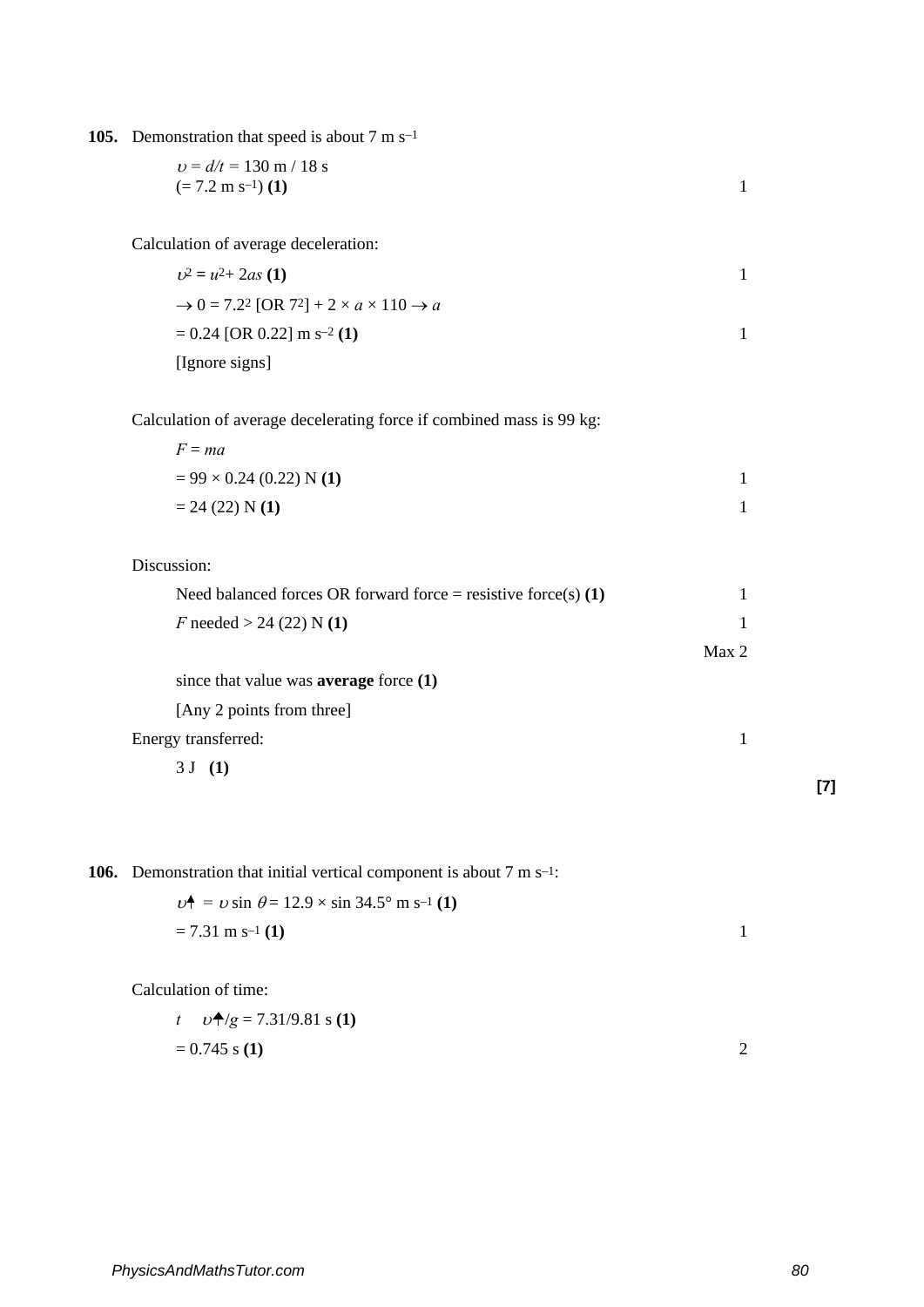**105.** Demonstration that speed is about 7 m s$^{-1}$

$\upsilon = d/t$ = 130 m / 18 s
(= 7.2 m s$^{-1}$) **(1)** 1

Calculation of average deceleration:

$\upsilon^2 = u^2 + 2as$ **(1)** 1

$\rightarrow 0 = 7.2^2$ [OR $7^2$] + 2 × $a$ × 110 → $a$

= 0.24 [OR 0.22] m s$^{-2}$ **(1)** 1

[Ignore signs]

Calculation of average decelerating force if combined mass is 99 kg:

$F = ma$

= 99 × 0.24 (0.22) N **(1)** 1

= 24 (22) N **(1)** 1

Discussion:

Need balanced forces OR forward force = resistive force(s) **(1)** 1

$F$ needed > 24 (22) N **(1)** 1

Max 2

since that value was **average** force **(1)**

[Any 2 points from three]

Energy transferred: 1

3 J **(1)**

**[7]**

**106.** Demonstration that initial vertical component is about 7 m s$^{-1}$:

$\upsilon_{\uparrow} = \upsilon \sin \theta$ = 12.9 × sin 34.5° m s$^{-1}$ **(1)**

= 7.31 m s$^{-1}$ **(1)** 1

Calculation of time:

$t$ $\upsilon_{\uparrow}/g$ = 7.31/9.81 s **(1)**

= 0.745 s **(1)** 2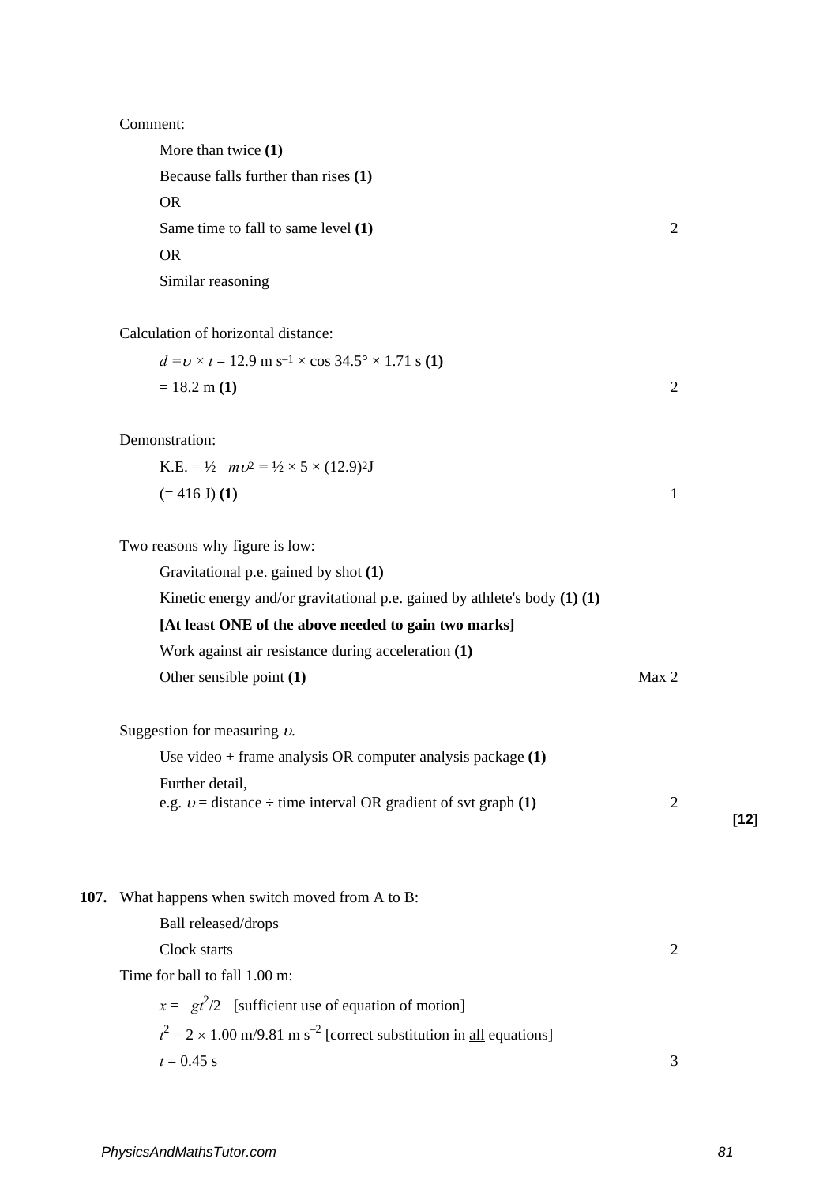Comment:

More than twice **(1)**

Because falls further than rises **(1)**

OR

Same time to fall to same level **(1)** 2

OR

Similar reasoning

Calculation of horizontal distance:

$d = \upsilon \times t$ = 12.9 m s$^{-1}$ × cos 34.5° × 1.71 s **(1)**

= 18.2 m **(1)** 2

Demonstration:

K.E. = ½ $m\upsilon^2$ = ½ × 5 × (12.9)$^2$J

(= 416 J) **(1)** 1

Two reasons why figure is low:

Gravitational p.e. gained by shot **(1)**

Kinetic energy and/or gravitational p.e. gained by athlete's body **(1) (1)**

**[At least ONE of the above needed to gain two marks]**

Work against air resistance during acceleration **(1)**

Other sensible point **(1)** Max 2

Suggestion for measuring $\upsilon$.

Use video + frame analysis OR computer analysis package **(1)**

Further detail,
e.g. $\upsilon$ = distance ÷ time interval OR gradient of svt graph **(1)** 2

**[12]**

**107.** What happens when switch moved from A to B:

Ball released/drops

Clock starts 2

Time for ball to fall 1.00 m:

$x = gt^2/2$ [sufficient use of equation of motion]

$t^2 = 2 \times 1.00$ m/9.81 m s$^{-2}$ [correct substitution in <u>all</u> equations]

$t$ = 0.45 s 3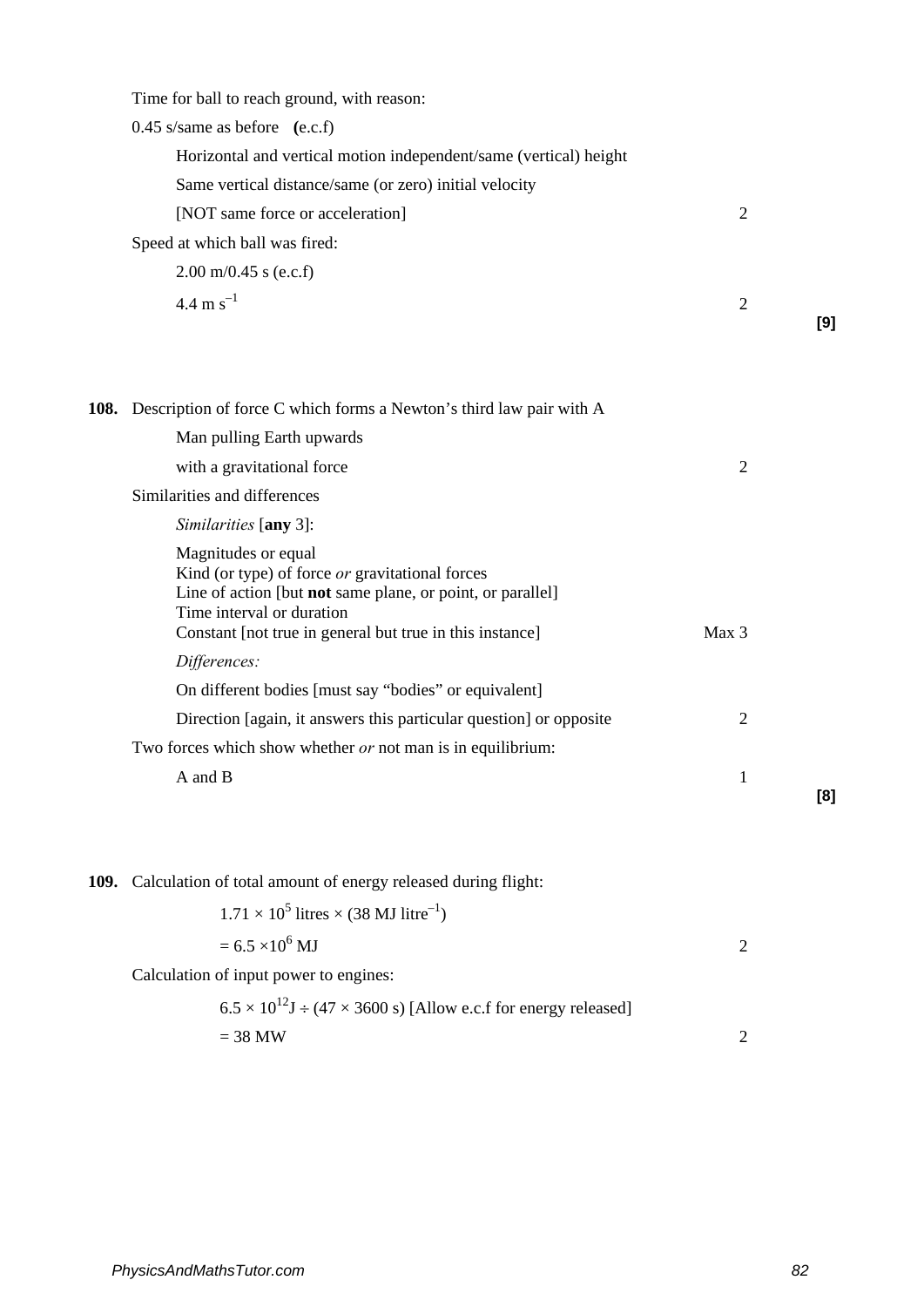Time for ball to reach ground, with reason:

0.45 s/same as before (e.c.f)

Horizontal and vertical motion independent/same (vertical) height

Same vertical distance/same (or zero) initial velocity

[NOT same force or acceleration] 2

Speed at which ball was fired:

2.00 m/0.45 s (e.c.f)

4.4 m $s^{-1}$ 2

**[9]**

**108.** Description of force C which forms a Newton's third law pair with A

Man pulling Earth upwards

with a gravitational force 2

Similarities and differences

*Similarities* [**any** 3]:

Magnitudes or equal
Kind (or type) of force *or* gravitational forces
Line of action [but **not** same plane, or point, or parallel]
Time interval or duration
Constant [not true in general but true in this instance] Max 3

*Differences:*

On different bodies [must say "bodies" or equivalent]

Direction [again, it answers this particular question] or opposite 2

Two forces which show whether *or* not man is in equilibrium:

A and B 1

**[8]**

**109.** Calculation of total amount of energy released during flight:

$1.71 \times 10^5$ litres × (38 MJ $\text{litre}^{-1}$)

$= 6.5 \times 10^6$ MJ 2

Calculation of input power to engines:

$6.5 \times 10^{12}$J ÷ (47 × 3600 s) [Allow e.c.f for energy released]

= 38 MW 2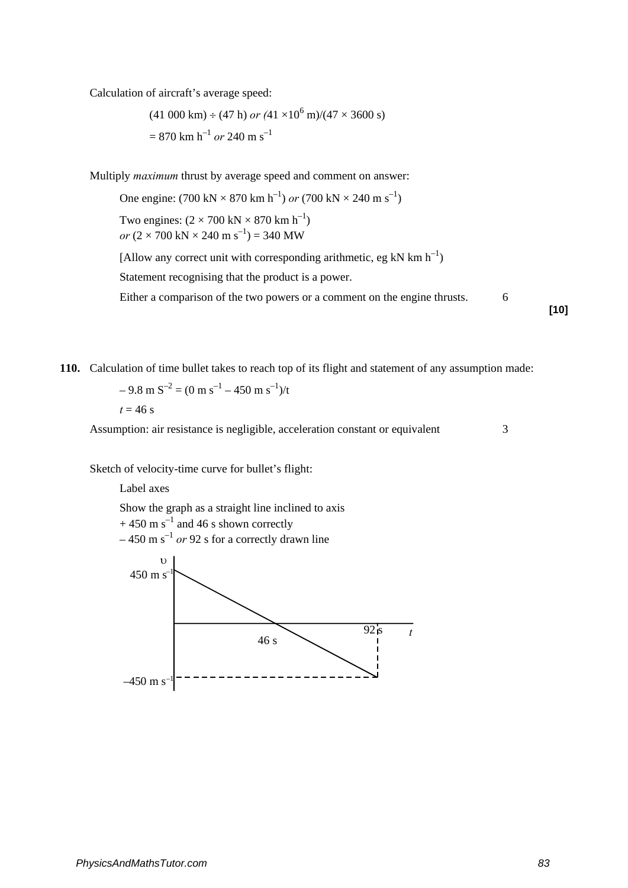Calculation of aircraft's average speed:

(41 000 km) ÷ (47 h) *or* ($41 \times 10^6$ m)/(47 × 3600 s)

= 870 km $h^{-1}$ *or* 240 m $s^{-1}$

Multiply *maximum* thrust by average speed and comment on answer:

One engine: (700 kN × 870 km $h^{-1}$) *or* (700 kN × 240 m $s^{-1}$)

Two engines: (2 × 700 kN × 870 km $h^{-1}$)
*or* (2 × 700 kN × 240 m $s^{-1}$) = 340 MW

[Allow any correct unit with corresponding arithmetic, eg kN km $h^{-1}$)

Statement recognising that the product is a power.

Either a comparison of the two powers or a comment on the engine thrusts. 6

**[10]**

**110.** Calculation of time bullet takes to reach top of its flight and statement of any assumption made:

– 9.8 m $S^{-2}$ = (0 m $s^{-1}$ – 450 m $s^{-1}$)/t

$t$ = 46 s

Assumption: air resistance is negligible, acceleration constant or equivalent 3

Sketch of velocity-time curve for bullet's flight:

Label axes

Show the graph as a straight line inclined to axis
+ 450 m $s^{-1}$ and 46 s shown correctly
– 450 m $s^{-1}$ *or* 92 s for a correctly drawn line

υ
450 m $s^{-1}$
92 s
$t$
46 s
–450 m $s^{-1}$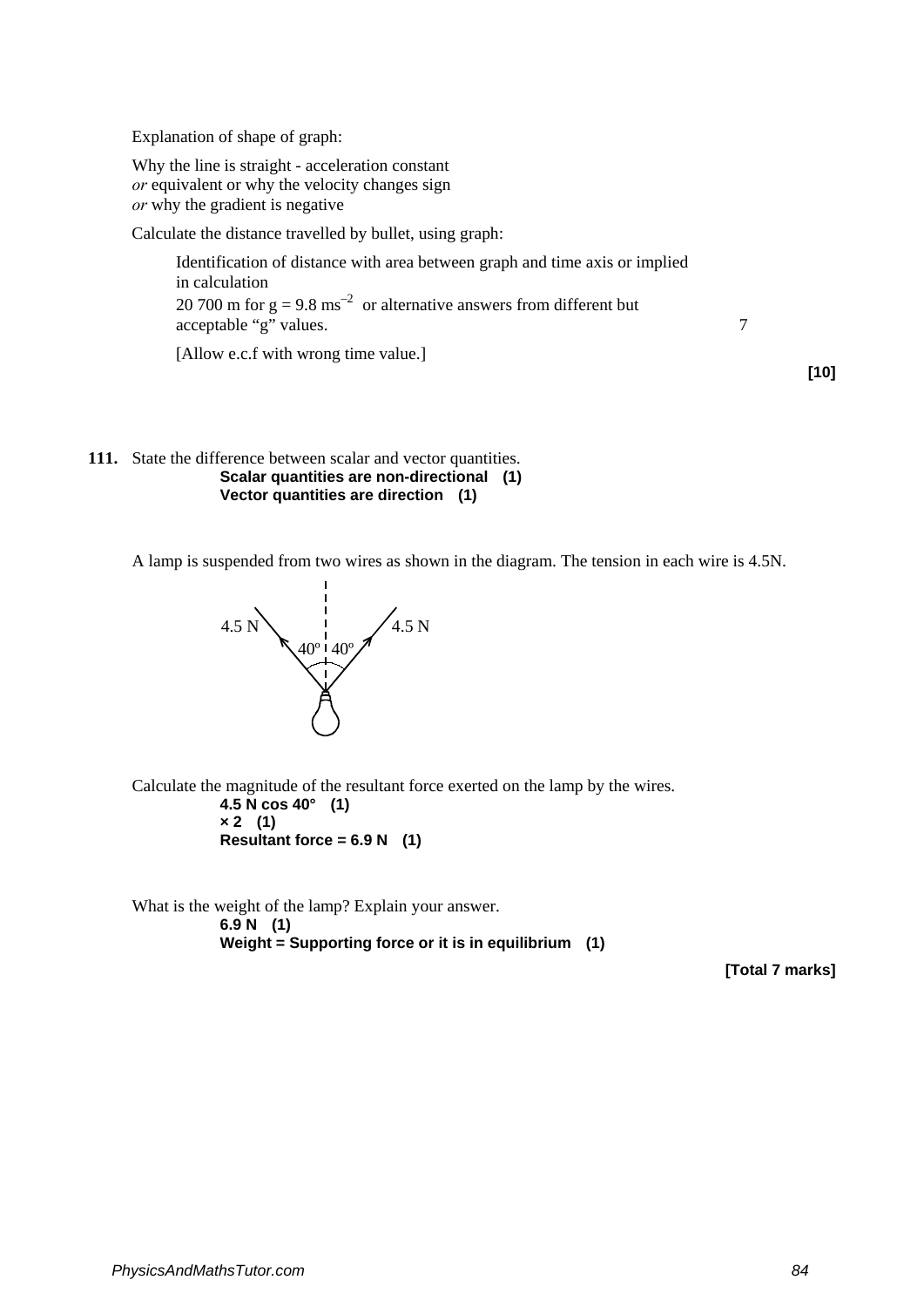Explanation of shape of graph:

Why the line is straight - acceleration constant
*or* equivalent or why the velocity changes sign
*or* why the gradient is negative

Calculate the distance travelled by bullet, using graph:

Identification of distance with area between graph and time axis or implied in calculation
20 700 m for g = 9.8 $ms^{-2}$ or alternative answers from different but acceptable "g" values. 7

[Allow e.c.f with wrong time value.]

**[10]**

**111.** State the difference between scalar and vector quantities.

**Scalar quantities are non-directional (1)**
**Vector quantities are direction (1)**

A lamp is suspended from two wires as shown in the diagram. The tension in each wire is 4.5N.

4.5 N
4.5 N
40º
40º

Calculate the magnitude of the resultant force exerted on the lamp by the wires.

**4.5 N cos 40° (1)**
**× 2 (1)**
**Resultant force = 6.9 N (1)**

What is the weight of the lamp? Explain your answer.

**6.9 N (1)**
**Weight = Supporting force or it is in equilibrium (1)**

**[Total 7 marks]**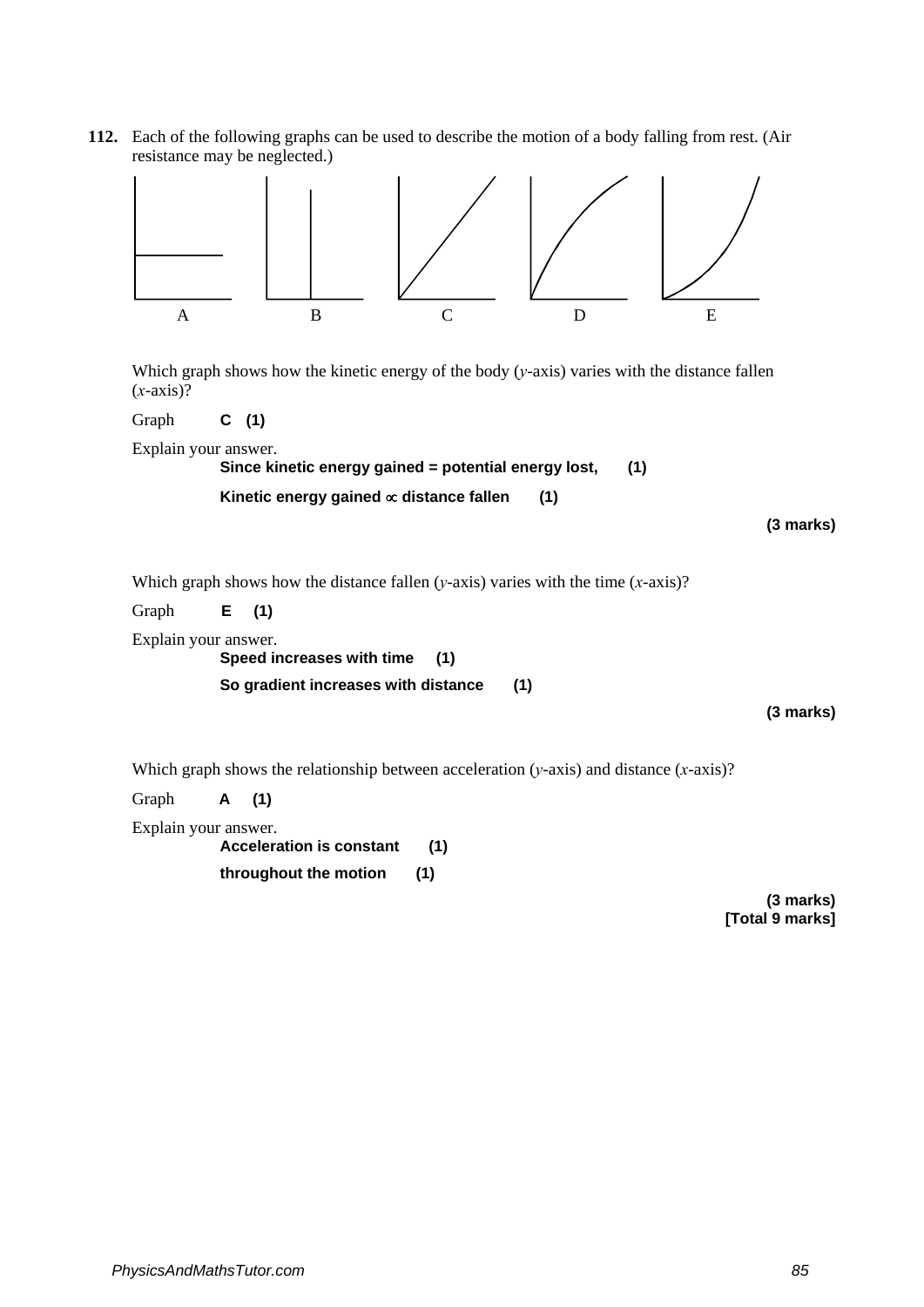**112.** Each of the following graphs can be used to describe the motion of a body falling from rest. (Air resistance may be neglected.)

A B C D E

Which graph shows how the kinetic energy of the body ($y$-axis) varies with the distance fallen ($x$-axis)?

Graph **C (1)**

Explain your answer.

**Since kinetic energy gained = potential energy lost, (1)**

**Kinetic energy gained $\propto$ distance fallen (1)**

**(3 marks)**

Which graph shows how the distance fallen ($y$-axis) varies with the time ($x$-axis)?

Graph **E (1)**

Explain your answer.

**Speed increases with time (1)**

**So gradient increases with distance (1)**

**(3 marks)**

Which graph shows the relationship between acceleration ($y$-axis) and distance ($x$-axis)?

Graph **A (1)**

Explain your answer.

**Acceleration is constant (1)**

**throughout the motion (1)**

**(3 marks)**
**[Total 9 marks]**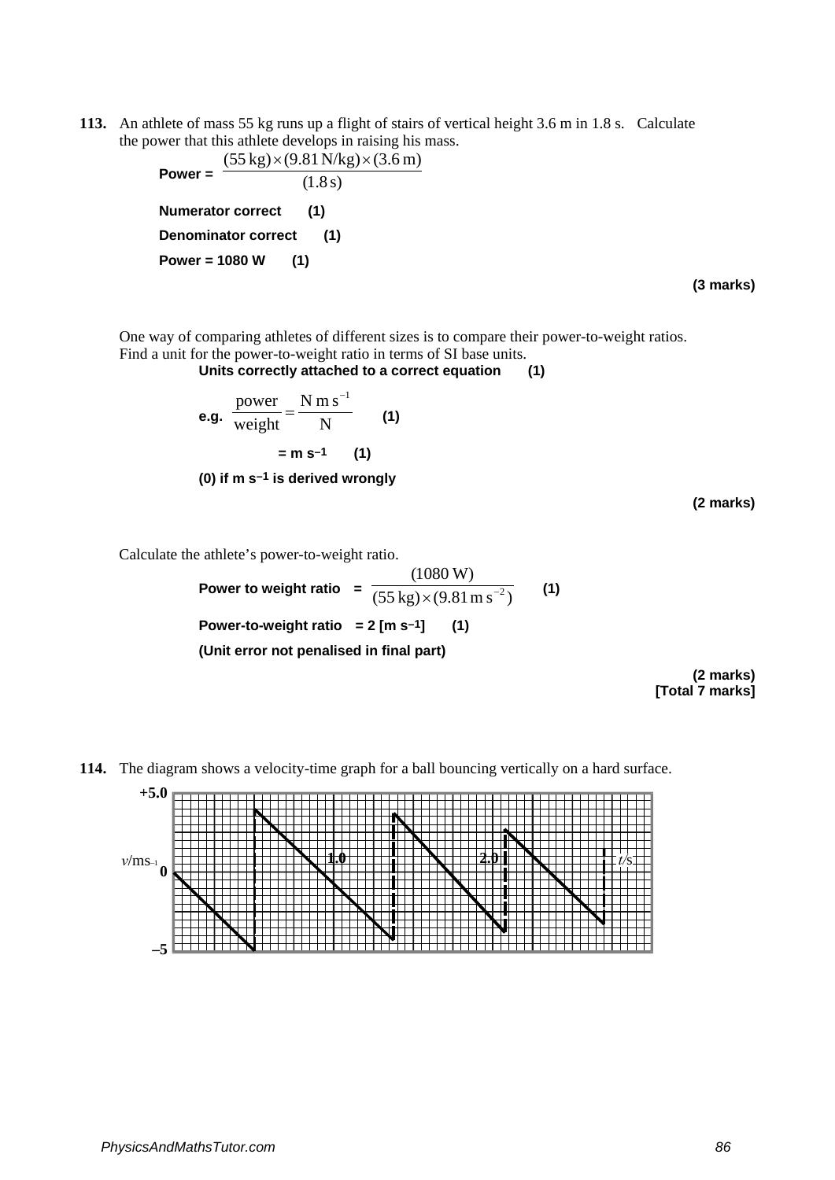**113.** An athlete of mass 55 kg runs up a flight of stairs of vertical height 3.6 m in 1.8 s. Calculate the power that this athlete develops in raising his mass.

**Power =** $\dfrac{(55\,\text{kg})\times(9.81\,\text{N/kg})\times(3.6\,\text{m})}{(1.8\,\text{s})}$

**Numerator correct (1)**

**Denominator correct (1)**

**Power = 1080 W (1)**

**(3 marks)**

One way of comparing athletes of different sizes is to compare their power-to-weight ratios. Find a unit for the power-to-weight ratio in terms of SI base units.

**Units correctly attached to a correct equation (1)**

**e.g.** $\dfrac{\text{power}}{\text{weight}} = \dfrac{\text{N m s}^{-1}}{\text{N}}$ **(1)**

**= m s$^{-1}$ (1)**

**(0) if m s$^{-1}$ is derived wrongly**

**(2 marks)**

Calculate the athlete's power-to-weight ratio.

**Power to weight ratio =** $\dfrac{(1080\,\text{W})}{(55\,\text{kg})\times(9.81\,\text{m s}^{-2})}$ **(1)**

**Power-to-weight ratio = 2 [m s$^{-1}$] (1)**

**(Unit error not penalised in final part)**

**(2 marks)**
**[Total 7 marks]**

**114.** The diagram shows a velocity-time graph for a ball bouncing vertically on a hard surface.

+5.0

$v$/ms$^{-1}$ 0

–5

1.0

2.0

$t$/s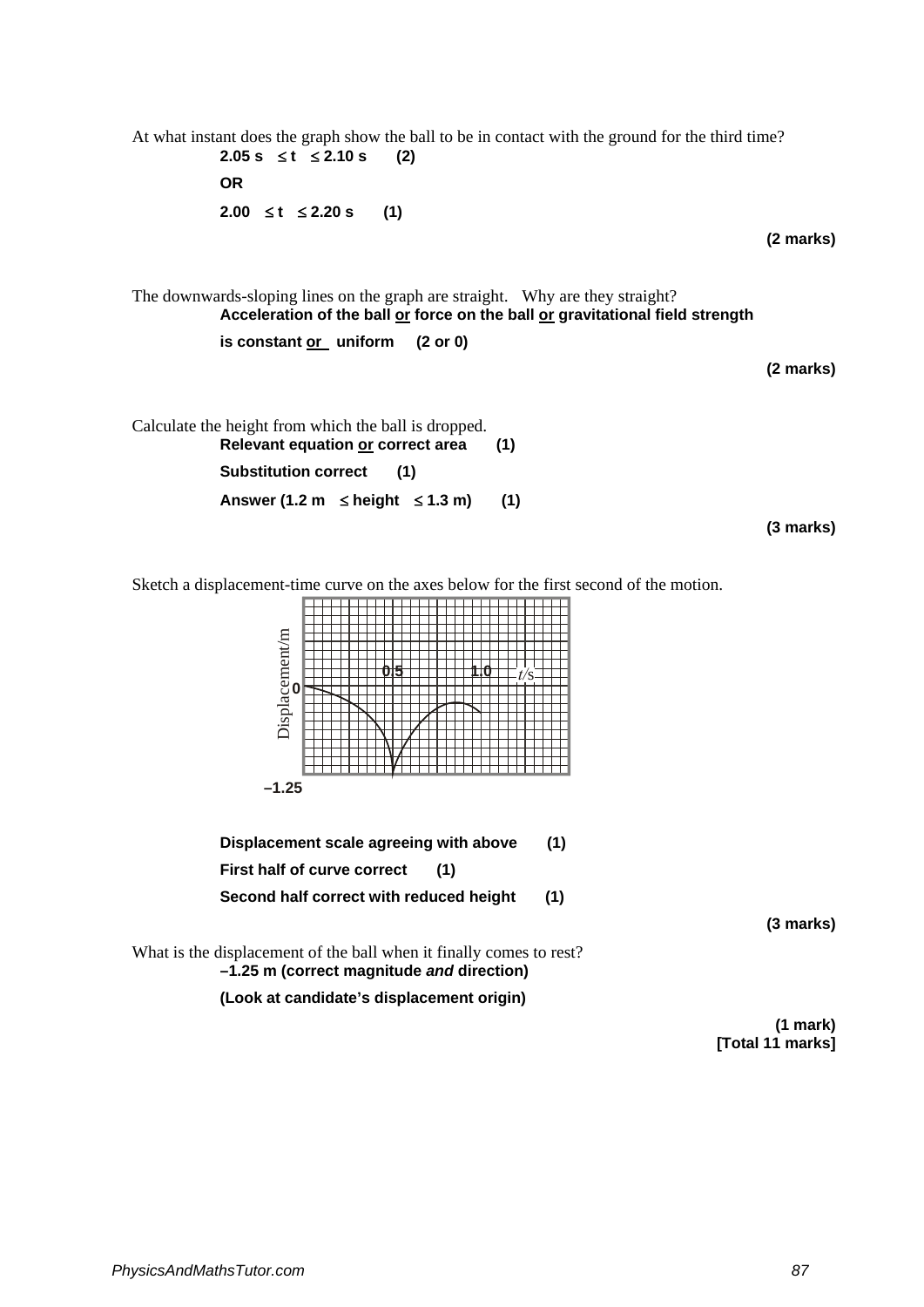At what instant does the graph show the ball to be in contact with the ground for the third time?

**2.05 s ≤ t ≤ 2.10 s (2)**

**OR**

**2.00 ≤ t ≤ 2.20 s (1)**

**(2 marks)**

The downwards-sloping lines on the graph are straight. Why are they straight?

**Acceleration of the ball or force on the ball or gravitational field strength is constant or uniform (2 or 0)**

**(2 marks)**

Calculate the height from which the ball is dropped.

**Relevant equation or correct area (1)**

**Substitution correct (1)**

**Answer (1.2 m ≤ height ≤ 1.3 m) (1)**

**(3 marks)**

Sketch a displacement-time curve on the axes below for the first second of the motion.

Displacement/m

0

0.5

1.0

t/s

–1.25

**Displacement scale agreeing with above (1)**

**First half of curve correct (1)**

**Second half correct with reduced height (1)**

**(3 marks)**

What is the displacement of the ball when it finally comes to rest?

**–1.25 m (correct magnitude *and* direction)**

**(Look at candidate's displacement origin)**

**(1 mark)**

**[Total 11 marks]**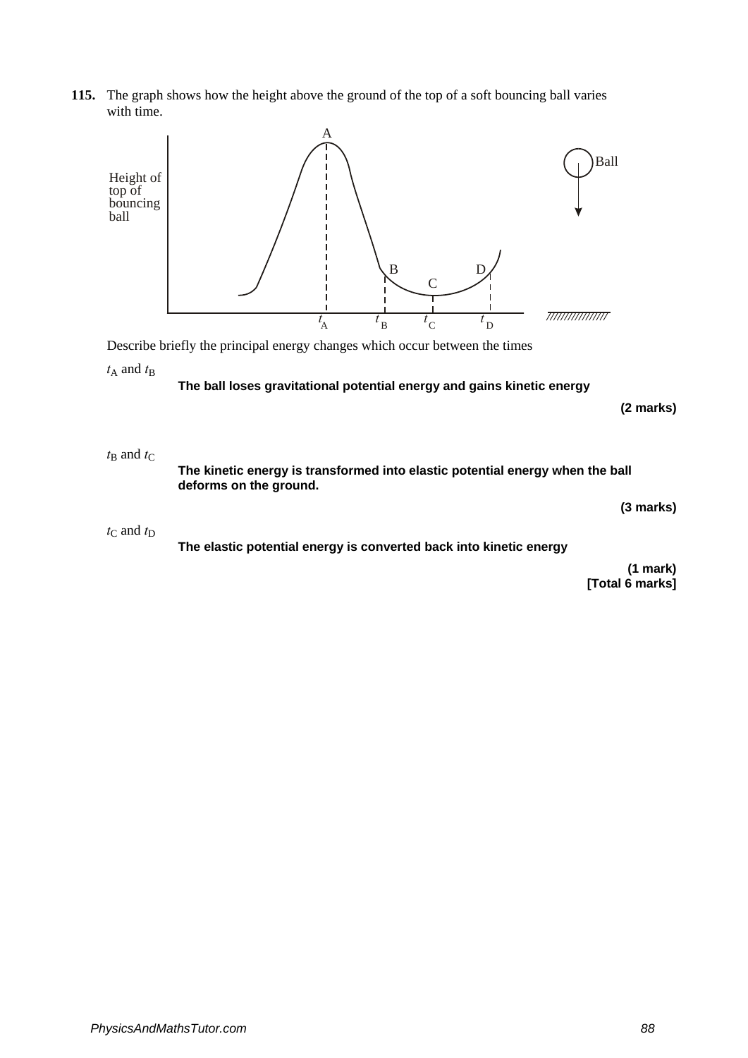**115.** The graph shows how the height above the ground of the top of a soft bouncing ball varies with time.

Height of top of bouncing ball

A

B

C

D

$t_A$ $t_B$ $t_C$ $t_D$

Ball

Describe briefly the principal energy changes which occur between the times

$t_A$ and $t_B$

**The ball loses gravitational potential energy and gains kinetic energy**

**(2 marks)**

$t_B$ and $t_C$

**The kinetic energy is transformed into elastic potential energy when the ball deforms on the ground.**

**(3 marks)**

$t_C$ and $t_D$

**The elastic potential energy is converted back into kinetic energy**

**(1 mark)**
**[Total 6 marks]**